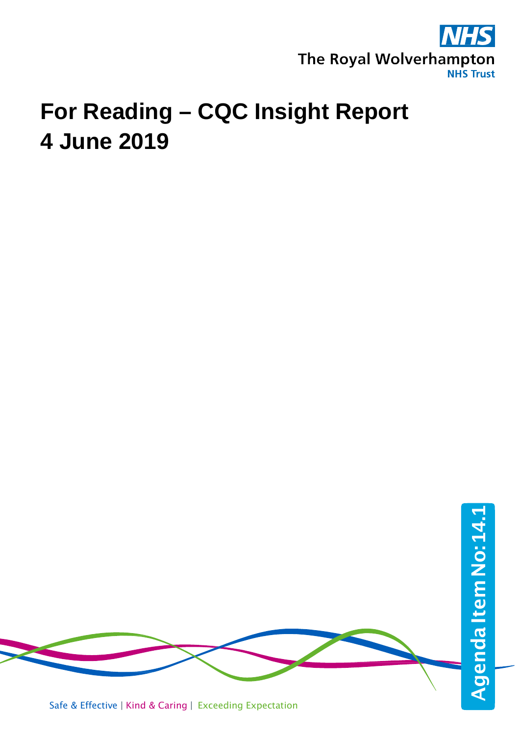The Royal Wolverhampton NHS Trust

# For Reading – CQC Insight Report
# 4 June 2019

Agenda Item No: 14.1

Safe & Effective | Kind & Caring | Exceeding Expectation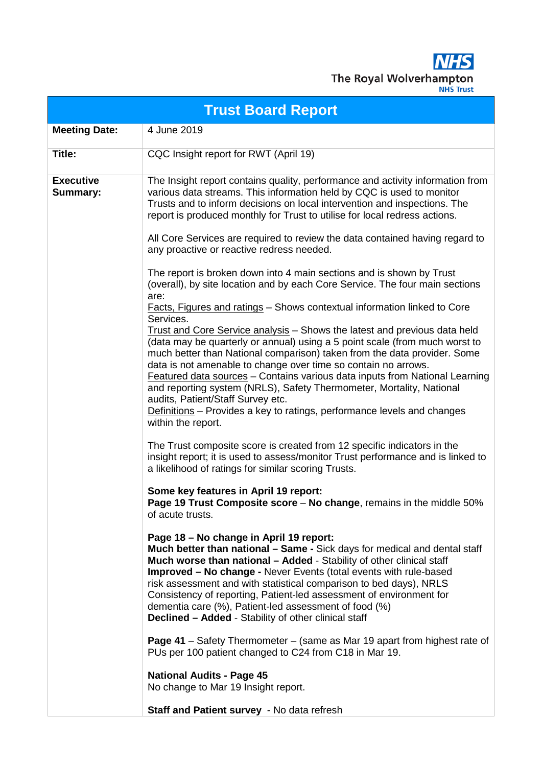NHS

The Royal Wolverhampton NHS Trust

| Trust Board Report | |
|---|---|
| **Meeting Date:** | 4 June 2019 |
| **Title:** | CQC Insight report for RWT (April 19) |
| **Executive Summary:** | The Insight report contains quality, performance and activity information from various data streams. This information held by CQC is used to monitor Trusts and to inform decisions on local intervention and inspections. The report is produced monthly for Trust to utilise for local redress actions.<br><br>All Core Services are required to review the data contained having regard to any proactive or reactive redress needed.<br><br>The report is broken down into 4 main sections and is shown by Trust (overall), by site location and by each Core Service. The four main sections are:<br>Facts, Figures and ratings – Shows contextual information linked to Core Services.<br>Trust and Core Service analysis – Shows the latest and previous data held (data may be quarterly or annual) using a 5 point scale (from much worst to much better than National comparison) taken from the data provider. Some data is not amenable to change over time so contain no arrows.<br>Featured data sources – Contains various data inputs from National Learning and reporting system (NRLS), Safety Thermometer, Mortality, National audits, Patient/Staff Survey etc.<br>Definitions – Provides a key to ratings, performance levels and changes within the report.<br><br>The Trust composite score is created from 12 specific indicators in the insight report; it is used to assess/monitor Trust performance and is linked to a likelihood of ratings for similar scoring Trusts.<br><br>**Some key features in April 19 report:**<br>**Page 19 Trust Composite score** – **No change**, remains in the middle 50% of acute trusts.<br><br>**Page 18 – No change in April 19 report:**<br>**Much better than national – Same -** Sick days for medical and dental staff<br>**Much worse than national – Added** - Stability of other clinical staff<br>**Improved – No change -** Never Events (total events with rule-based risk assessment and with statistical comparison to bed days), NRLS Consistency of reporting, Patient-led assessment of environment for dementia care (%), Patient-led assessment of food (%)<br>**Declined – Added** - Stability of other clinical staff<br><br>**Page 41** – Safety Thermometer – (same as Mar 19 apart from highest rate of PUs per 100 patient changed to C24 from C18 in Mar 19.<br><br>**National Audits - Page 45**<br>No change to Mar 19 Insight report.<br><br>**Staff and Patient survey** - No data refresh |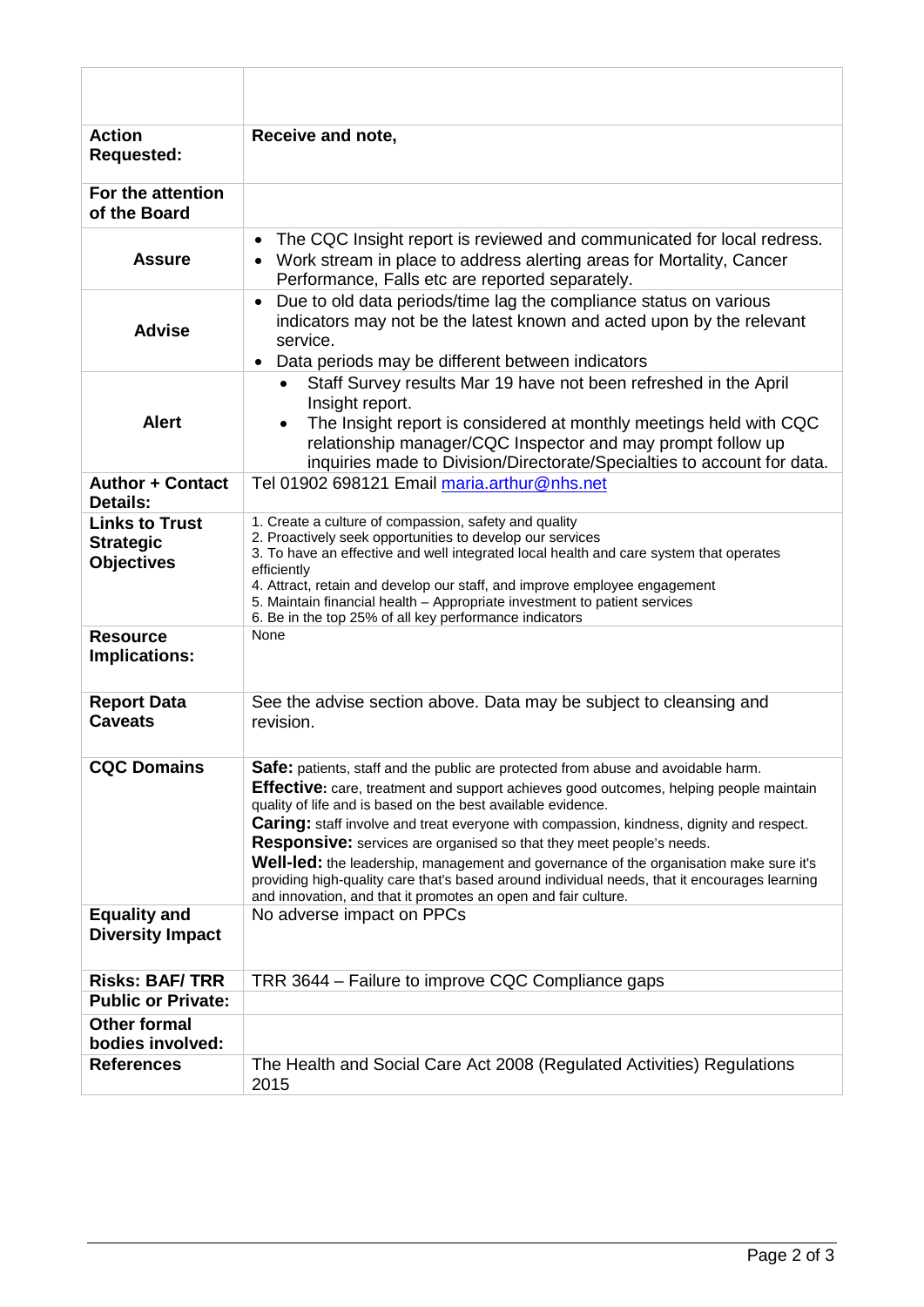| | |
|---|---|
| **Action Requested:** | **Receive and note,** |
| **For the attention of the Board** | |
| **Assure** | • The CQC Insight report is reviewed and communicated for local redress.<br>• Work stream in place to address alerting areas for Mortality, Cancer Performance, Falls etc are reported separately. |
| **Advise** | • Due to old data periods/time lag the compliance status on various indicators may not be the latest known and acted upon by the relevant service.<br>• Data periods may be different between indicators |
| **Alert** | • Staff Survey results Mar 19 have not been refreshed in the April Insight report.<br>• The Insight report is considered at monthly meetings held with CQC relationship manager/CQC Inspector and may prompt follow up inquiries made to Division/Directorate/Specialties to account for data. |
| **Author + Contact Details:** | Tel 01902 698121 Email maria.arthur@nhs.net |
| **Links to Trust Strategic Objectives** | 1. Create a culture of compassion, safety and quality<br>2. Proactively seek opportunities to develop our services<br>3. To have an effective and well integrated local health and care system that operates efficiently<br>4. Attract, retain and develop our staff, and improve employee engagement<br>5. Maintain financial health – Appropriate investment to patient services<br>6. Be in the top 25% of all key performance indicators |
| **Resource Implications:** | None |
| **Report Data Caveats** | See the advise section above. Data may be subject to cleansing and revision. |
| **CQC Domains** | **Safe:** patients, staff and the public are protected from abuse and avoidable harm.<br>**Effective:** care, treatment and support achieves good outcomes, helping people maintain quality of life and is based on the best available evidence.<br>**Caring:** staff involve and treat everyone with compassion, kindness, dignity and respect.<br>**Responsive:** services are organised so that they meet people's needs.<br>**Well-led:** the leadership, management and governance of the organisation make sure it's providing high-quality care that's based around individual needs, that it encourages learning and innovation, and that it promotes an open and fair culture. |
| **Equality and Diversity Impact** | No adverse impact on PPCs |
| **Risks: BAF/ TRR** | TRR 3644 – Failure to improve CQC Compliance gaps |
| **Public or Private:** | |
| **Other formal bodies involved:** | |
| **References** | The Health and Social Care Act 2008 (Regulated Activities) Regulations 2015 |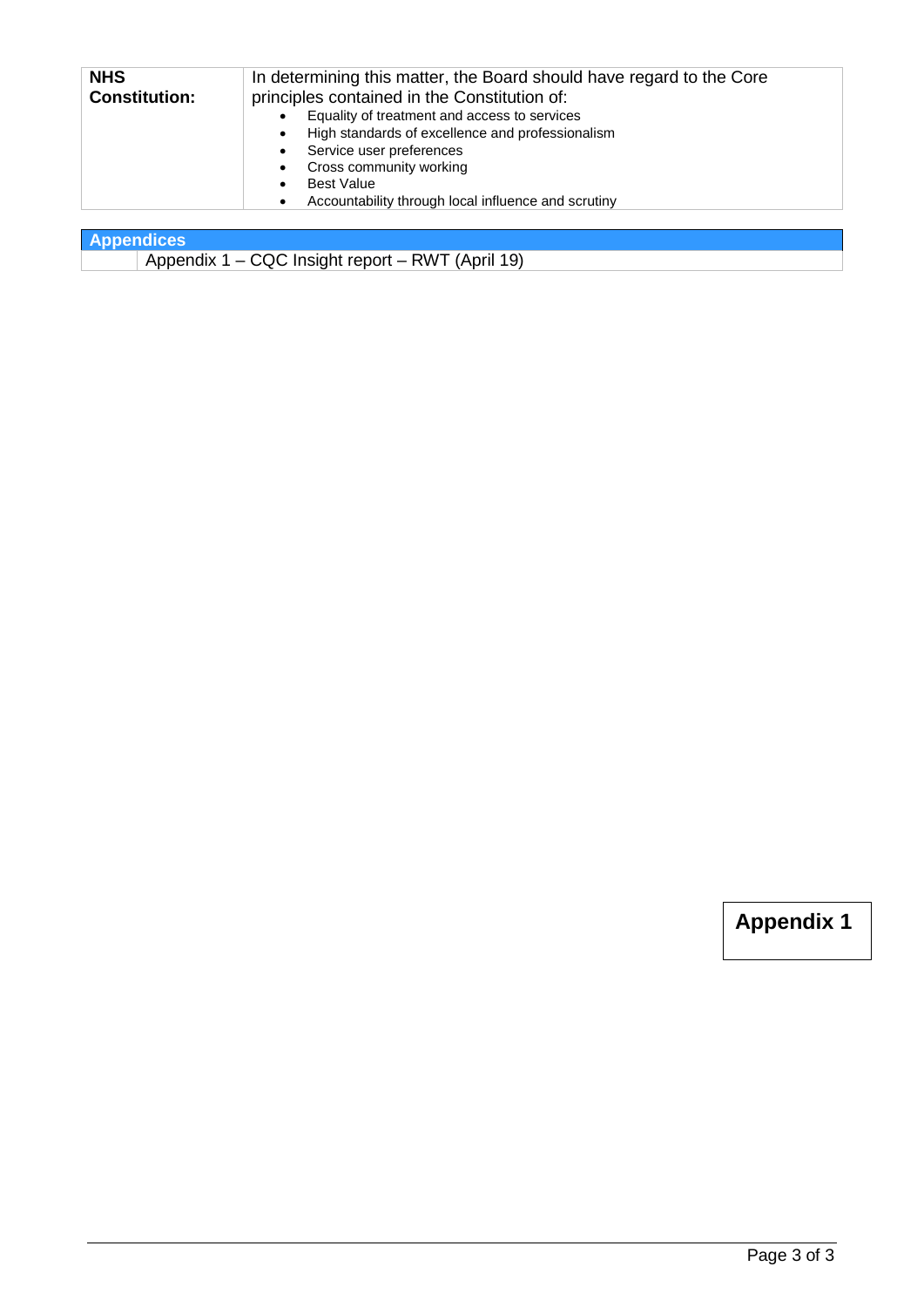| NHS Constitution: | In determining this matter, the Board should have regard to the Core principles contained in the Constitution of:<br>• Equality of treatment and access to services<br>• High standards of excellence and professionalism<br>• Service user preferences<br>• Cross community working<br>• Best Value<br>• Accountability through local influence and scrutiny |
|---|---|

| Appendices | |
|---|---|
| | Appendix 1 – CQC Insight report – RWT (April 19) |

**Appendix 1**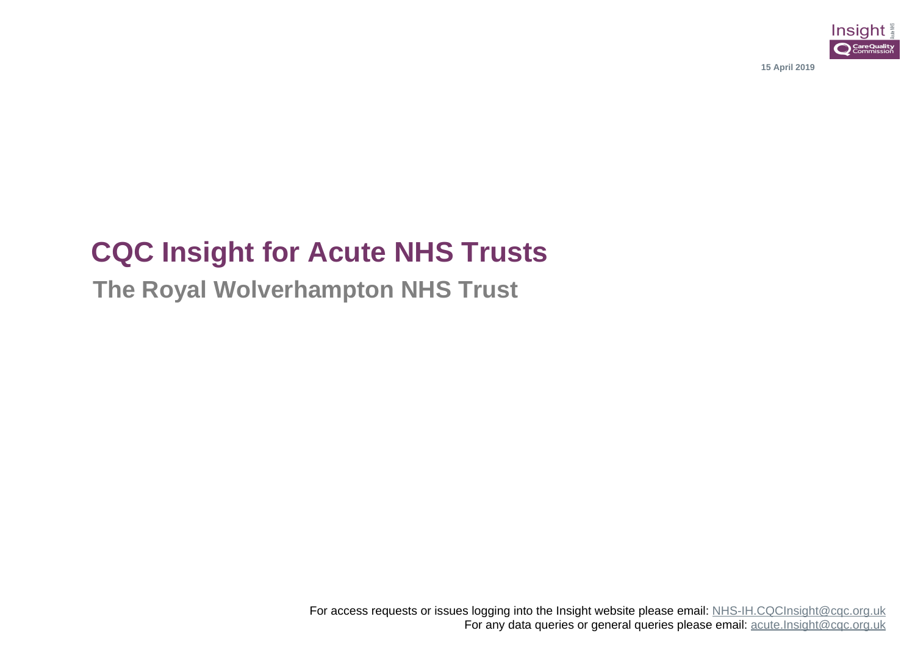15 April 2019

# CQC Insight for Acute NHS Trusts

## The Royal Wolverhampton NHS Trust

For access requests or issues logging into the Insight website please email: NHS-IH.CQCInsight@cqc.org.uk

For any data queries or general queries please email: acute.Insight@cqc.org.uk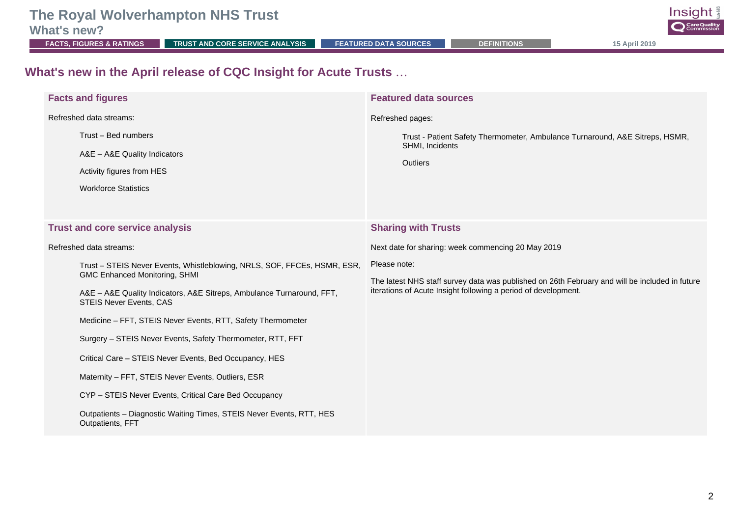# The Royal Wolverhampton NHS Trust

## What's new?

FACTS, FIGURES & RATINGS | TRUST AND CORE SERVICE ANALYSIS | FEATURED DATA SOURCES | DEFINITIONS

15 April 2019

## What's new in the April release of CQC Insight for Acute Trusts …

### Facts and figures

Refreshed data streams:

- Trust – Bed numbers
- A&E – A&E Quality Indicators
- Activity figures from HES
- Workforce Statistics

### Featured data sources

Refreshed pages:

- Trust - Patient Safety Thermometer, Ambulance Turnaround, A&E Sitreps, HSMR, SHMI, Incidents
- Outliers

### Trust and core service analysis

Refreshed data streams:

- Trust – STEIS Never Events, Whistleblowing, NRLS, SOF, FFCEs, HSMR, ESR, GMC Enhanced Monitoring, SHMI
- A&E – A&E Quality Indicators, A&E Sitreps, Ambulance Turnaround, FFT, STEIS Never Events, CAS
- Medicine – FFT, STEIS Never Events, RTT, Safety Thermometer
- Surgery – STEIS Never Events, Safety Thermometer, RTT, FFT
- Critical Care – STEIS Never Events, Bed Occupancy, HES
- Maternity – FFT, STEIS Never Events, Outliers, ESR
- CYP – STEIS Never Events, Critical Care Bed Occupancy
- Outpatients – Diagnostic Waiting Times, STEIS Never Events, RTT, HES Outpatients, FFT

### Sharing with Trusts

Next date for sharing: week commencing 20 May 2019

Please note:

The latest NHS staff survey data was published on 26th February and will be included in future iterations of Acute Insight following a period of development.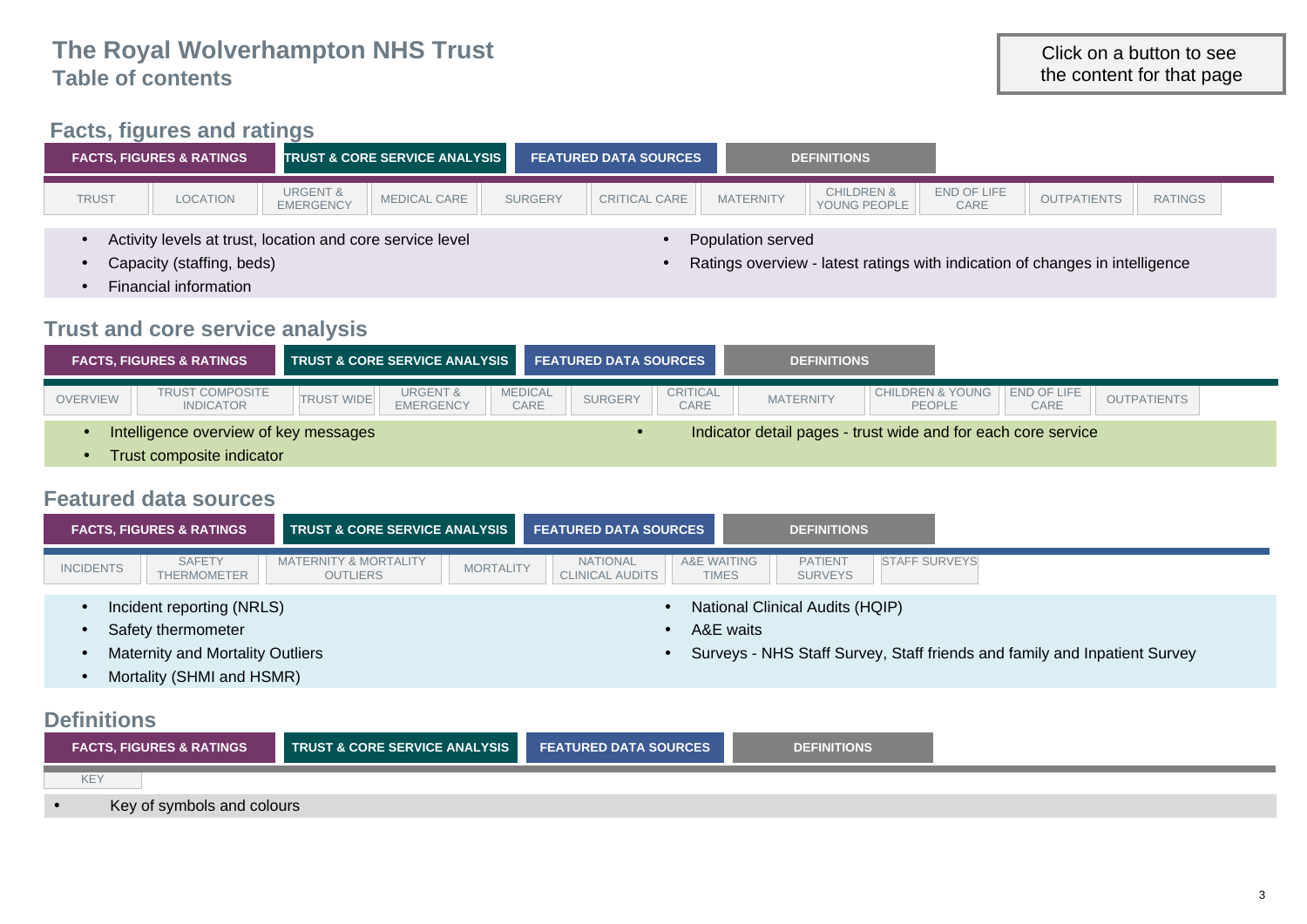# The Royal Wolverhampton NHS Trust
## Table of contents

Click on a button to see the content for that page

## Facts, figures and ratings

FACTS, FIGURES & RATINGS | TRUST & CORE SERVICE ANALYSIS | FEATURED DATA SOURCES | DEFINITIONS

TRUST | LOCATION | URGENT & EMERGENCY | MEDICAL CARE | SURGERY | CRITICAL CARE | MATERNITY | CHILDREN & YOUNG PEOPLE | END OF LIFE CARE | OUTPATIENTS | RATINGS

- Activity levels at trust, location and core service level
- Capacity (staffing, beds)
- Financial information
- Population served
- Ratings overview - latest ratings with indication of changes in intelligence

## Trust and core service analysis

FACTS, FIGURES & RATINGS | TRUST & CORE SERVICE ANALYSIS | FEATURED DATA SOURCES | DEFINITIONS

OVERVIEW | TRUST COMPOSITE INDICATOR | TRUST WIDE | URGENT & EMERGENCY | MEDICAL CARE | SURGERY | CRITICAL CARE | MATERNITY | CHILDREN & YOUNG PEOPLE | END OF LIFE CARE | OUTPATIENTS

- Intelligence overview of key messages
- Trust composite indicator
- Indicator detail pages - trust wide and for each core service

## Featured data sources

FACTS, FIGURES & RATINGS | TRUST & CORE SERVICE ANALYSIS | FEATURED DATA SOURCES | DEFINITIONS

INCIDENTS | SAFETY THERMOMETER | MATERNITY & MORTALITY OUTLIERS | MORTALITY | NATIONAL CLINICAL AUDITS | A&E WAITING TIMES | PATIENT SURVEYS | STAFF SURVEYS

- Incident reporting (NRLS)
- Safety thermometer
- Maternity and Mortality Outliers
- Mortality (SHMI and HSMR)
- National Clinical Audits (HQIP)
- A&E waits
- Surveys - NHS Staff Survey, Staff friends and family and Inpatient Survey

## Definitions

FACTS, FIGURES & RATINGS | TRUST & CORE SERVICE ANALYSIS | FEATURED DATA SOURCES | DEFINITIONS

KEY

- Key of symbols and colours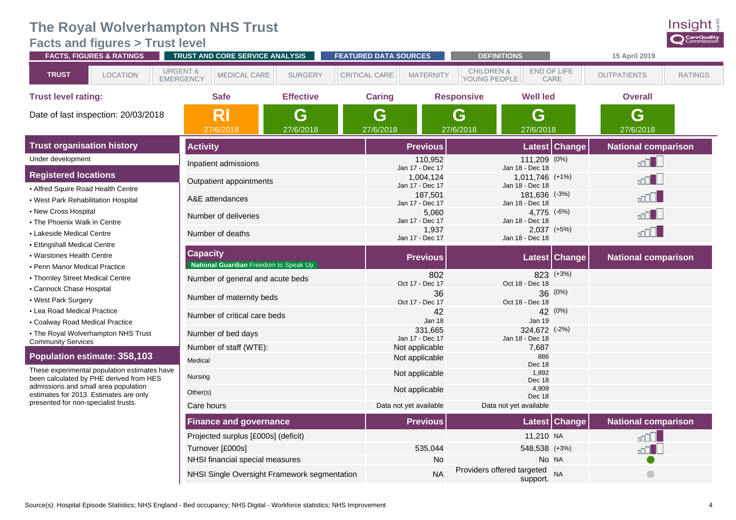# The Royal Wolverhampton NHS Trust

## Facts and figures > Trust level

FACTS, FIGURES & RATINGS | TRUST AND CORE SERVICE ANALYSIS | FEATURED DATA SOURCES | DEFINITIONS | 15 April 2019

TRUST | LOCATION | URGENT & EMERGENCY | MEDICAL CARE | SURGERY | CRITICAL CARE | MATERNITY | CHILDREN & YOUNG PEOPLE | END OF LIFE CARE | OUTPATIENTS | RATINGS

**Trust level rating:**

Date of last inspection: 20/03/2018

| Safe | Effective | Caring | Responsive | Well led | Overall |
|---|---|---|---|---|---|
| RI 27/6/2018 | G 27/6/2018 | G 27/6/2018 | G 27/6/2018 | G 27/6/2018 | G 27/6/2018 |

### Trust organisation history

Under development

### Registered locations

- Alfred Squire Road Health Centre
- West Park Rehabilitation Hospital
- New Cross Hospital
- The Phoenix Walk in Centre
- Lakeside Medical Centre
- Ettingshall Medical Centre
- Warstones Health Centre
- Penn Manor Medical Practice
- Thornley Street Medical Centre
- Cannock Chase Hospital
- West Park Surgery
- Lea Road Medical Practice
- Coalway Road Medical Practice
- The Royal Wolverhampton NHS Trust Community Services

### Population estimate: 358,103

These experimental population estimates have been calculated by PHE derived from HES admissions and small area population estimates for 2013. Estimates are only presented for non-specialist trusts.

| Activity | Previous | Latest | Change | National comparison |
|---|---|---|---|---|
| Inpatient admissions | 110,952 Jan 17 - Dec 17 | 111,209 Jan 18 - Dec 18 | (0%) | |
| Outpatient appointments | 1,004,124 Jan 17 - Dec 17 | 1,011,746 Jan 18 - Dec 18 | (+1%) | |
| A&E attendances | 187,501 Jan 17 - Dec 17 | 181,636 Jan 18 - Dec 18 | (-3%) | |
| Number of deliveries | 5,060 Jan 17 - Dec 17 | 4,775 Jan 18 - Dec 18 | (-6%) | |
| Number of deaths | 1,937 Jan 17 - Dec 17 | 2,037 Jan 18 - Dec 18 | (+5%) | |

| Capacity (National Guardian Freedom to Speak Up) | Previous | Latest | Change | National comparison |
|---|---|---|---|---|
| Number of general and acute beds | 802 Oct 17 - Dec 17 | 823 Oct 18 - Dec 18 | (+3%) | |
| Number of maternity beds | 36 Oct 17 - Dec 17 | 36 Oct 18 - Dec 18 | (0%) | |
| Number of critical care beds | 42 Jan 18 | 42 Jan 19 | (0%) | |
| Number of bed days | 331,665 Jan 17 - Dec 17 | 324,672 Jan 18 - Dec 18 | (-2%) | |
| Number of staff (WTE): | Not applicable | 7,687 | | |
| Medical | Not applicable | 886 Dec 18 | | |
| Nursing | Not applicable | 1,892 Dec 18 | | |
| Other(s) | Not applicable | 4,909 Dec 18 | | |
| Care hours | Data not yet available | Data not yet available | | |

| Finance and governance | Previous | Latest | Change | National comparison |
|---|---|---|---|---|
| Projected surplus [£000s] (deficit) | | 11,210 | NA | |
| Turnover [£000s] | 535,044 | 548,538 | (+3%) | |
| NHSI financial special measures | No | No | NA | |
| NHSI Single Oversight Framework segmentation | NA | Providers offered targeted support. | NA | |

Source(s): Hospital Episode Statistics; NHS England - Bed occupancy; NHS Digital - Workforce statistics; NHS Improvement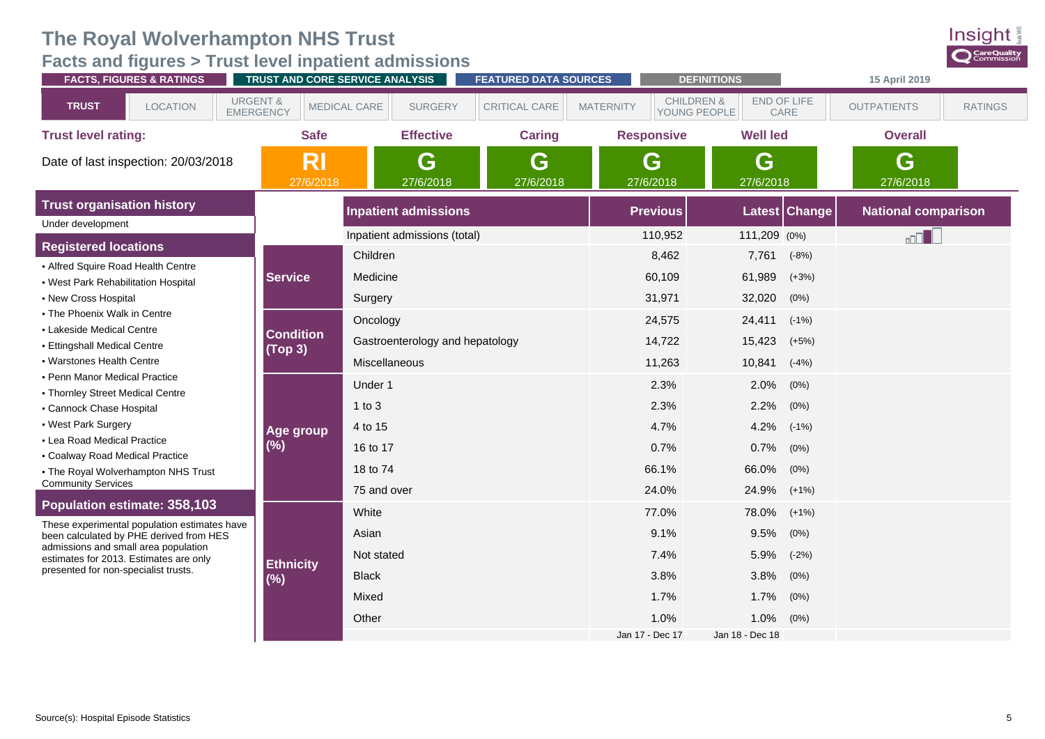# The Royal Wolverhampton NHS Trust

## Facts and figures > Trust level inpatient admissions

FACTS, FIGURES & RATINGS | TRUST AND CORE SERVICE ANALYSIS | FEATURED DATA SOURCES | DEFINITIONS | 15 April 2019

TRUST | LOCATION | URGENT & EMERGENCY | MEDICAL CARE | SURGERY | CRITICAL CARE | MATERNITY | CHILDREN & YOUNG PEOPLE | END OF LIFE CARE | OUTPATIENTS | RATINGS

**Trust level rating:**

Date of last inspection: 20/03/2018

| Safe | Effective | Caring | Responsive | Well led | Overall |
|---|---|---|---|---|---|
| RI 27/6/2018 | G 27/6/2018 | G 27/6/2018 | G 27/6/2018 | G 27/6/2018 | G 27/6/2018 |

### Trust organisation history

Under development

### Registered locations

- Alfred Squire Road Health Centre
- West Park Rehabilitation Hospital
- New Cross Hospital
- The Phoenix Walk in Centre
- Lakeside Medical Centre
- Ettingshall Medical Centre
- Warstones Health Centre
- Penn Manor Medical Practice
- Thornley Street Medical Centre
- Cannock Chase Hospital
- West Park Surgery
- Lea Road Medical Practice
- Coalway Road Medical Practice
- The Royal Wolverhampton NHS Trust Community Services

### Population estimate: 358,103

These experimental population estimates have been calculated by PHE derived from HES admissions and small area population estimates for 2013. Estimates are only presented for non-specialist trusts.

| | Inpatient admissions | Previous | Latest | Change | National comparison |
|---|---|---|---|---|---|
| | Inpatient admissions (total) | 110,952 | 111,209 | (0%) | |
| Service | Children | 8,462 | 7,761 | (-8%) | |
| | Medicine | 60,109 | 61,989 | (+3%) | |
| | Surgery | 31,971 | 32,020 | (0%) | |
| Condition (Top 3) | Oncology | 24,575 | 24,411 | (-1%) | |
| | Gastroenterology and hepatology | 14,722 | 15,423 | (+5%) | |
| | Miscellaneous | 11,263 | 10,841 | (-4%) | |
| Age group (%) | Under 1 | 2.3% | 2.0% | (0%) | |
| | 1 to 3 | 2.3% | 2.2% | (0%) | |
| | 4 to 15 | 4.7% | 4.2% | (-1%) | |
| | 16 to 17 | 0.7% | 0.7% | (0%) | |
| | 18 to 74 | 66.1% | 66.0% | (0%) | |
| | 75 and over | 24.0% | 24.9% | (+1%) | |
| Ethnicity (%) | White | 77.0% | 78.0% | (+1%) | |
| | Asian | 9.1% | 9.5% | (0%) | |
| | Not stated | 7.4% | 5.9% | (-2%) | |
| | Black | 3.8% | 3.8% | (0%) | |
| | Mixed | 1.7% | 1.7% | (0%) | |
| | Other | 1.0% | 1.0% | (0%) | |
| | | Jan 17 - Dec 17 | Jan 18 - Dec 18 | | |

Source(s): Hospital Episode Statistics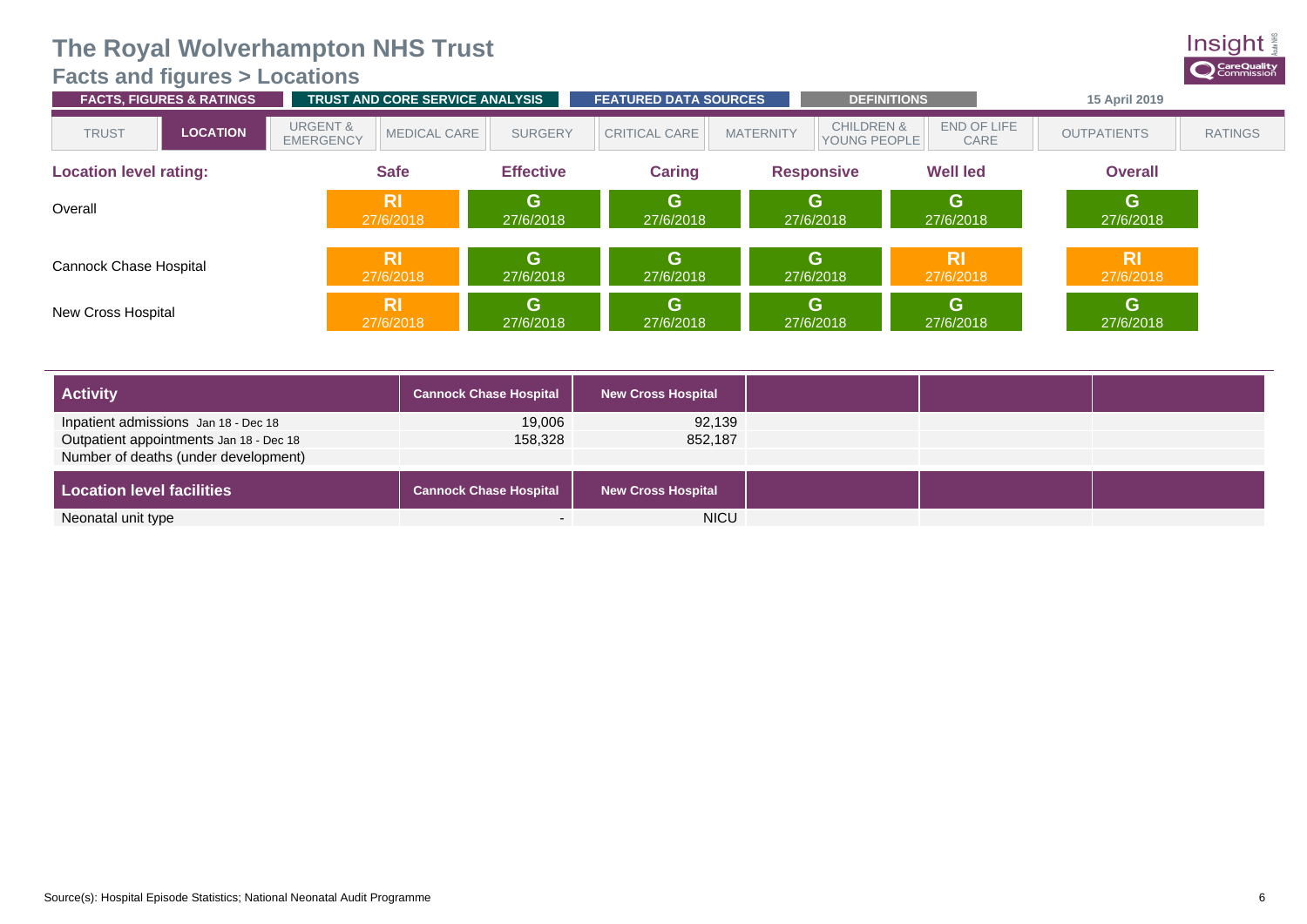# The Royal Wolverhampton NHS Trust

## Facts and figures > Locations

FACTS, FIGURES & RATINGS | TRUST AND CORE SERVICE ANALYSIS | FEATURED DATA SOURCES | DEFINITIONS | 15 April 2019

TRUST | **LOCATION** | URGENT & EMERGENCY | MEDICAL CARE | SURGERY | CRITICAL CARE | MATERNITY | CHILDREN & YOUNG PEOPLE | END OF LIFE CARE | OUTPATIENTS | RATINGS

| Location level rating: | Safe | Effective | Caring | Responsive | Well led | Overall |
|---|---|---|---|---|---|---|
| Overall | RI 27/6/2018 | G 27/6/2018 | G 27/6/2018 | G 27/6/2018 | G 27/6/2018 | G 27/6/2018 |
| Cannock Chase Hospital | RI 27/6/2018 | G 27/6/2018 | G 27/6/2018 | G 27/6/2018 | RI 27/6/2018 | RI 27/6/2018 |
| New Cross Hospital | RI 27/6/2018 | G 27/6/2018 | G 27/6/2018 | G 27/6/2018 | G 27/6/2018 | G 27/6/2018 |

| Activity | Cannock Chase Hospital | New Cross Hospital | | | |
|---|---|---|---|---|---|
| Inpatient admissions Jan 18 - Dec 18 | 19,006 | 92,139 | | | |
| Outpatient appointments Jan 18 - Dec 18 | 158,328 | 852,187 | | | |
| Number of deaths (under development) | | | | | |

| Location level facilities | Cannock Chase Hospital | New Cross Hospital | | | |
|---|---|---|---|---|---|
| Neonatal unit type | - | NICU | | | |

Source(s): Hospital Episode Statistics; National Neonatal Audit Programme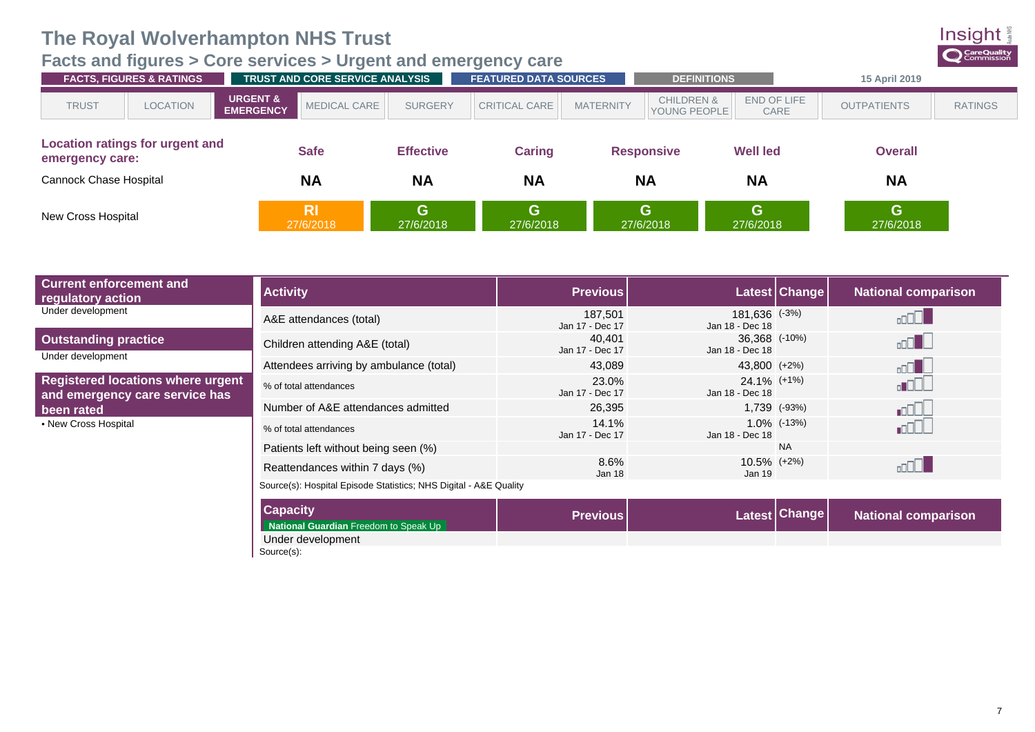# The Royal Wolverhampton NHS Trust

## Facts and figures > Core services > Urgent and emergency care

FACTS, FIGURES & RATINGS | TRUST AND CORE SERVICE ANALYSIS | FEATURED DATA SOURCES | DEFINITIONS | 15 April 2019

TRUST | LOCATION | URGENT & EMERGENCY | MEDICAL CARE | SURGERY | CRITICAL CARE | MATERNITY | CHILDREN & YOUNG PEOPLE | END OF LIFE CARE | OUTPATIENTS | RATINGS

| Location ratings for urgent and emergency care: | Safe | Effective | Caring | Responsive | Well led | Overall |
|---|---|---|---|---|---|---|
| Cannock Chase Hospital | NA | NA | NA | NA | NA | NA |
| New Cross Hospital | RI 27/6/2018 | G 27/6/2018 | G 27/6/2018 | G 27/6/2018 | G 27/6/2018 | G 27/6/2018 |

### Current enforcement and regulatory action

Under development

### Outstanding practice

Under development

### Registered locations where urgent and emergency care service has been rated

- New Cross Hospital

| Activity | Previous | Latest | Change | National comparison |
|---|---|---|---|---|
| A&E attendances (total) | 187,501 Jan 17 - Dec 17 | 181,636 Jan 18 - Dec 18 | (-3%) | |
| Children attending A&E (total) | 40,401 Jan 17 - Dec 17 | 36,368 Jan 18 - Dec 18 | (-10%) | |
| Attendees arriving by ambulance (total) | 43,089 | 43,800 | (+2%) | |
| % of total attendances | 23.0% Jan 17 - Dec 17 | 24.1% Jan 18 - Dec 18 | (+1%) | |
| Number of A&E attendances admitted | 26,395 | 1,739 | (-93%) | |
| % of total attendances | 14.1% Jan 17 - Dec 17 | 1.0% Jan 18 - Dec 18 | (-13%) | |
| Patients left without being seen (%) | | | NA | |
| Reattendances within 7 days (%) | 8.6% Jan 18 | 10.5% Jan 19 | (+2%) | |

Source(s): Hospital Episode Statistics; NHS Digital - A&E Quality

| Capacity | Previous | Latest | Change | National comparison |
|---|---|---|---|---|
| **National Guardian** Freedom to Speak Up | | | | |
| Under development | | | | |

Source(s):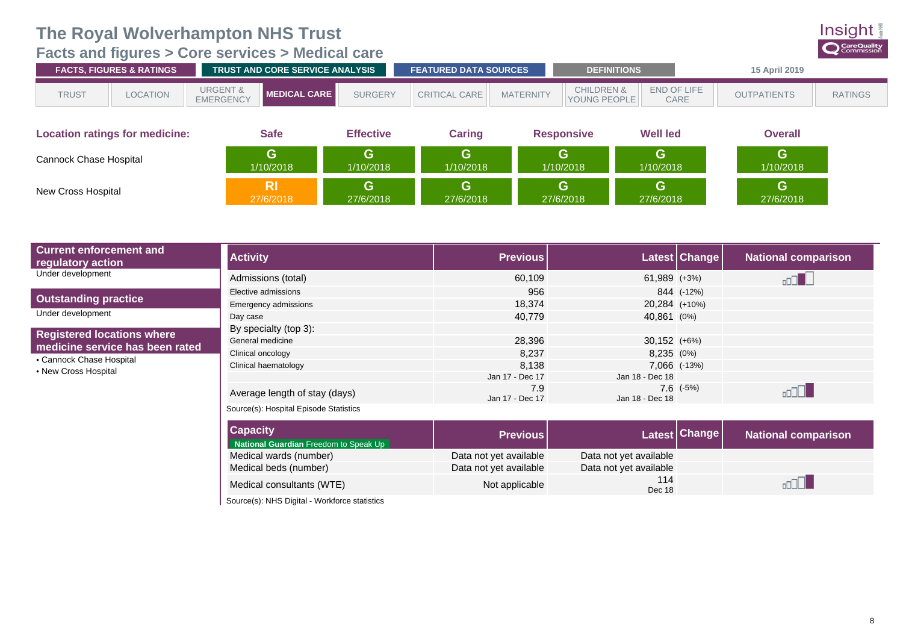# The Royal Wolverhampton NHS Trust

## Facts and figures > Core services > Medical care

FACTS, FIGURES & RATINGS | TRUST AND CORE SERVICE ANALYSIS | FEATURED DATA SOURCES | DEFINITIONS | 15 April 2019

TRUST | LOCATION | URGENT & EMERGENCY | MEDICAL CARE | SURGERY | CRITICAL CARE | MATERNITY | CHILDREN & YOUNG PEOPLE | END OF LIFE CARE | OUTPATIENTS | RATINGS

| Location ratings for medicine: | Safe | Effective | Caring | Responsive | Well led | Overall |
|---|---|---|---|---|---|---|
| Cannock Chase Hospital | G 1/10/2018 | G 1/10/2018 | G 1/10/2018 | G 1/10/2018 | G 1/10/2018 | G 1/10/2018 |
| New Cross Hospital | RI 27/6/2018 | G 27/6/2018 | G 27/6/2018 | G 27/6/2018 | G 27/6/2018 | G 27/6/2018 |

### Current enforcement and regulatory action

Under development

### Outstanding practice

Under development

### Registered locations where medicine service has been rated

- Cannock Chase Hospital
- New Cross Hospital

| Activity | Previous | Latest | Change | National comparison |
|---|---|---|---|---|
| Admissions (total) | 60,109 | 61,989 | (+3%) | |
| Elective admissions | 956 | 844 | (-12%) | |
| Emergency admissions | 18,374 | 20,284 | (+10%) | |
| Day case | 40,779 | 40,861 | (0%) | |
| By specialty (top 3): | | | | |
| General medicine | 28,396 | 30,152 | (+6%) | |
| Clinical oncology | 8,237 | 8,235 | (0%) | |
| Clinical haematology | 8,138 | 7,066 | (-13%) | |
| | Jan 17 - Dec 17 | Jan 18 - Dec 18 | | |
| Average length of stay (days) | 7.9 Jan 17 - Dec 17 | 7.6 Jan 18 - Dec 18 | (-5%) | |

Source(s): Hospital Episode Statistics

| Capacity | Previous | Latest | Change | National comparison |
|---|---|---|---|---|
| Medical wards (number) | Data not yet available | Data not yet available | | |
| Medical beds (number) | Data not yet available | Data not yet available | | |
| Medical consultants (WTE) | Not applicable | 114 Dec 18 | | |

National Guardian Freedom to Speak Up

Source(s): NHS Digital - Workforce statistics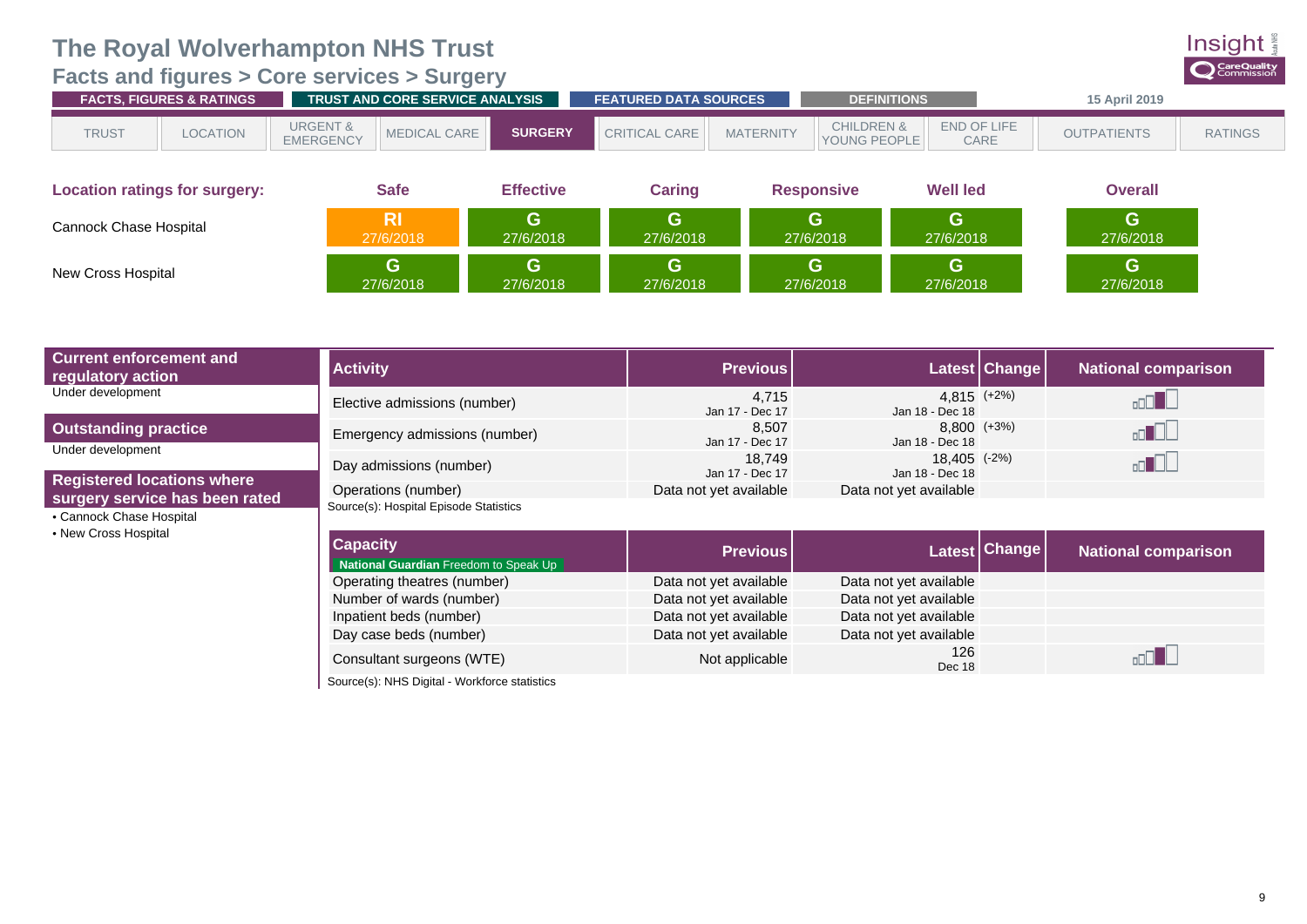# The Royal Wolverhampton NHS Trust

## Facts and figures > Core services > Surgery

FACTS, FIGURES & RATINGS | TRUST AND CORE SERVICE ANALYSIS | FEATURED DATA SOURCES | DEFINITIONS | 15 April 2019

TRUST | LOCATION | URGENT & EMERGENCY | MEDICAL CARE | **SURGERY** | CRITICAL CARE | MATERNITY | CHILDREN & YOUNG PEOPLE | END OF LIFE CARE | OUTPATIENTS | RATINGS

| Location ratings for surgery: | Safe | Effective | Caring | Responsive | Well led | Overall |
|---|---|---|---|---|---|---|
| Cannock Chase Hospital | RI 27/6/2018 | G 27/6/2018 | G 27/6/2018 | G 27/6/2018 | G 27/6/2018 | G 27/6/2018 |
| New Cross Hospital | G 27/6/2018 | G 27/6/2018 | G 27/6/2018 | G 27/6/2018 | G 27/6/2018 | G 27/6/2018 |

### Current enforcement and regulatory action

Under development

### Outstanding practice

Under development

### Registered locations where surgery service has been rated

- Cannock Chase Hospital
- New Cross Hospital

| Activity | Previous | Latest | Change | National comparison |
|---|---|---|---|---|
| Elective admissions (number) | 4,715 Jan 17 - Dec 17 | 4,815 Jan 18 - Dec 18 | (+2%) | |
| Emergency admissions (number) | 8,507 Jan 17 - Dec 17 | 8,800 Jan 18 - Dec 18 | (+3%) | |
| Day admissions (number) | 18,749 Jan 17 - Dec 17 | 18,405 Jan 18 - Dec 18 | (-2%) | |
| Operations (number) | Data not yet available | Data not yet available | | |

Source(s): Hospital Episode Statistics

| Capacity (National Guardian Freedom to Speak Up) | Previous | Latest | Change | National comparison |
|---|---|---|---|---|
| Operating theatres (number) | Data not yet available | Data not yet available | | |
| Number of wards (number) | Data not yet available | Data not yet available | | |
| Inpatient beds (number) | Data not yet available | Data not yet available | | |
| Day case beds (number) | Data not yet available | Data not yet available | | |
| Consultant surgeons (WTE) | Not applicable | 126 Dec 18 | | |

Source(s): NHS Digital - Workforce statistics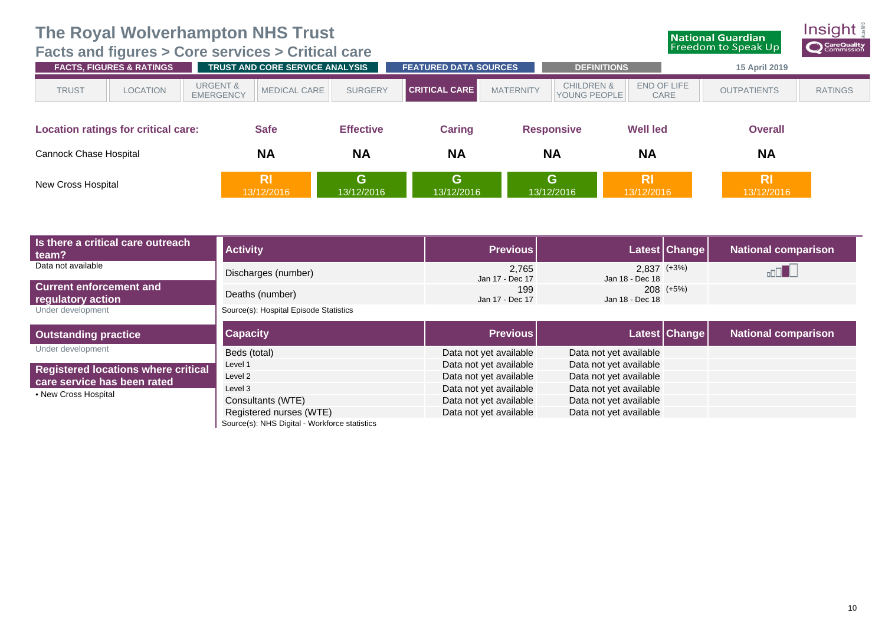# The Royal Wolverhampton NHS Trust

## Facts and figures > Core services > Critical care

FACTS, FIGURES & RATINGS | TRUST AND CORE SERVICE ANALYSIS | FEATURED DATA SOURCES | DEFINITIONS | 15 April 2019

TRUST | LOCATION | URGENT & EMERGENCY | MEDICAL CARE | SURGERY | **CRITICAL CARE** | MATERNITY | CHILDREN & YOUNG PEOPLE | END OF LIFE CARE | OUTPATIENTS | RATINGS

| Location ratings for critical care: | Safe | Effective | Caring | Responsive | Well led | Overall |
|---|---|---|---|---|---|---|
| Cannock Chase Hospital | NA | NA | NA | NA | NA | NA |
| New Cross Hospital | RI 13/12/2016 | G 13/12/2016 | G 13/12/2016 | G 13/12/2016 | RI 13/12/2016 | RI 13/12/2016 |

**Is there a critical care outreach team?**

Data not available

**Current enforcement and regulatory action**

Under development

**Outstanding practice**

Under development

**Registered locations where critical care service has been rated**

- New Cross Hospital

| Activity | Previous | Latest | Change | National comparison |
|---|---|---|---|---|
| Discharges (number) | 2,765 Jan 17 - Dec 17 | 2,837 Jan 18 - Dec 18 | (+3%) | |
| Deaths (number) | 199 Jan 17 - Dec 17 | 208 Jan 18 - Dec 18 | (+5%) | |

Source(s): Hospital Episode Statistics

| Capacity | Previous | Latest | Change | National comparison |
|---|---|---|---|---|
| Beds (total) | Data not yet available | Data not yet available | | |
| Level 1 | Data not yet available | Data not yet available | | |
| Level 2 | Data not yet available | Data not yet available | | |
| Level 3 | Data not yet available | Data not yet available | | |
| Consultants (WTE) | Data not yet available | Data not yet available | | |
| Registered nurses (WTE) | Data not yet available | Data not yet available | | |

Source(s): NHS Digital - Workforce statistics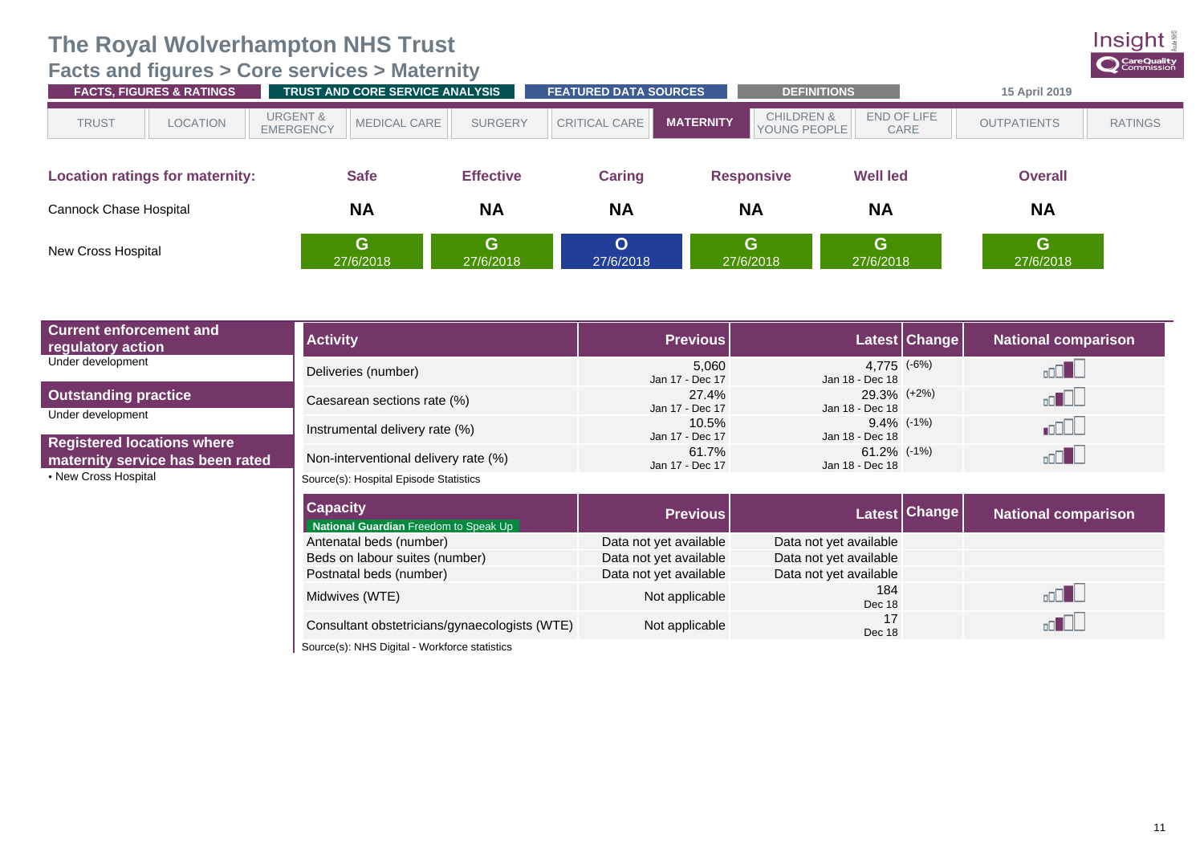# The Royal Wolverhampton NHS Trust

## Facts and figures > Core services > Maternity

FACTS, FIGURES & RATINGS | TRUST AND CORE SERVICE ANALYSIS | FEATURED DATA SOURCES | DEFINITIONS | 15 April 2019

TRUST | LOCATION | URGENT & EMERGENCY | MEDICAL CARE | SURGERY | CRITICAL CARE | **MATERNITY** | CHILDREN & YOUNG PEOPLE | END OF LIFE CARE | OUTPATIENTS | RATINGS

| Location ratings for maternity: | Safe | Effective | Caring | Responsive | Well led | Overall |
|---|---|---|---|---|---|---|
| Cannock Chase Hospital | NA | NA | NA | NA | NA | NA |
| New Cross Hospital | G 27/6/2018 | G 27/6/2018 | O 27/6/2018 | G 27/6/2018 | G 27/6/2018 | G 27/6/2018 |

### Current enforcement and regulatory action

Under development

### Outstanding practice

Under development

### Registered locations where maternity service has been rated

- New Cross Hospital

| Activity | Previous | Latest | Change | National comparison |
|---|---|---|---|---|
| Deliveries (number) | 5,060 Jan 17 - Dec 17 | 4,775 Jan 18 - Dec 18 | (-6%) | |
| Caesarean sections rate (%) | 27.4% Jan 17 - Dec 17 | 29.3% Jan 18 - Dec 18 | (+2%) | |
| Instrumental delivery rate (%) | 10.5% Jan 17 - Dec 17 | 9.4% Jan 18 - Dec 18 | (-1%) | |
| Non-interventional delivery rate (%) | 61.7% Jan 17 - Dec 17 | 61.2% Jan 18 - Dec 18 | (-1%) | |

Source(s): Hospital Episode Statistics

| Capacity (National Guardian Freedom to Speak Up) | Previous | Latest | Change | National comparison |
|---|---|---|---|---|
| Antenatal beds (number) | Data not yet available | Data not yet available | | |
| Beds on labour suites (number) | Data not yet available | Data not yet available | | |
| Postnatal beds (number) | Data not yet available | Data not yet available | | |
| Midwives (WTE) | Not applicable | 184 Dec 18 | | |
| Consultant obstetricians/gynaecologists (WTE) | Not applicable | 17 Dec 18 | | |

Source(s): NHS Digital - Workforce statistics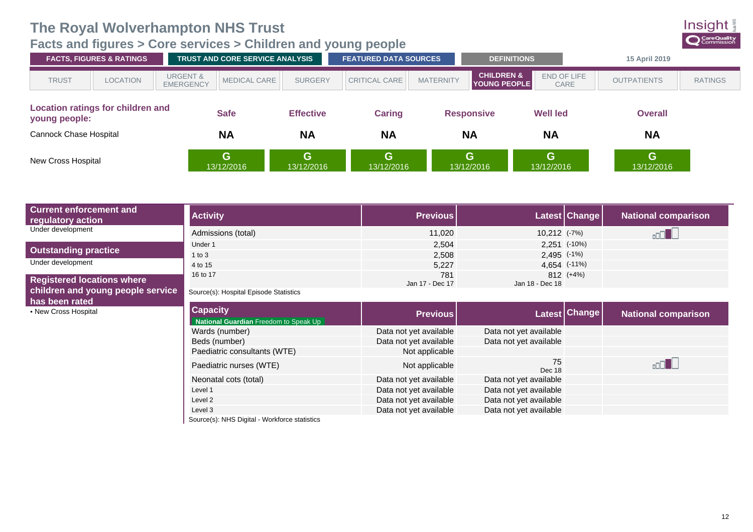# The Royal Wolverhampton NHS Trust

## Facts and figures > Core services > Children and young people

FACTS, FIGURES & RATINGS | TRUST AND CORE SERVICE ANALYSIS | FEATURED DATA SOURCES | DEFINITIONS | 15 April 2019

TRUST | LOCATION | URGENT & EMERGENCY | MEDICAL CARE | SURGERY | CRITICAL CARE | MATERNITY | CHILDREN & YOUNG PEOPLE | END OF LIFE CARE | OUTPATIENTS | RATINGS

| Location ratings for children and young people: | Safe | Effective | Caring | Responsive | Well led | Overall |
|---|---|---|---|---|---|---|
| Cannock Chase Hospital | NA | NA | NA | NA | NA | NA |
| New Cross Hospital | G 13/12/2016 | G 13/12/2016 | G 13/12/2016 | G 13/12/2016 | G 13/12/2016 | G 13/12/2016 |

### Current enforcement and regulatory action

Under development

### Outstanding practice

Under development

### Registered locations where children and young people service has been rated

- New Cross Hospital

| Activity | Previous | Latest | Change | National comparison |
|---|---|---|---|---|
| Admissions (total) | 11,020 | 10,212 | (-7%) | |
| Under 1 | 2,504 | 2,251 | (-10%) | |
| 1 to 3 | 2,508 | 2,495 | (-1%) | |
| 4 to 15 | 5,227 | 4,654 | (-11%) | |
| 16 to 17 | 781 | 812 | (+4%) | |
| | Jan 17 - Dec 17 | Jan 18 - Dec 18 | | |

Source(s): Hospital Episode Statistics

| Capacity (National Guardian Freedom to Speak Up) | Previous | Latest | Change | National comparison |
|---|---|---|---|---|
| Wards (number) | Data not yet available | Data not yet available | | |
| Beds (number) | Data not yet available | Data not yet available | | |
| Paediatric consultants (WTE) | Not applicable | | | |
| Paediatric nurses (WTE) | Not applicable | 75 Dec 18 | | |
| Neonatal cots (total) | Data not yet available | Data not yet available | | |
| Level 1 | Data not yet available | Data not yet available | | |
| Level 2 | Data not yet available | Data not yet available | | |
| Level 3 | Data not yet available | Data not yet available | | |

Source(s): NHS Digital - Workforce statistics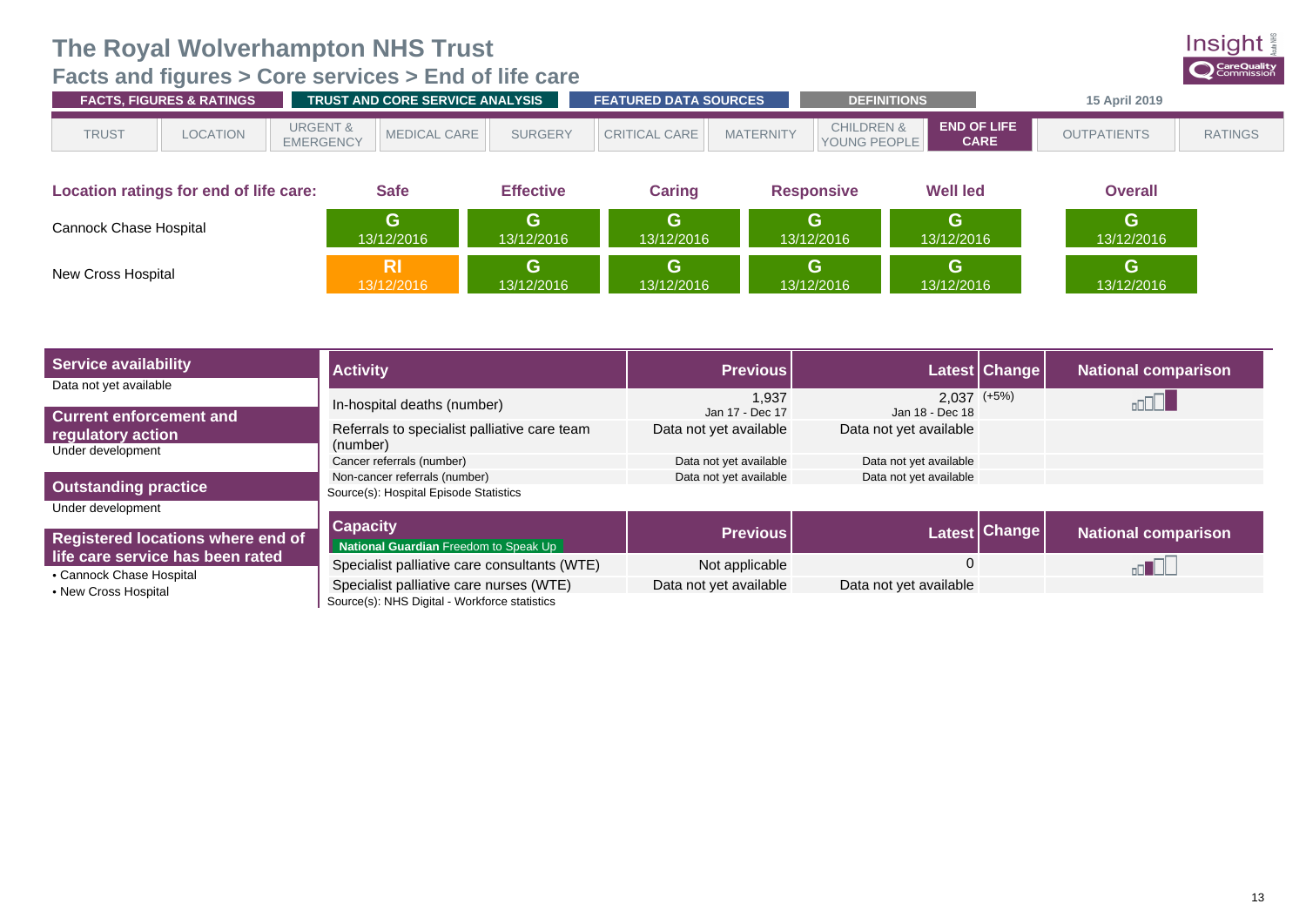# The Royal Wolverhampton NHS Trust

## Facts and figures > Core services > End of life care

FACTS, FIGURES & RATINGS | TRUST AND CORE SERVICE ANALYSIS | FEATURED DATA SOURCES | DEFINITIONS | 15 April 2019

TRUST | LOCATION | URGENT & EMERGENCY | MEDICAL CARE | SURGERY | CRITICAL CARE | MATERNITY | CHILDREN & YOUNG PEOPLE | **END OF LIFE CARE** | OUTPATIENTS | RATINGS

| Location ratings for end of life care: | Safe | Effective | Caring | Responsive | Well led | Overall |
|---|---|---|---|---|---|---|
| Cannock Chase Hospital | G 13/12/2016 | G 13/12/2016 | G 13/12/2016 | G 13/12/2016 | G 13/12/2016 | G 13/12/2016 |
| New Cross Hospital | RI 13/12/2016 | G 13/12/2016 | G 13/12/2016 | G 13/12/2016 | G 13/12/2016 | G 13/12/2016 |

### Service availability

Data not yet available

### Current enforcement and regulatory action

Under development

### Outstanding practice

Under development

### Registered locations where end of life care service has been rated

- Cannock Chase Hospital
- New Cross Hospital

| Activity | Previous | Latest | Change | National comparison |
|---|---|---|---|---|
| In-hospital deaths (number) | 1,937 Jan 17 - Dec 17 | 2,037 Jan 18 - Dec 18 | (+5%) | |
| Referrals to specialist palliative care team (number) | Data not yet available | Data not yet available | | |
| Cancer referrals (number) | Data not yet available | Data not yet available | | |
| Non-cancer referrals (number) | Data not yet available | Data not yet available | | |

Source(s): Hospital Episode Statistics

| Capacity (National Guardian Freedom to Speak Up) | Previous | Latest | Change | National comparison |
|---|---|---|---|---|
| Specialist palliative care consultants (WTE) | Not applicable | 0 | | |
| Specialist palliative care nurses (WTE) | Data not yet available | Data not yet available | | |

Source(s): NHS Digital - Workforce statistics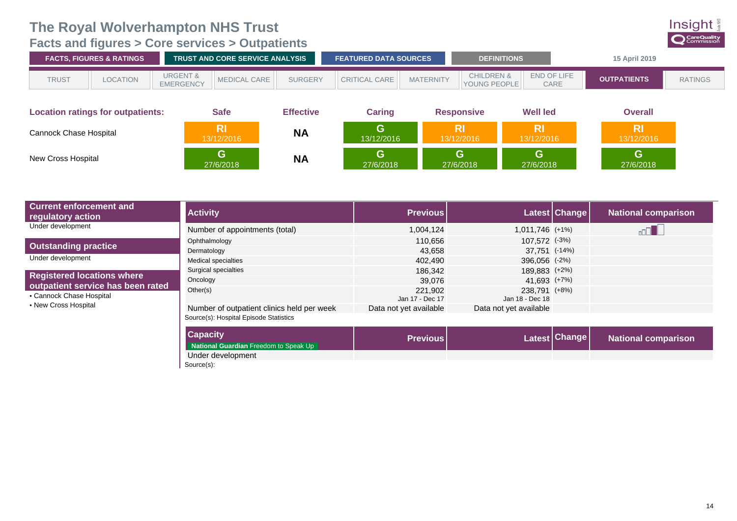# The Royal Wolverhampton NHS Trust

## Facts and figures > Core services > Outpatients

FACTS, FIGURES & RATINGS | TRUST AND CORE SERVICE ANALYSIS | FEATURED DATA SOURCES | DEFINITIONS | 15 April 2019

TRUST | LOCATION | URGENT & EMERGENCY | MEDICAL CARE | SURGERY | CRITICAL CARE | MATERNITY | CHILDREN & YOUNG PEOPLE | END OF LIFE CARE | **OUTPATIENTS** | RATINGS

| Location ratings for outpatients: | Safe | Effective | Caring | Responsive | Well led | Overall |
|---|---|---|---|---|---|---|
| Cannock Chase Hospital | RI 13/12/2016 | NA | G 13/12/2016 | RI 13/12/2016 | RI 13/12/2016 | RI 13/12/2016 |
| New Cross Hospital | G 27/6/2018 | NA | G 27/6/2018 | G 27/6/2018 | G 27/6/2018 | G 27/6/2018 |

### Current enforcement and regulatory action

Under development

### Outstanding practice

Under development

### Registered locations where outpatient service has been rated

- Cannock Chase Hospital
- New Cross Hospital

| Activity | Previous | Latest | Change | National comparison |
|---|---|---|---|---|
| Number of appointments (total) | 1,004,124 | 1,011,746 | (+1%) | |
| Ophthalmology | 110,656 | 107,572 | (-3%) | |
| Dermatology | 43,658 | 37,751 | (-14%) | |
| Medical specialties | 402,490 | 396,056 | (-2%) | |
| Surgical specialties | 186,342 | 189,883 | (+2%) | |
| Oncology | 39,076 | 41,693 | (+7%) | |
| Other(s) | 221,902<br>Jan 17 - Dec 17 | 238,791<br>Jan 18 - Dec 18 | (+8%) | |
| Number of outpatient clinics held per week | Data not yet available | Data not yet available | | |

Source(s): Hospital Episode Statistics

| Capacity<br>National Guardian Freedom to Speak Up | Previous | Latest | Change | National comparison |
|---|---|---|---|---|
| Under development | | | | |

Source(s):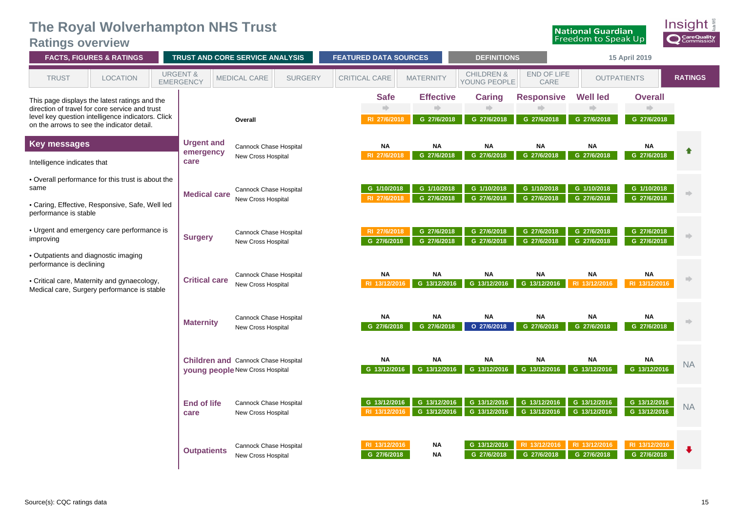# The Royal Wolverhampton NHS Trust

## Ratings overview

FACTS, FIGURES & RATINGS | TRUST AND CORE SERVICE ANALYSIS | FEATURED DATA SOURCES | DEFINITIONS

15 April 2019

TRUST | LOCATION | URGENT & EMERGENCY | MEDICAL CARE | SURGERY | CRITICAL CARE | MATERNITY | CHILDREN & YOUNG PEOPLE | END OF LIFE CARE | OUTPATIENTS | RATINGS

This page displays the latest ratings and the direction of travel for core service and trust level key question intelligence indicators. Click on the arrows to see the indicator detail.

## Key messages

Intelligence indicates that

- Overall performance for this trust is about the same
- Caring, Effective, Responsive, Safe, Well led performance is stable
- Urgent and emergency care performance is improving
- Outpatients and diagnostic imaging performance is declining
- Critical care, Maternity and gynaecology, Medical care, Surgery performance is stable

| Core service | Location | Safe | Effective | Caring | Responsive | Well led | Overall | Direction |
|---|---|---|---|---|---|---|---|---|
| | Overall | RI 27/6/2018 | G 27/6/2018 | G 27/6/2018 | G 27/6/2018 | G 27/6/2018 | G 27/6/2018 | |
| Urgent and emergency care | Cannock Chase Hospital | NA | NA | NA | NA | NA | NA | ⬆ |
| | New Cross Hospital | RI 27/6/2018 | G 27/6/2018 | G 27/6/2018 | G 27/6/2018 | G 27/6/2018 | G 27/6/2018 | |
| Medical care | Cannock Chase Hospital | G 1/10/2018 | G 1/10/2018 | G 1/10/2018 | G 1/10/2018 | G 1/10/2018 | G 1/10/2018 | ➡ |
| | New Cross Hospital | RI 27/6/2018 | G 27/6/2018 | G 27/6/2018 | G 27/6/2018 | G 27/6/2018 | G 27/6/2018 | |
| Surgery | Cannock Chase Hospital | RI 27/6/2018 | G 27/6/2018 | G 27/6/2018 | G 27/6/2018 | G 27/6/2018 | G 27/6/2018 | ➡ |
| | New Cross Hospital | G 27/6/2018 | G 27/6/2018 | G 27/6/2018 | G 27/6/2018 | G 27/6/2018 | G 27/6/2018 | |
| Critical care | Cannock Chase Hospital | NA | NA | NA | NA | NA | NA | ➡ |
| | New Cross Hospital | RI 13/12/2016 | G 13/12/2016 | G 13/12/2016 | G 13/12/2016 | RI 13/12/2016 | RI 13/12/2016 | |
| Maternity | Cannock Chase Hospital | NA | NA | NA | NA | NA | NA | ➡ |
| | New Cross Hospital | G 27/6/2018 | G 27/6/2018 | O 27/6/2018 | G 27/6/2018 | G 27/6/2018 | G 27/6/2018 | |
| Children and young people | Cannock Chase Hospital | NA | NA | NA | NA | NA | NA | NA |
| | New Cross Hospital | G 13/12/2016 | G 13/12/2016 | G 13/12/2016 | G 13/12/2016 | G 13/12/2016 | G 13/12/2016 | |
| End of life care | Cannock Chase Hospital | G 13/12/2016 | G 13/12/2016 | G 13/12/2016 | G 13/12/2016 | G 13/12/2016 | G 13/12/2016 | NA |
| | New Cross Hospital | RI 13/12/2016 | G 13/12/2016 | G 13/12/2016 | G 13/12/2016 | G 13/12/2016 | G 13/12/2016 | |
| Outpatients | Cannock Chase Hospital | RI 13/12/2016 | NA | G 13/12/2016 | RI 13/12/2016 | RI 13/12/2016 | RI 13/12/2016 | ⬇ |
| | New Cross Hospital | G 27/6/2018 | NA | G 27/6/2018 | G 27/6/2018 | G 27/6/2018 | G 27/6/2018 | |

Source(s): CQC ratings data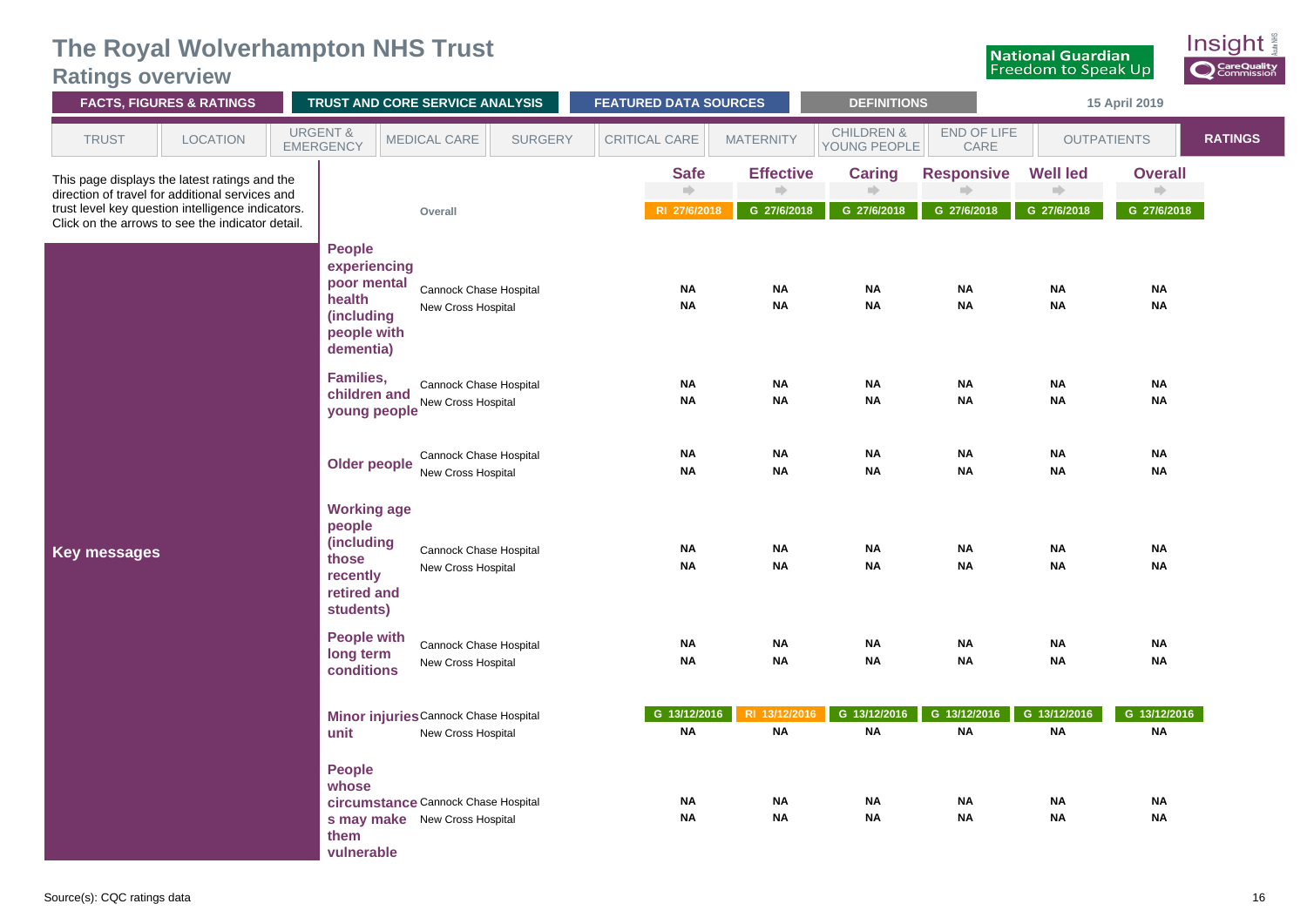# The Royal Wolverhampton NHS Trust

## Ratings overview

FACTS, FIGURES & RATINGS | TRUST AND CORE SERVICE ANALYSIS | FEATURED DATA SOURCES | DEFINITIONS | 15 April 2019

TRUST | LOCATION | URGENT & EMERGENCY | MEDICAL CARE | SURGERY | CRITICAL CARE | MATERNITY | CHILDREN & YOUNG PEOPLE | END OF LIFE CARE | OUTPATIENTS | RATINGS

This page displays the latest ratings and the direction of travel for additional services and trust level key question intelligence indicators. Click on the arrows to see the indicator detail.

**Key messages**

| | | Safe | Effective | Caring | Responsive | Well led | Overall |
|---|---|---|---|---|---|---|---|
| | Overall | RI 27/6/2018 | G 27/6/2018 | G 27/6/2018 | G 27/6/2018 | G 27/6/2018 | G 27/6/2018 |
| People experiencing poor mental health (including people with dementia) | Cannock Chase Hospital | NA | NA | NA | NA | NA | NA |
| | New Cross Hospital | NA | NA | NA | NA | NA | NA |
| Families, children and young people | Cannock Chase Hospital | NA | NA | NA | NA | NA | NA |
| | New Cross Hospital | NA | NA | NA | NA | NA | NA |
| Older people | Cannock Chase Hospital | NA | NA | NA | NA | NA | NA |
| | New Cross Hospital | NA | NA | NA | NA | NA | NA |
| Working age people (including those recently retired and students) | Cannock Chase Hospital | NA | NA | NA | NA | NA | NA |
| | New Cross Hospital | NA | NA | NA | NA | NA | NA |
| People with long term conditions | Cannock Chase Hospital | NA | NA | NA | NA | NA | NA |
| | New Cross Hospital | NA | NA | NA | NA | NA | NA |
| Minor injuries unit | Cannock Chase Hospital | G 13/12/2016 | RI 13/12/2016 | G 13/12/2016 | G 13/12/2016 | G 13/12/2016 | G 13/12/2016 |
| | New Cross Hospital | NA | NA | NA | NA | NA | NA |
| People whose circumstances may make them vulnerable | Cannock Chase Hospital | NA | NA | NA | NA | NA | NA |
| | New Cross Hospital | NA | NA | NA | NA | NA | NA |

Source(s): CQC ratings data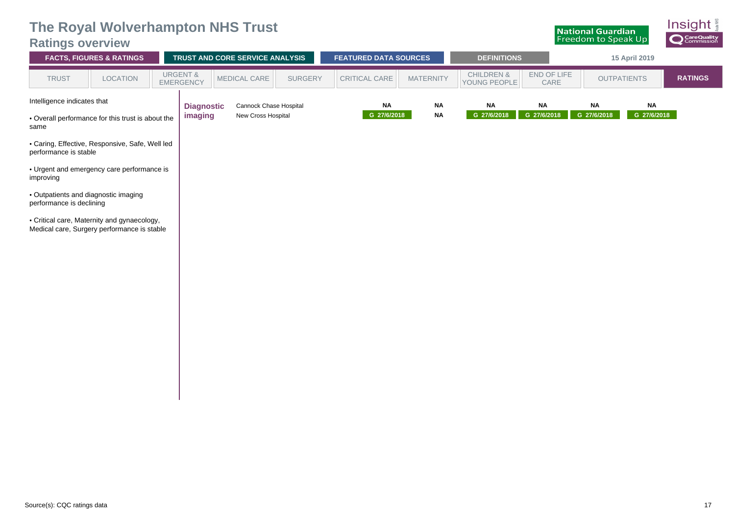# The Royal Wolverhampton NHS Trust

## Ratings overview

FACTS, FIGURES & RATINGS | TRUST AND CORE SERVICE ANALYSIS | FEATURED DATA SOURCES | DEFINITIONS | 15 April 2019

TRUST | LOCATION | URGENT & EMERGENCY | MEDICAL CARE | SURGERY | CRITICAL CARE | MATERNITY | CHILDREN & YOUNG PEOPLE | END OF LIFE CARE | OUTPATIENTS | RATINGS

Intelligence indicates that

- Overall performance for this trust is about the same
- Caring, Effective, Responsive, Safe, Well led performance is stable
- Urgent and emergency care performance is improving
- Outpatients and diagnostic imaging performance is declining
- Critical care, Maternity and gynaecology, Medical care, Surgery performance is stable

**Diagnostic imaging**

| Location | | | | | | |
|---|---|---|---|---|---|---|
| Cannock Chase Hospital | NA | NA | NA | NA | NA | NA |
| New Cross Hospital | G 27/6/2018 | NA | G 27/6/2018 | G 27/6/2018 | G 27/6/2018 | G 27/6/2018 |

Source(s): CQC ratings data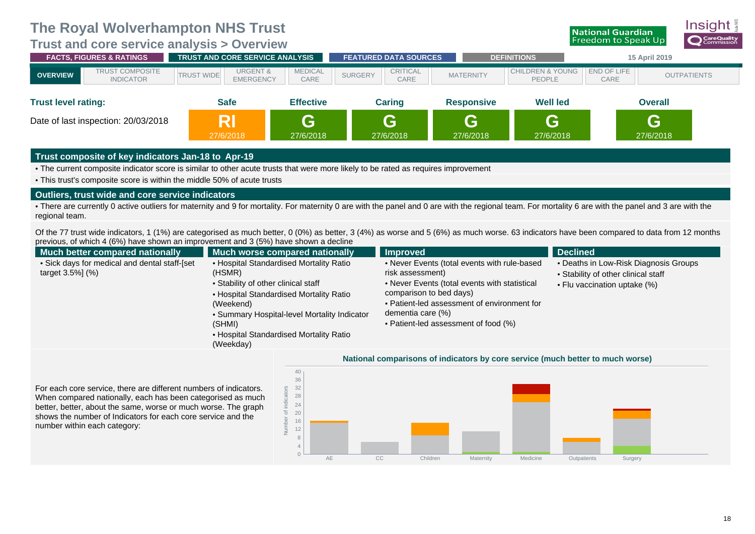# The Royal Wolverhampton NHS Trust

## Trust and core service analysis > Overview

FACTS, FIGURES & RATINGS | TRUST AND CORE SERVICE ANALYSIS | FEATURED DATA SOURCES | DEFINITIONS | 15 April 2019

OVERVIEW | TRUST COMPOSITE INDICATOR | TRUST WIDE | URGENT & EMERGENCY | MEDICAL CARE | SURGERY | CRITICAL CARE | MATERNITY | CHILDREN & YOUNG PEOPLE | END OF LIFE CARE | OUTPATIENTS

**Trust level rating:**

Date of last inspection: 20/03/2018

| Safe | Effective | Caring | Responsive | Well led | Overall |
|---|---|---|---|---|---|
| RI 27/6/2018 | G 27/6/2018 | G 27/6/2018 | G 27/6/2018 | G 27/6/2018 | G 27/6/2018 |

### Trust composite of key indicators Jan-18 to Apr-19

- The current composite indicator score is similar to other acute trusts that were more likely to be rated as requires improvement
- This trust's composite score is within the middle 50% of acute trusts

### Outliers, trust wide and core service indicators

- There are currently 0 active outliers for maternity and 9 for mortality. For maternity 0 are with the panel and 0 are with the regional team. For mortality 6 are with the panel and 3 are with the regional team.

Of the 77 trust wide indicators, 1 (1%) are categorised as much better, 0 (0%) as better, 3 (4%) as worse and 5 (6%) as much worse. 63 indicators have been compared to data from 12 months previous, of which 4 (6%) have shown an improvement and 3 (5%) have shown a decline

**Much better compared nationally**
- Sick days for medical and dental staff-[set target 3.5%] (%)

**Much worse compared nationally**
- Hospital Standardised Mortality Ratio (HSMR)
- Stability of other clinical staff
- Hospital Standardised Mortality Ratio (Weekend)
- Summary Hospital-level Mortality Indicator (SHMI)
- Hospital Standardised Mortality Ratio (Weekday)

**Improved**
- Never Events (total events with rule-based risk assessment)
- Never Events (total events with statistical comparison to bed days)
- Patient-led assessment of environment for dementia care (%)
- Patient-led assessment of food (%)

**Declined**
- Deaths in Low-Risk Diagnosis Groups
- Stability of other clinical staff
- Flu vaccination uptake (%)

For each core service, there are different numbers of indicators. When compared nationally, each has been categorised as much better, better, about the same, worse or much worse. The graph shows the number of Indicators for each core service and the number within each category:

**National comparisons of indicators by core service (much better to much worse)**

(Chart: Number of indicators by core service — AE, CC, Children, Maternity, Medicine, Outpatients, Surgery)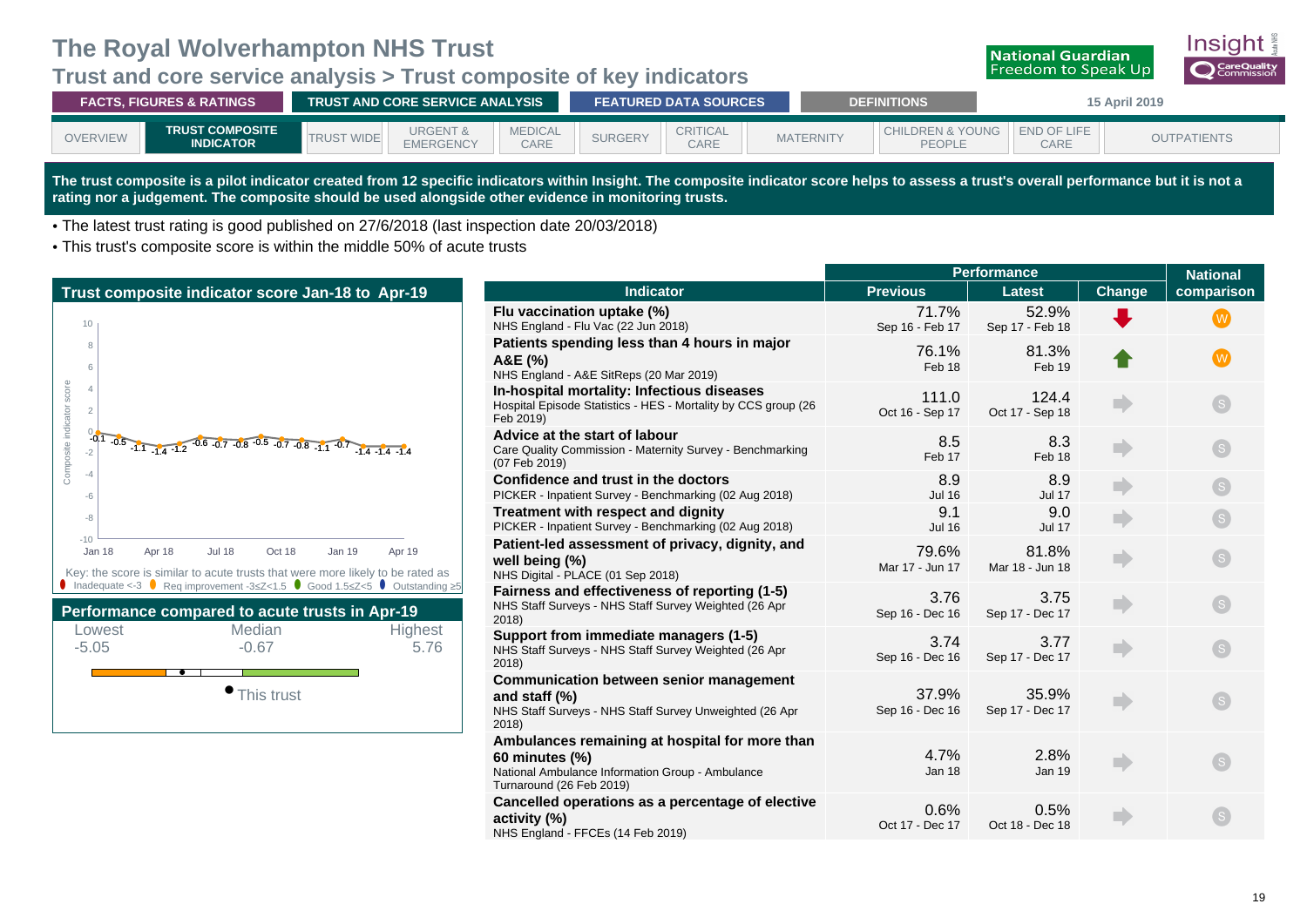# The Royal Wolverhampton NHS Trust

## Trust and core service analysis > Trust composite of key indicators

FACTS, FIGURES & RATINGS | TRUST AND CORE SERVICE ANALYSIS | FEATURED DATA SOURCES | DEFINITIONS | 15 April 2019

OVERVIEW | TRUST COMPOSITE INDICATOR | TRUST WIDE | URGENT & EMERGENCY | MEDICAL CARE | SURGERY | CRITICAL CARE | MATERNITY | CHILDREN & YOUNG PEOPLE | END OF LIFE CARE | OUTPATIENTS

**The trust composite is a pilot indicator created from 12 specific indicators within Insight. The composite indicator score helps to assess a trust's overall performance but it is not a rating nor a judgement. The composite should be used alongside other evidence in monitoring trusts.**

- The latest trust rating is good published on 27/6/2018 (last inspection date 20/03/2018)
- This trust's composite score is within the middle 50% of acute trusts

### Trust composite indicator score Jan-18 to Apr-19

Composite indicator score values (Jan 18 to Apr 19): -0.1, -0.5, -1.1, -1.4, -1.2, -0.6, -0.7, -0.8, -0.5, -0.7, -0.8, -1.1, -0.7, -1.4, -1.4, -1.4

Key: the score is similar to acute trusts that were more likely to be rated as: Inadequate <-3; Req improvement -3≤Z<1.5; Good 1.5≤Z<5; Outstanding ≥5

### Performance compared to acute trusts in Apr-19

| Lowest | Median | Highest |
|---|---|---|
| -5.05 | -0.67 | 5.76 |

This trust

| Indicator | Performance: Previous | Performance: Latest | Change | National comparison |
|---|---|---|---|---|
| **Flu vaccination uptake (%)**<br>NHS England - Flu Vac (22 Jun 2018) | 71.7%<br>Sep 16 - Feb 17 | 52.9%<br>Sep 17 - Feb 18 | Down | W |
| **Patients spending less than 4 hours in major A&E (%)**<br>NHS England - A&E SitReps (20 Mar 2019) | 76.1%<br>Feb 18 | 81.3%<br>Feb 19 | Up | W |
| **In-hospital mortality: Infectious diseases**<br>Hospital Episode Statistics - HES - Mortality by CCS group (26 Feb 2019) | 111.0<br>Oct 16 - Sep 17 | 124.4<br>Oct 17 - Sep 18 | No change | S |
| **Advice at the start of labour**<br>Care Quality Commission - Maternity Survey - Benchmarking (07 Feb 2019) | 8.5<br>Feb 17 | 8.3<br>Feb 18 | No change | S |
| **Confidence and trust in the doctors**<br>PICKER - Inpatient Survey - Benchmarking (02 Aug 2018) | 8.9<br>Jul 16 | 8.9<br>Jul 17 | No change | S |
| **Treatment with respect and dignity**<br>PICKER - Inpatient Survey - Benchmarking (02 Aug 2018) | 9.1<br>Jul 16 | 9.0<br>Jul 17 | No change | S |
| **Patient-led assessment of privacy, dignity, and well being (%)**<br>NHS Digital - PLACE (01 Sep 2018) | 79.6%<br>Mar 17 - Jun 17 | 81.8%<br>Mar 18 - Jun 18 | No change | S |
| **Fairness and effectiveness of reporting (1-5)**<br>NHS Staff Surveys - NHS Staff Survey Weighted (26 Apr 2018) | 3.76<br>Sep 16 - Dec 16 | 3.75<br>Sep 17 - Dec 17 | No change | S |
| **Support from immediate managers (1-5)**<br>NHS Staff Surveys - NHS Staff Survey Weighted (26 Apr 2018) | 3.74<br>Sep 16 - Dec 16 | 3.77<br>Sep 17 - Dec 17 | No change | S |
| **Communication between senior management and staff (%)**<br>NHS Staff Surveys - NHS Staff Survey Unweighted (26 Apr 2018) | 37.9%<br>Sep 16 - Dec 16 | 35.9%<br>Sep 17 - Dec 17 | No change | S |
| **Ambulances remaining at hospital for more than 60 minutes (%)**<br>National Ambulance Information Group - Ambulance Turnaround (26 Feb 2019) | 4.7%<br>Jan 18 | 2.8%<br>Jan 19 | No change | S |
| **Cancelled operations as a percentage of elective activity (%)**<br>NHS England - FFCEs (14 Feb 2019) | 0.6%<br>Oct 17 - Dec 17 | 0.5%<br>Oct 18 - Dec 18 | No change | S |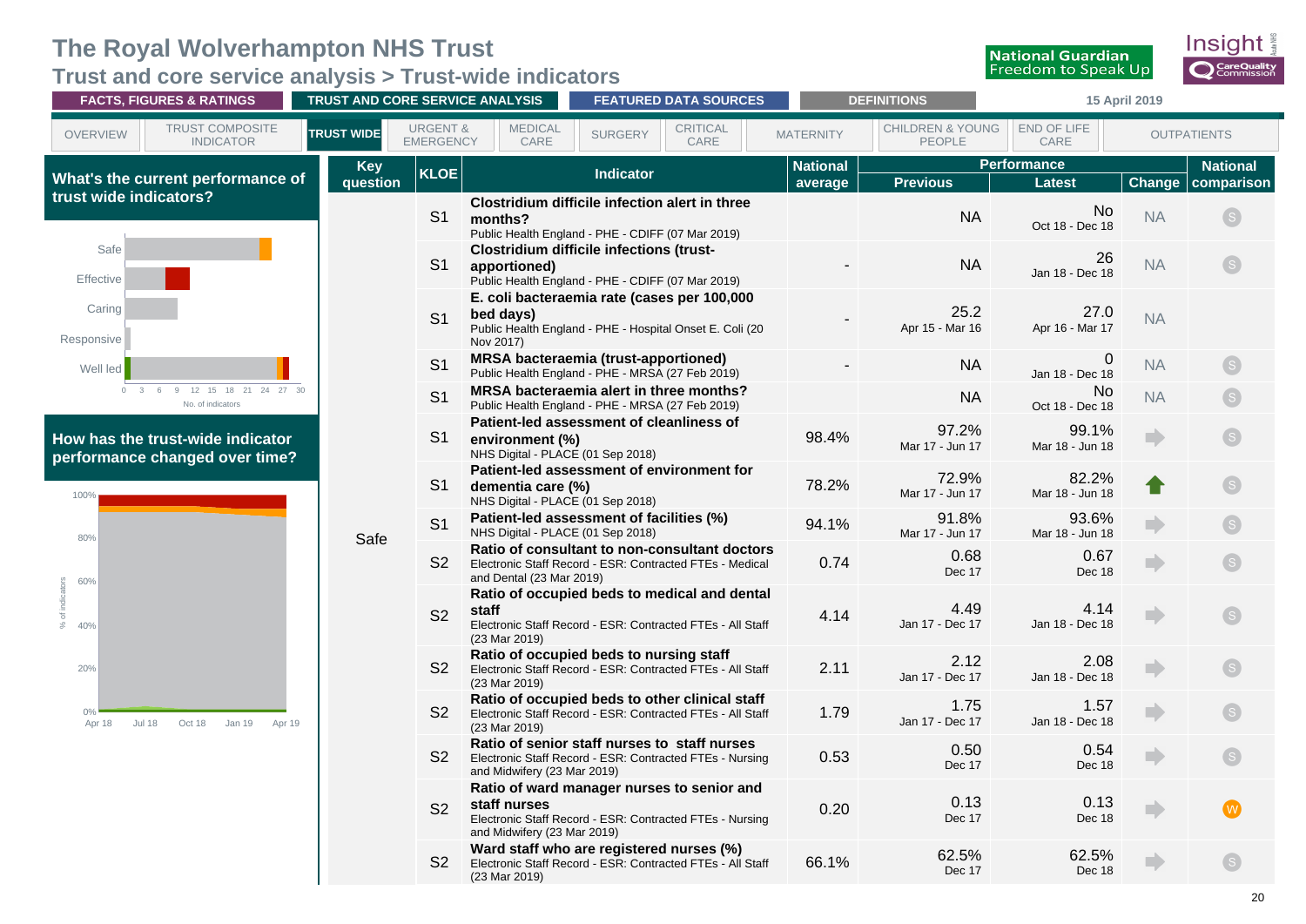# The Royal Wolverhampton NHS Trust

## Trust and core service analysis > Trust-wide indicators

FACTS, FIGURES & RATINGS | TRUST AND CORE SERVICE ANALYSIS | FEATURED DATA SOURCES | DEFINITIONS | 15 April 2019

OVERVIEW | TRUST COMPOSITE INDICATOR | TRUST WIDE | URGENT & EMERGENCY | MEDICAL CARE | SURGERY | CRITICAL CARE | MATERNITY | CHILDREN & YOUNG PEOPLE | END OF LIFE CARE | OUTPATIENTS

### What's the current performance of trust wide indicators?

Safe, Effective, Caring, Responsive, Well led

No. of indicators: 0 3 6 9 12 15 18 21 24 27 30

### How has the trust-wide indicator performance changed over time?

% of indicators: 0% – 100%; Apr 18, Jul 18, Oct 18, Jan 19, Apr 19

| Key question | KLOE | Indicator | National average | Performance: Previous | Performance: Latest | Change | National comparison |
|---|---|---|---|---|---|---|---|
| Safe | S1 | **Clostridium difficile infection alert in three months?** Public Health England - PHE - CDIFF (07 Mar 2019) | | NA | No (Oct 18 - Dec 18) | NA | S |
| | S1 | **Clostridium difficile infections (trust-apportioned)** Public Health England - PHE - CDIFF (07 Mar 2019) | - | NA | 26 (Jan 18 - Dec 18) | NA | S |
| | S1 | **E. coli bacteraemia rate (cases per 100,000 bed days)** Public Health England - PHE - Hospital Onset E. Coli (20 Nov 2017) | - | 25.2 (Apr 15 - Mar 16) | 27.0 (Apr 16 - Mar 17) | NA | |
| | S1 | **MRSA bacteraemia (trust-apportioned)** Public Health England - PHE - MRSA (27 Feb 2019) | - | NA | 0 (Jan 18 - Dec 18) | NA | S |
| | S1 | **MRSA bacteraemia alert in three months?** Public Health England - PHE - MRSA (27 Feb 2019) | | NA | No (Oct 18 - Dec 18) | NA | S |
| | S1 | **Patient-led assessment of cleanliness of environment (%)** NHS Digital - PLACE (01 Sep 2018) | 98.4% | 97.2% (Mar 17 - Jun 17) | 99.1% (Mar 18 - Jun 18) | → | S |
| | S1 | **Patient-led assessment of environment for dementia care (%)** NHS Digital - PLACE (01 Sep 2018) | 78.2% | 72.9% (Mar 17 - Jun 17) | 82.2% (Mar 18 - Jun 18) | ↑ | S |
| | S1 | **Patient-led assessment of facilities (%)** NHS Digital - PLACE (01 Sep 2018) | 94.1% | 91.8% (Mar 17 - Jun 17) | 93.6% (Mar 18 - Jun 18) | → | S |
| | S2 | **Ratio of consultant to non-consultant doctors** Electronic Staff Record - ESR: Contracted FTEs - Medical and Dental (23 Mar 2019) | 0.74 | 0.68 (Dec 17) | 0.67 (Dec 18) | → | S |
| | S2 | **Ratio of occupied beds to medical and dental staff** Electronic Staff Record - ESR: Contracted FTEs - All Staff (23 Mar 2019) | 4.14 | 4.49 (Jan 17 - Dec 17) | 4.14 (Jan 18 - Dec 18) | → | S |
| | S2 | **Ratio of occupied beds to nursing staff** Electronic Staff Record - ESR: Contracted FTEs - All Staff (23 Mar 2019) | 2.11 | 2.12 (Jan 17 - Dec 17) | 2.08 (Jan 18 - Dec 18) | → | S |
| | S2 | **Ratio of occupied beds to other clinical staff** Electronic Staff Record - ESR: Contracted FTEs - All Staff (23 Mar 2019) | 1.79 | 1.75 (Jan 17 - Dec 17) | 1.57 (Jan 18 - Dec 18) | → | S |
| | S2 | **Ratio of senior staff nurses to staff nurses** Electronic Staff Record - ESR: Contracted FTEs - Nursing and Midwifery (23 Mar 2019) | 0.53 | 0.50 (Dec 17) | 0.54 (Dec 18) | → | S |
| | S2 | **Ratio of ward manager nurses to senior and staff nurses** Electronic Staff Record - ESR: Contracted FTEs - Nursing and Midwifery (23 Mar 2019) | 0.20 | 0.13 (Dec 17) | 0.13 (Dec 18) | → | W |
| | S2 | **Ward staff who are registered nurses (%)** Electronic Staff Record - ESR: Contracted FTEs - All Staff (23 Mar 2019) | 66.1% | 62.5% (Dec 17) | 62.5% (Dec 18) | → | S |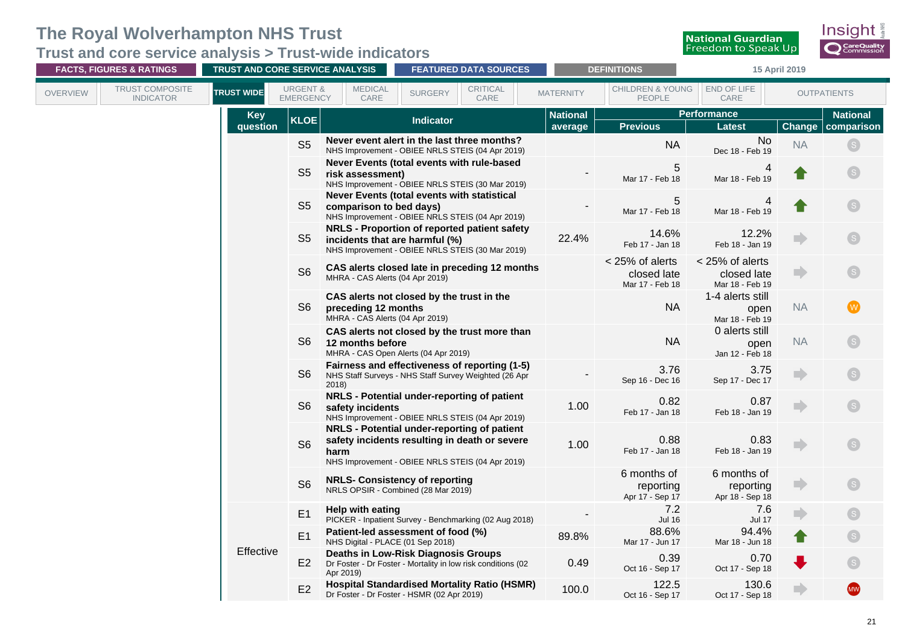# The Royal Wolverhampton NHS Trust

## Trust and core service analysis > Trust-wide indicators

FACTS, FIGURES & RATINGS | TRUST AND CORE SERVICE ANALYSIS | FEATURED DATA SOURCES | DEFINITIONS | 15 April 2019

OVERVIEW | TRUST COMPOSITE INDICATOR | TRUST WIDE | URGENT & EMERGENCY | MEDICAL CARE | SURGERY | CRITICAL CARE | MATERNITY | CHILDREN & YOUNG PEOPLE | END OF LIFE CARE | OUTPATIENTS

| Key question | KLOE | Indicator | National average | Performance | | | National comparison |
|---|---|---|---|---|---|---|---|
| | | | | Previous | Latest | Change | |
| | S5 | **Never event alert in the last three months?** NHS Improvement - OBIEE NRLS STEIS (04 Apr 2019) | | NA | No Dec 18 - Feb 19 | NA | S |
| | S5 | **Never Events (total events with rule-based risk assessment)** NHS Improvement - OBIEE NRLS STEIS (30 Mar 2019) | - | 5 Mar 17 - Feb 18 | 4 Mar 18 - Feb 19 | ↑ | S |
| | S5 | **Never Events (total events with statistical comparison to bed days)** NHS Improvement - OBIEE NRLS STEIS (04 Apr 2019) | - | 5 Mar 17 - Feb 18 | 4 Mar 18 - Feb 19 | ↑ | S |
| | S5 | **NRLS - Proportion of reported patient safety incidents that are harmful (%)** NHS Improvement - OBIEE NRLS STEIS (30 Mar 2019) | 22.4% | 14.6% Feb 17 - Jan 18 | 12.2% Feb 18 - Jan 19 | → | S |
| | S6 | **CAS alerts closed late in preceding 12 months** MHRA - CAS Alerts (04 Apr 2019) | | < 25% of alerts closed late Mar 17 - Feb 18 | < 25% of alerts closed late Mar 18 - Feb 19 | → | S |
| | S6 | **CAS alerts not closed by the trust in the preceding 12 months** MHRA - CAS Alerts (04 Apr 2019) | | NA | 1-4 alerts still open Mar 18 - Feb 19 | NA | W |
| | S6 | **CAS alerts not closed by the trust more than 12 months before** MHRA - CAS Open Alerts (04 Apr 2019) | | NA | 0 alerts still open Jan 12 - Feb 18 | NA | S |
| | S6 | **Fairness and effectiveness of reporting (1-5)** NHS Staff Surveys - NHS Staff Survey Weighted (26 Apr 2018) | - | 3.76 Sep 16 - Dec 16 | 3.75 Sep 17 - Dec 17 | → | S |
| | S6 | **NRLS - Potential under-reporting of patient safety incidents** NHS Improvement - OBIEE NRLS STEIS (04 Apr 2019) | 1.00 | 0.82 Feb 17 - Jan 18 | 0.87 Feb 18 - Jan 19 | → | S |
| | S6 | **NRLS - Potential under-reporting of patient safety incidents resulting in death or severe harm** NHS Improvement - OBIEE NRLS STEIS (04 Apr 2019) | 1.00 | 0.88 Feb 17 - Jan 18 | 0.83 Feb 18 - Jan 19 | → | S |
| | S6 | **NRLS- Consistency of reporting** NRLS OPSIR - Combined (28 Mar 2019) | | 6 months of reporting Apr 17 - Sep 17 | 6 months of reporting Apr 18 - Sep 18 | → | S |
| Effective | E1 | **Help with eating** PICKER - Inpatient Survey - Benchmarking (02 Aug 2018) | - | 7.2 Jul 16 | 7.6 Jul 17 | → | S |
| Effective | E1 | **Patient-led assessment of food (%)** NHS Digital - PLACE (01 Sep 2018) | 89.8% | 88.6% Mar 17 - Jun 17 | 94.4% Mar 18 - Jun 18 | ↑ | S |
| Effective | E2 | **Deaths in Low-Risk Diagnosis Groups** Dr Foster - Dr Foster - Mortality in low risk conditions (02 Apr 2019) | 0.49 | 0.39 Oct 16 - Sep 17 | 0.70 Oct 17 - Sep 18 | ↓ | S |
| Effective | E2 | **Hospital Standardised Mortality Ratio (HSMR)** Dr Foster - Dr Foster - HSMR (02 Apr 2019) | 100.0 | 122.5 Oct 16 - Sep 17 | 130.6 Oct 17 - Sep 18 | → | MW |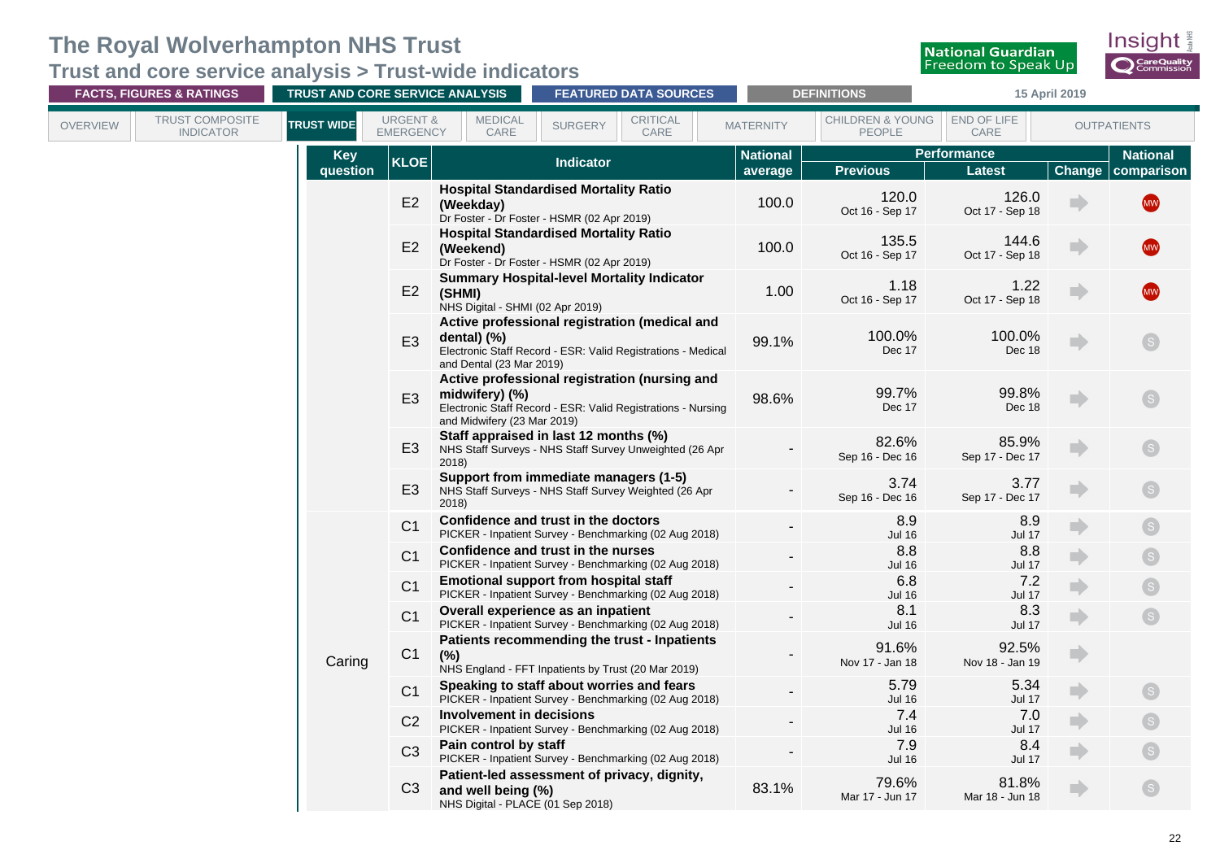# The Royal Wolverhampton NHS Trust

## Trust and core service analysis > Trust-wide indicators

FACTS, FIGURES & RATINGS | TRUST AND CORE SERVICE ANALYSIS | FEATURED DATA SOURCES | DEFINITIONS | 15 April 2019

OVERVIEW | TRUST COMPOSITE INDICATOR | TRUST WIDE | URGENT & EMERGENCY | MEDICAL CARE | SURGERY | CRITICAL CARE | MATERNITY | CHILDREN & YOUNG PEOPLE | END OF LIFE CARE | OUTPATIENTS

| Key question | KLOE | Indicator | National average | Performance | | Change | National comparison |
|---|---|---|---|---|---|---|---|
| | | | | Previous | Latest | | |
| | E2 | **Hospital Standardised Mortality Ratio (Weekday)** Dr Foster - Dr Foster - HSMR (02 Apr 2019) | 100.0 | 120.0 Oct 16 - Sep 17 | 126.0 Oct 17 - Sep 18 | ➡ | MW |
| | E2 | **Hospital Standardised Mortality Ratio (Weekend)** Dr Foster - Dr Foster - HSMR (02 Apr 2019) | 100.0 | 135.5 Oct 16 - Sep 17 | 144.6 Oct 17 - Sep 18 | ➡ | MW |
| | E2 | **Summary Hospital-level Mortality Indicator (SHMI)** NHS Digital - SHMI (02 Apr 2019) | 1.00 | 1.18 Oct 16 - Sep 17 | 1.22 Oct 17 - Sep 18 | ➡ | MW |
| | E3 | **Active professional registration (medical and dental) (%)** Electronic Staff Record - ESR: Valid Registrations - Medical and Dental (23 Mar 2019) | 99.1% | 100.0% Dec 17 | 100.0% Dec 18 | ➡ | S |
| | E3 | **Active professional registration (nursing and midwifery) (%)** Electronic Staff Record - ESR: Valid Registrations - Nursing and Midwifery (23 Mar 2019) | 98.6% | 99.7% Dec 17 | 99.8% Dec 18 | ➡ | S |
| | E3 | **Staff appraised in last 12 months (%)** NHS Staff Surveys - NHS Staff Survey Unweighted (26 Apr 2018) | - | 82.6% Sep 16 - Dec 16 | 85.9% Sep 17 - Dec 17 | ➡ | S |
| | E3 | **Support from immediate managers (1-5)** NHS Staff Surveys - NHS Staff Survey Weighted (26 Apr 2018) | - | 3.74 Sep 16 - Dec 16 | 3.77 Sep 17 - Dec 17 | ➡ | S |
| Caring | C1 | **Confidence and trust in the doctors** PICKER - Inpatient Survey - Benchmarking (02 Aug 2018) | - | 8.9 Jul 16 | 8.9 Jul 17 | ➡ | S |
| | C1 | **Confidence and trust in the nurses** PICKER - Inpatient Survey - Benchmarking (02 Aug 2018) | - | 8.8 Jul 16 | 8.8 Jul 17 | ➡ | S |
| | C1 | **Emotional support from hospital staff** PICKER - Inpatient Survey - Benchmarking (02 Aug 2018) | - | 6.8 Jul 16 | 7.2 Jul 17 | ➡ | S |
| | C1 | **Overall experience as an inpatient** PICKER - Inpatient Survey - Benchmarking (02 Aug 2018) | - | 8.1 Jul 16 | 8.3 Jul 17 | ➡ | S |
| | C1 | **Patients recommending the trust - Inpatients (%)** NHS England - FFT Inpatients by Trust (20 Mar 2019) | - | 91.6% Nov 17 - Jan 18 | 92.5% Nov 18 - Jan 19 | ➡ | |
| | C1 | **Speaking to staff about worries and fears** PICKER - Inpatient Survey - Benchmarking (02 Aug 2018) | - | 5.79 Jul 16 | 5.34 Jul 17 | ➡ | S |
| | C2 | **Involvement in decisions** PICKER - Inpatient Survey - Benchmarking (02 Aug 2018) | - | 7.4 Jul 16 | 7.0 Jul 17 | ➡ | S |
| | C3 | **Pain control by staff** PICKER - Inpatient Survey - Benchmarking (02 Aug 2018) | - | 7.9 Jul 16 | 8.4 Jul 17 | ➡ | S |
| | C3 | **Patient-led assessment of privacy, dignity, and well being (%)** NHS Digital - PLACE (01 Sep 2018) | 83.1% | 79.6% Mar 17 - Jun 17 | 81.8% Mar 18 - Jun 18 | ➡ | S |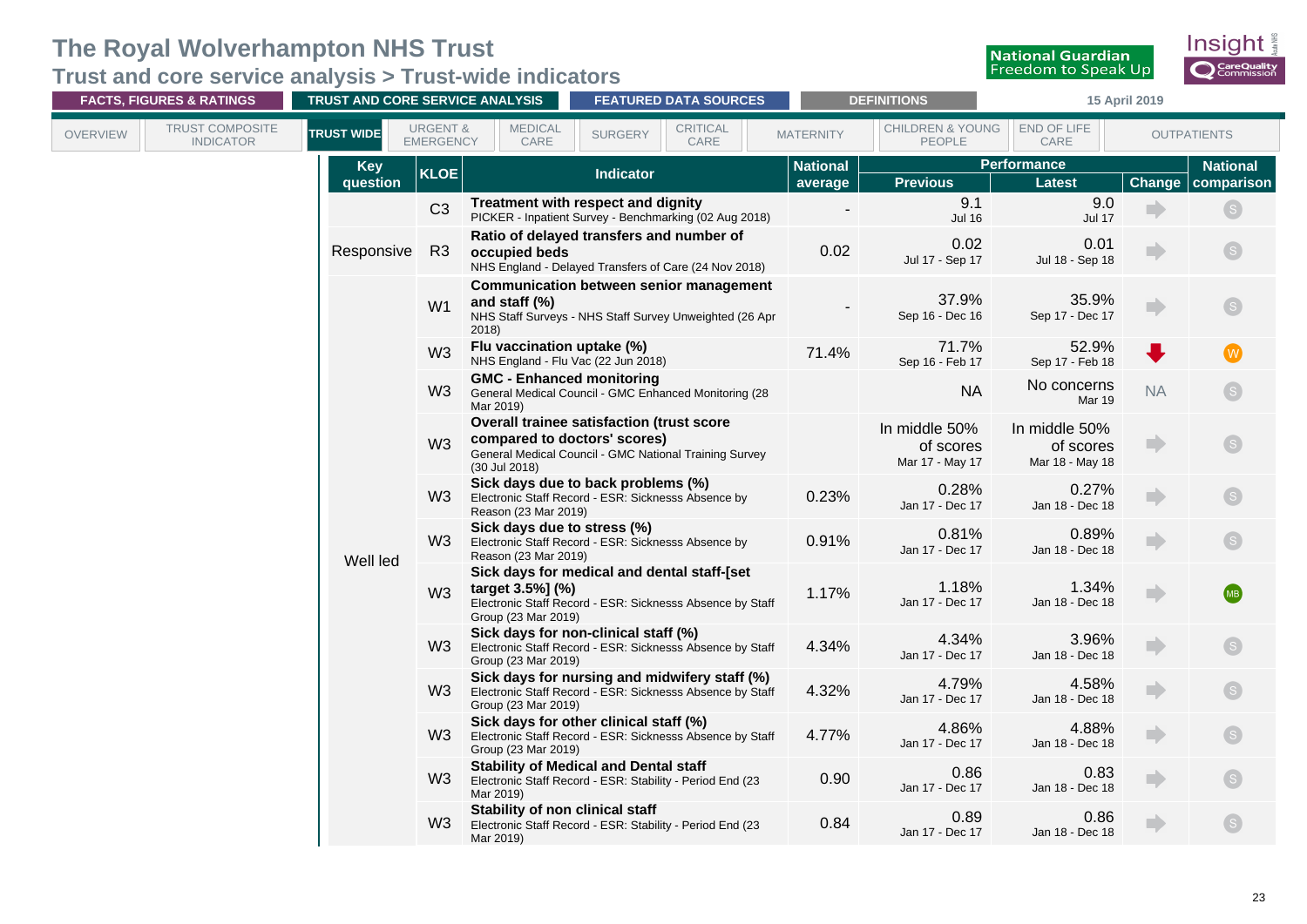# The Royal Wolverhampton NHS Trust

## Trust and core service analysis > Trust-wide indicators

FACTS, FIGURES & RATINGS | TRUST AND CORE SERVICE ANALYSIS | FEATURED DATA SOURCES | DEFINITIONS | 15 April 2019

OVERVIEW | TRUST COMPOSITE INDICATOR | TRUST WIDE | URGENT & EMERGENCY | MEDICAL CARE | SURGERY | CRITICAL CARE | MATERNITY | CHILDREN & YOUNG PEOPLE | END OF LIFE CARE | OUTPATIENTS

| Key question | KLOE | Indicator | National average | Performance Previous | Performance Latest | Change | National comparison |
|---|---|---|---|---|---|---|---|
| | C3 | **Treatment with respect and dignity** PICKER - Inpatient Survey - Benchmarking (02 Aug 2018) | - | 9.1 Jul 16 | 9.0 Jul 17 | → | S |
| Responsive | R3 | **Ratio of delayed transfers and number of occupied beds** NHS England - Delayed Transfers of Care (24 Nov 2018) | 0.02 | 0.02 Jul 17 - Sep 17 | 0.01 Jul 18 - Sep 18 | → | S |
| Well led | W1 | **Communication between senior management and staff (%)** NHS Staff Surveys - NHS Staff Survey Unweighted (26 Apr 2018) | - | 37.9% Sep 16 - Dec 16 | 35.9% Sep 17 - Dec 17 | → | S |
| | W3 | **Flu vaccination uptake (%)** NHS England - Flu Vac (22 Jun 2018) | 71.4% | 71.7% Sep 16 - Feb 17 | 52.9% Sep 17 - Feb 18 | ↓ | W |
| | W3 | **GMC - Enhanced monitoring** General Medical Council - GMC Enhanced Monitoring (28 Mar 2019) | | NA | No concerns Mar 19 | NA | S |
| | W3 | **Overall trainee satisfaction (trust score compared to doctors' scores)** General Medical Council - GMC National Training Survey (30 Jul 2018) | | In middle 50% of scores Mar 17 - May 17 | In middle 50% of scores Mar 18 - May 18 | → | S |
| | W3 | **Sick days due to back problems (%)** Electronic Staff Record - ESR: Sicknesss Absence by Reason (23 Mar 2019) | 0.23% | 0.28% Jan 17 - Dec 17 | 0.27% Jan 18 - Dec 18 | → | S |
| | W3 | **Sick days due to stress (%)** Electronic Staff Record - ESR: Sicknesss Absence by Reason (23 Mar 2019) | 0.91% | 0.81% Jan 17 - Dec 17 | 0.89% Jan 18 - Dec 18 | → | S |
| | W3 | **Sick days for medical and dental staff-[set target 3.5%] (%)** Electronic Staff Record - ESR: Sicknesss Absence by Staff Group (23 Mar 2019) | 1.17% | 1.18% Jan 17 - Dec 17 | 1.34% Jan 18 - Dec 18 | → | MB |
| | W3 | **Sick days for non-clinical staff (%)** Electronic Staff Record - ESR: Sicknesss Absence by Staff Group (23 Mar 2019) | 4.34% | 4.34% Jan 17 - Dec 17 | 3.96% Jan 18 - Dec 18 | → | S |
| | W3 | **Sick days for nursing and midwifery staff (%)** Electronic Staff Record - ESR: Sicknesss Absence by Staff Group (23 Mar 2019) | 4.32% | 4.79% Jan 17 - Dec 17 | 4.58% Jan 18 - Dec 18 | → | S |
| | W3 | **Sick days for other clinical staff (%)** Electronic Staff Record - ESR: Sicknesss Absence by Staff Group (23 Mar 2019) | 4.77% | 4.86% Jan 17 - Dec 17 | 4.88% Jan 18 - Dec 18 | → | S |
| | W3 | **Stability of Medical and Dental staff** Electronic Staff Record - ESR: Stability - Period End (23 Mar 2019) | 0.90 | 0.86 Jan 17 - Dec 17 | 0.83 Jan 18 - Dec 18 | → | S |
| | W3 | **Stability of non clinical staff** Electronic Staff Record - ESR: Stability - Period End (23 Mar 2019) | 0.84 | 0.89 Jan 17 - Dec 17 | 0.86 Jan 18 - Dec 18 | → | S |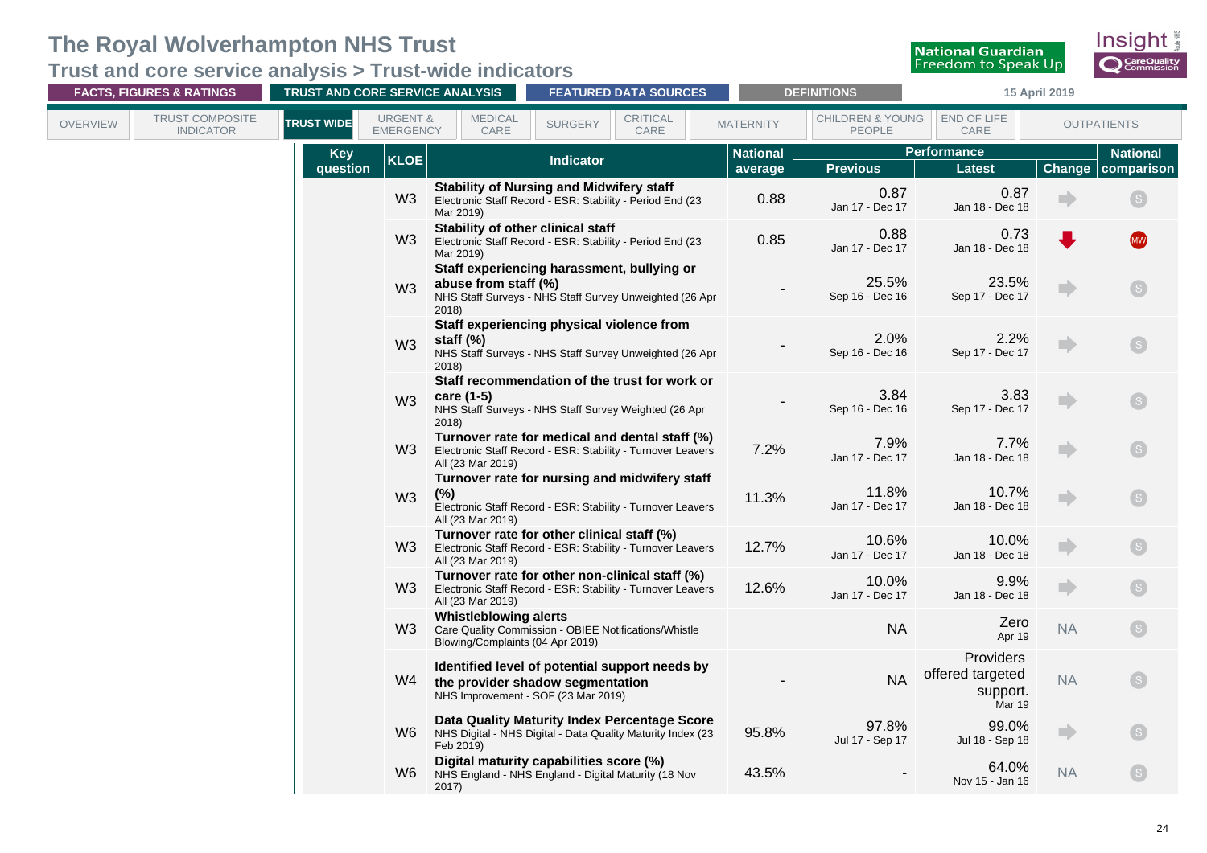# The Royal Wolverhampton NHS Trust

## Trust and core service analysis > Trust-wide indicators

National Guardian Freedom to Speak Up

FACTS, FIGURES & RATINGS | TRUST AND CORE SERVICE ANALYSIS | FEATURED DATA SOURCES | DEFINITIONS | 15 April 2019

OVERVIEW | TRUST COMPOSITE INDICATOR | TRUST WIDE | URGENT & EMERGENCY | MEDICAL CARE | SURGERY | CRITICAL CARE | MATERNITY | CHILDREN & YOUNG PEOPLE | END OF LIFE CARE | OUTPATIENTS

| Key question | KLOE | Indicator | National average | Performance | | | National comparison |
|---|---|---|---|---|---|---|---|
| | | | | Previous | Latest | Change | |
| | W3 | **Stability of Nursing and Midwifery staff**<br>Electronic Staff Record - ESR: Stability - Period End (23 Mar 2019) | 0.88 | 0.87<br>Jan 17 - Dec 17 | 0.87<br>Jan 18 - Dec 18 | → | S |
| | W3 | **Stability of other clinical staff**<br>Electronic Staff Record - ESR: Stability - Period End (23 Mar 2019) | 0.85 | 0.88<br>Jan 17 - Dec 17 | 0.73<br>Jan 18 - Dec 18 | ↓ | MW |
| | W3 | **Staff experiencing harassment, bullying or abuse from staff (%)**<br>NHS Staff Surveys - NHS Staff Survey Unweighted (26 Apr 2018) | - | 25.5%<br>Sep 16 - Dec 16 | 23.5%<br>Sep 17 - Dec 17 | → | S |
| | W3 | **Staff experiencing physical violence from staff (%)**<br>NHS Staff Surveys - NHS Staff Survey Unweighted (26 Apr 2018) | - | 2.0%<br>Sep 16 - Dec 16 | 2.2%<br>Sep 17 - Dec 17 | → | S |
| | W3 | **Staff recommendation of the trust for work or care (1-5)**<br>NHS Staff Surveys - NHS Staff Survey Weighted (26 Apr 2018) | - | 3.84<br>Sep 16 - Dec 16 | 3.83<br>Sep 17 - Dec 17 | → | S |
| | W3 | **Turnover rate for medical and dental staff (%)**<br>Electronic Staff Record - ESR: Stability - Turnover Leavers All (23 Mar 2019) | 7.2% | 7.9%<br>Jan 17 - Dec 17 | 7.7%<br>Jan 18 - Dec 18 | → | S |
| | W3 | **Turnover rate for nursing and midwifery staff (%)**<br>Electronic Staff Record - ESR: Stability - Turnover Leavers All (23 Mar 2019) | 11.3% | 11.8%<br>Jan 17 - Dec 17 | 10.7%<br>Jan 18 - Dec 18 | → | S |
| | W3 | **Turnover rate for other clinical staff (%)**<br>Electronic Staff Record - ESR: Stability - Turnover Leavers All (23 Mar 2019) | 12.7% | 10.6%<br>Jan 17 - Dec 17 | 10.0%<br>Jan 18 - Dec 18 | → | S |
| | W3 | **Turnover rate for other non-clinical staff (%)**<br>Electronic Staff Record - ESR: Stability - Turnover Leavers All (23 Mar 2019) | 12.6% | 10.0%<br>Jan 17 - Dec 17 | 9.9%<br>Jan 18 - Dec 18 | → | S |
| | W3 | **Whistleblowing alerts**<br>Care Quality Commission - OBIEE Notifications/Whistle Blowing/Complaints (04 Apr 2019) | | NA | Zero<br>Apr 19 | NA | S |
| | W4 | **Identified level of potential support needs by the provider shadow segmentation**<br>NHS Improvement - SOF (23 Mar 2019) | - | NA | Providers offered targeted support.<br>Mar 19 | NA | S |
| | W6 | **Data Quality Maturity Index Percentage Score**<br>NHS Digital - NHS Digital - Data Quality Maturity Index (23 Feb 2019) | 95.8% | 97.8%<br>Jul 17 - Sep 17 | 99.0%<br>Jul 18 - Sep 18 | → | S |
| | W6 | **Digital maturity capabilities score (%)**<br>NHS England - NHS England - Digital Maturity (18 Nov 2017) | 43.5% | - | 64.0%<br>Nov 15 - Jan 16 | NA | S |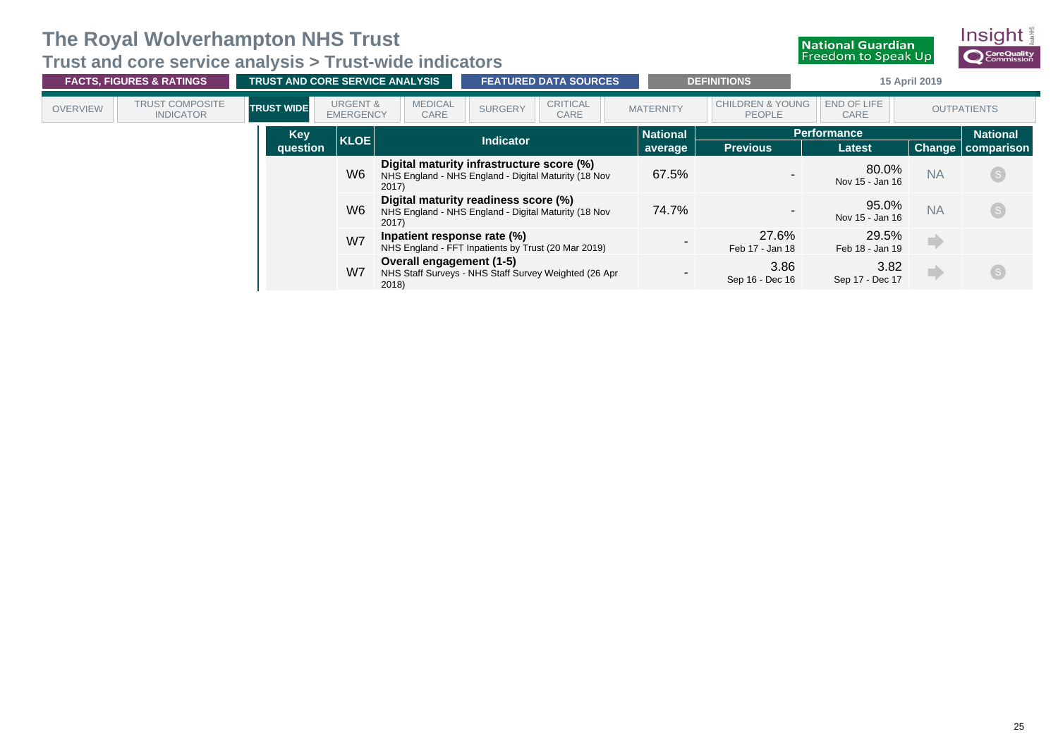# The Royal Wolverhampton NHS Trust

## Trust and core service analysis > Trust-wide indicators

FACTS, FIGURES & RATINGS | TRUST AND CORE SERVICE ANALYSIS | FEATURED DATA SOURCES | DEFINITIONS | 15 April 2019

OVERVIEW | TRUST COMPOSITE INDICATOR | TRUST WIDE | URGENT & EMERGENCY | MEDICAL CARE | SURGERY | CRITICAL CARE | MATERNITY | CHILDREN & YOUNG PEOPLE | END OF LIFE CARE | OUTPATIENTS

| Key question | KLOE | Indicator | National average | Performance | | | National comparison |
|---|---|---|---|---|---|---|---|
| | | | | Previous | Latest | Change | |
| | W6 | **Digital maturity infrastructure score (%)** NHS England - NHS England - Digital Maturity (18 Nov 2017) | 67.5% | - | 80.0% Nov 15 - Jan 16 | NA | S |
| | W6 | **Digital maturity readiness score (%)** NHS England - NHS England - Digital Maturity (18 Nov 2017) | 74.7% | - | 95.0% Nov 15 - Jan 16 | NA | S |
| | W7 | **Inpatient response rate (%)** NHS England - FFT Inpatients by Trust (20 Mar 2019) | - | 27.6% Feb 17 - Jan 18 | 29.5% Feb 18 - Jan 19 | ➡ | |
| | W7 | **Overall engagement (1-5)** NHS Staff Surveys - NHS Staff Survey Weighted (26 Apr 2018) | - | 3.86 Sep 16 - Dec 16 | 3.82 Sep 17 - Dec 17 | ➡ | S |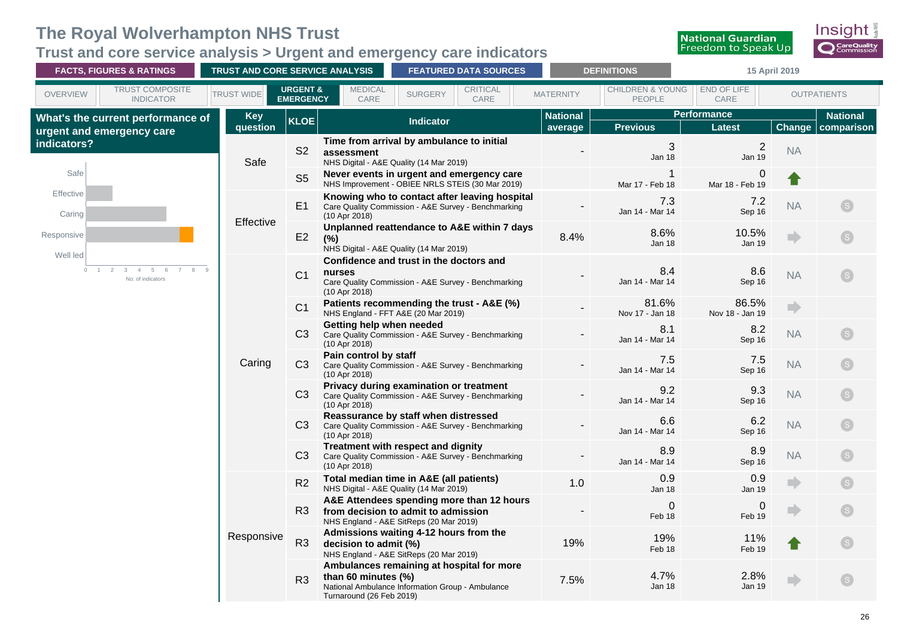# The Royal Wolverhampton NHS Trust

## Trust and core service analysis > Urgent and emergency care indicators

FACTS, FIGURES & RATINGS | TRUST AND CORE SERVICE ANALYSIS | FEATURED DATA SOURCES | DEFINITIONS | 15 April 2019

OVERVIEW | TRUST COMPOSITE INDICATOR | TRUST WIDE | URGENT & EMERGENCY | MEDICAL CARE | SURGERY | CRITICAL CARE | MATERNITY | CHILDREN & YOUNG PEOPLE | END OF LIFE CARE | OUTPATIENTS

### What's the current performance of urgent and emergency care indicators?

| Key question | KLOE | Indicator | National average | Performance: Previous | Performance: Latest | Change | National comparison |
|---|---|---|---|---|---|---|---|
| Safe | S2 | **Time from arrival by ambulance to initial assessment** NHS Digital - A&E Quality (14 Mar 2019) | - | 3 Jan 18 | 2 Jan 19 | NA | |
| | S5 | **Never events in urgent and emergency care** NHS Improvement - OBIEE NRLS STEIS (30 Mar 2019) | | 1 Mar 17 - Feb 18 | 0 Mar 18 - Feb 19 | ↑ | |
| Effective | E1 | **Knowing who to contact after leaving hospital** Care Quality Commission - A&E Survey - Benchmarking (10 Apr 2018) | - | 7.3 Jan 14 - Mar 14 | 7.2 Sep 16 | NA | S |
| | E2 | **Unplanned reattendance to A&E within 7 days (%)** NHS Digital - A&E Quality (14 Mar 2019) | 8.4% | 8.6% Jan 18 | 10.5% Jan 19 | → | S |
| Caring | C1 | **Confidence and trust in the doctors and nurses** Care Quality Commission - A&E Survey - Benchmarking (10 Apr 2018) | - | 8.4 Jan 14 - Mar 14 | 8.6 Sep 16 | NA | S |
| | C1 | **Patients recommending the trust - A&E (%)** NHS England - FFT A&E (20 Mar 2019) | - | 81.6% Nov 17 - Jan 18 | 86.5% Nov 18 - Jan 19 | → | |
| | C3 | **Getting help when needed** Care Quality Commission - A&E Survey - Benchmarking (10 Apr 2018) | - | 8.1 Jan 14 - Mar 14 | 8.2 Sep 16 | NA | S |
| | C3 | **Pain control by staff** Care Quality Commission - A&E Survey - Benchmarking (10 Apr 2018) | - | 7.5 Jan 14 - Mar 14 | 7.5 Sep 16 | NA | S |
| | C3 | **Privacy during examination or treatment** Care Quality Commission - A&E Survey - Benchmarking (10 Apr 2018) | - | 9.2 Jan 14 - Mar 14 | 9.3 Sep 16 | NA | S |
| | C3 | **Reassurance by staff when distressed** Care Quality Commission - A&E Survey - Benchmarking (10 Apr 2018) | - | 6.6 Jan 14 - Mar 14 | 6.2 Sep 16 | NA | S |
| | C3 | **Treatment with respect and dignity** Care Quality Commission - A&E Survey - Benchmarking (10 Apr 2018) | - | 8.9 Jan 14 - Mar 14 | 8.9 Sep 16 | NA | S |
| Responsive | R2 | **Total median time in A&E (all patients)** NHS Digital - A&E Quality (14 Mar 2019) | 1.0 | 0.9 Jan 18 | 0.9 Jan 19 | → | S |
| | R3 | **A&E Attendees spending more than 12 hours from decision to admit to admission** NHS England - A&E SitReps (20 Mar 2019) | - | 0 Feb 18 | 0 Feb 19 | → | S |
| | R3 | **Admissions waiting 4-12 hours from the decision to admit (%)** NHS England - A&E SitReps (20 Mar 2019) | 19% | 19% Feb 18 | 11% Feb 19 | ↑ | S |
| | R3 | **Ambulances remaining at hospital for more than 60 minutes (%)** National Ambulance Information Group - Ambulance Turnaround (26 Feb 2019) | 7.5% | 4.7% Jan 18 | 2.8% Jan 19 | → | S |

Chart: No. of indicators by key question (Safe, Effective, Caring, Responsive, Well led); axis 0–9.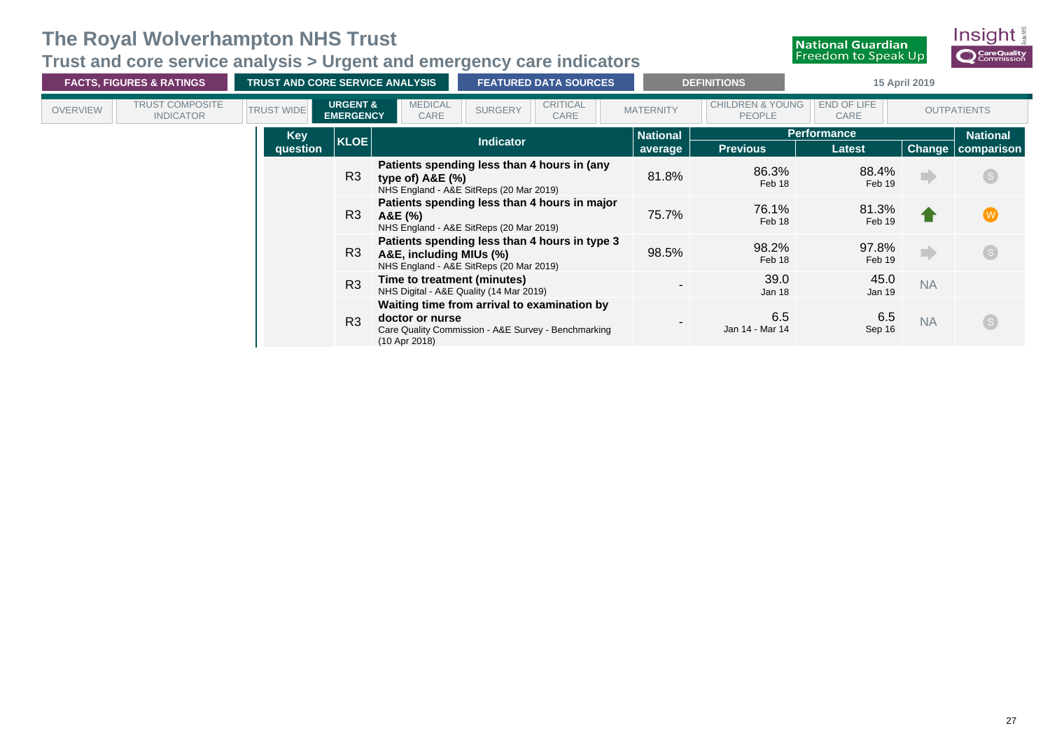# The Royal Wolverhampton NHS Trust

## Trust and core service analysis > Urgent and emergency care indicators

National Guardian Freedom to Speak Up

FACTS, FIGURES & RATINGS | TRUST AND CORE SERVICE ANALYSIS | FEATURED DATA SOURCES | DEFINITIONS | 15 April 2019

OVERVIEW | TRUST COMPOSITE INDICATOR | TRUST WIDE | URGENT & EMERGENCY | MEDICAL CARE | SURGERY | CRITICAL CARE | MATERNITY | CHILDREN & YOUNG PEOPLE | END OF LIFE CARE | OUTPATIENTS

| Key question | KLOE | Indicator | National average | Performance | | Change | National comparison |
|---|---|---|---|---|---|---|---|
| | | | | Previous | Latest | | |
| | R3 | **Patients spending less than 4 hours in (any type of) A&E (%)** NHS England - A&E SitReps (20 Mar 2019) | 81.8% | 86.3% Feb 18 | 88.4% Feb 19 | ➡ | S |
| | R3 | **Patients spending less than 4 hours in major A&E (%)** NHS England - A&E SitReps (20 Mar 2019) | 75.7% | 76.1% Feb 18 | 81.3% Feb 19 | ⬆ | W |
| | R3 | **Patients spending less than 4 hours in type 3 A&E, including MIUs (%)** NHS England - A&E SitReps (20 Mar 2019) | 98.5% | 98.2% Feb 18 | 97.8% Feb 19 | ➡ | S |
| | R3 | **Time to treatment (minutes)** NHS Digital - A&E Quality (14 Mar 2019) | - | 39.0 Jan 18 | 45.0 Jan 19 | NA | |
| | R3 | **Waiting time from arrival to examination by doctor or nurse** Care Quality Commission - A&E Survey - Benchmarking (10 Apr 2018) | - | 6.5 Jan 14 - Mar 14 | 6.5 Sep 16 | NA | S |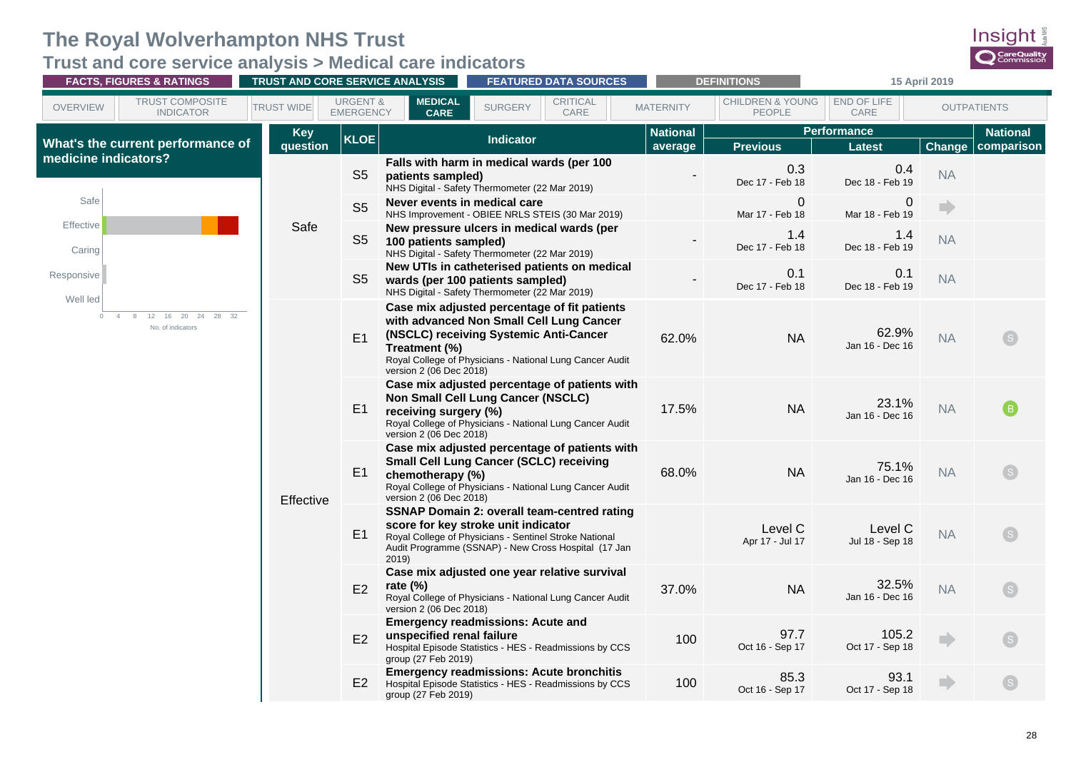# The Royal Wolverhampton NHS Trust

## Trust and core service analysis > Medical care indicators

FACTS, FIGURES & RATINGS | TRUST AND CORE SERVICE ANALYSIS | FEATURED DATA SOURCES | DEFINITIONS | 15 April 2019

OVERVIEW | TRUST COMPOSITE INDICATOR | TRUST WIDE | URGENT & EMERGENCY | MEDICAL CARE | SURGERY | CRITICAL CARE | MATERNITY | CHILDREN & YOUNG PEOPLE | END OF LIFE CARE | OUTPATIENTS

### What's the current performance of medicine indicators?

Safe
Effective
Caring
Responsive
Well led

0 4 8 12 16 20 24 28 32
No. of indicators

| Key question | KLOE | Indicator | National average | Performance: Previous | Performance: Latest | Change | National comparison |
|---|---|---|---|---|---|---|---|
| Safe | S5 | **Falls with harm in medical wards (per 100 patients sampled)** NHS Digital - Safety Thermometer (22 Mar 2019) | - | 0.3 Dec 17 - Feb 18 | 0.4 Dec 18 - Feb 19 | NA | |
| | S5 | **Never events in medical care** NHS Improvement - OBIEE NRLS STEIS (30 Mar 2019) | | 0 Mar 17 - Feb 18 | 0 Mar 18 - Feb 19 | ➡ | |
| | S5 | **New pressure ulcers in medical wards (per 100 patients sampled)** NHS Digital - Safety Thermometer (22 Mar 2019) | - | 1.4 Dec 17 - Feb 18 | 1.4 Dec 18 - Feb 19 | NA | |
| | S5 | **New UTIs in catheterised patients on medical wards (per 100 patients sampled)** NHS Digital - Safety Thermometer (22 Mar 2019) | - | 0.1 Dec 17 - Feb 18 | 0.1 Dec 18 - Feb 19 | NA | |
| Effective | E1 | **Case mix adjusted percentage of fit patients with advanced Non Small Cell Lung Cancer (NSCLC) receiving Systemic Anti-Cancer Treatment (%)** Royal College of Physicians - National Lung Cancer Audit version 2 (06 Dec 2018) | 62.0% | NA | 62.9% Jan 16 - Dec 16 | NA | S |
| | E1 | **Case mix adjusted percentage of patients with Non Small Cell Lung Cancer (NSCLC) receiving surgery (%)** Royal College of Physicians - National Lung Cancer Audit version 2 (06 Dec 2018) | 17.5% | NA | 23.1% Jan 16 - Dec 16 | NA | B |
| | E1 | **Case mix adjusted percentage of patients with Small Cell Lung Cancer (SCLC) receiving chemotherapy (%)** Royal College of Physicians - National Lung Cancer Audit version 2 (06 Dec 2018) | 68.0% | NA | 75.1% Jan 16 - Dec 16 | NA | S |
| | E1 | **SSNAP Domain 2: overall team-centred rating score for key stroke unit indicator** Royal College of Physicians - Sentinel Stroke National Audit Programme (SSNAP) - New Cross Hospital (17 Jan 2019) | | Level C Apr 17 - Jul 17 | Level C Jul 18 - Sep 18 | NA | S |
| | E2 | **Case mix adjusted one year relative survival rate (%)** Royal College of Physicians - National Lung Cancer Audit version 2 (06 Dec 2018) | 37.0% | NA | 32.5% Jan 16 - Dec 16 | NA | S |
| | E2 | **Emergency readmissions: Acute and unspecified renal failure** Hospital Episode Statistics - HES - Readmissions by CCS group (27 Feb 2019) | 100 | 97.7 Oct 16 - Sep 17 | 105.2 Oct 17 - Sep 18 | ➡ | S |
| | E2 | **Emergency readmissions: Acute bronchitis** Hospital Episode Statistics - HES - Readmissions by CCS group (27 Feb 2019) | 100 | 85.3 Oct 16 - Sep 17 | 93.1 Oct 17 - Sep 18 | ➡ | S |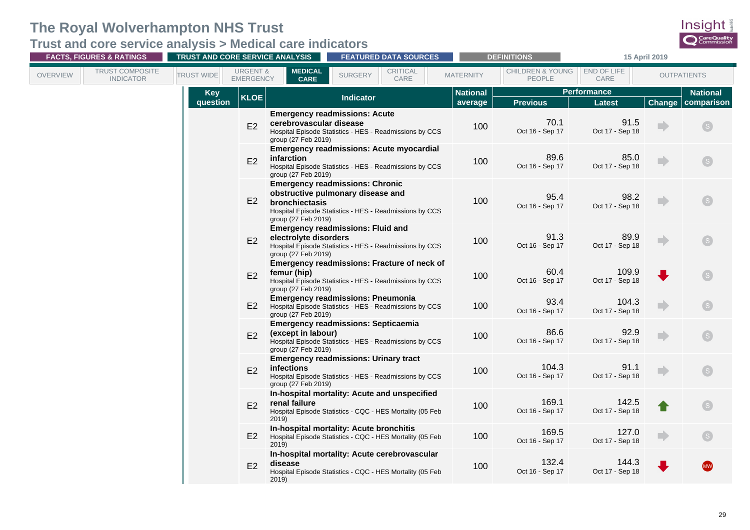# The Royal Wolverhampton NHS Trust

## Trust and core service analysis > Medical care indicators

FACTS, FIGURES & RATINGS | TRUST AND CORE SERVICE ANALYSIS | FEATURED DATA SOURCES | DEFINITIONS | 15 April 2019

OVERVIEW | TRUST COMPOSITE INDICATOR | TRUST WIDE | URGENT & EMERGENCY | **MEDICAL CARE** | SURGERY | CRITICAL CARE | MATERNITY | CHILDREN & YOUNG PEOPLE | END OF LIFE CARE | OUTPATIENTS

| Key question | KLOE | Indicator | National average | Performance | | | National comparison |
|---|---|---|---|---|---|---|---|
| | | | | Previous | Latest | Change | |
| | E2 | **Emergency readmissions: Acute cerebrovascular disease** Hospital Episode Statistics - HES - Readmissions by CCS group (27 Feb 2019) | 100 | 70.1 Oct 16 - Sep 17 | 91.5 Oct 17 - Sep 18 | ➡ | S |
| | E2 | **Emergency readmissions: Acute myocardial infarction** Hospital Episode Statistics - HES - Readmissions by CCS group (27 Feb 2019) | 100 | 89.6 Oct 16 - Sep 17 | 85.0 Oct 17 - Sep 18 | ➡ | S |
| | E2 | **Emergency readmissions: Chronic obstructive pulmonary disease and bronchiectasis** Hospital Episode Statistics - HES - Readmissions by CCS group (27 Feb 2019) | 100 | 95.4 Oct 16 - Sep 17 | 98.2 Oct 17 - Sep 18 | ➡ | S |
| | E2 | **Emergency readmissions: Fluid and electrolyte disorders** Hospital Episode Statistics - HES - Readmissions by CCS group (27 Feb 2019) | 100 | 91.3 Oct 16 - Sep 17 | 89.9 Oct 17 - Sep 18 | ➡ | S |
| | E2 | **Emergency readmissions: Fracture of neck of femur (hip)** Hospital Episode Statistics - HES - Readmissions by CCS group (27 Feb 2019) | 100 | 60.4 Oct 16 - Sep 17 | 109.9 Oct 17 - Sep 18 | ⬇ | S |
| | E2 | **Emergency readmissions: Pneumonia** Hospital Episode Statistics - HES - Readmissions by CCS group (27 Feb 2019) | 100 | 93.4 Oct 16 - Sep 17 | 104.3 Oct 17 - Sep 18 | ➡ | S |
| | E2 | **Emergency readmissions: Septicaemia (except in labour)** Hospital Episode Statistics - HES - Readmissions by CCS group (27 Feb 2019) | 100 | 86.6 Oct 16 - Sep 17 | 92.9 Oct 17 - Sep 18 | ➡ | S |
| | E2 | **Emergency readmissions: Urinary tract infections** Hospital Episode Statistics - HES - Readmissions by CCS group (27 Feb 2019) | 100 | 104.3 Oct 16 - Sep 17 | 91.1 Oct 17 - Sep 18 | ➡ | S |
| | E2 | **In-hospital mortality: Acute and unspecified renal failure** Hospital Episode Statistics - CQC - HES Mortality (05 Feb 2019) | 100 | 169.1 Oct 16 - Sep 17 | 142.5 Oct 17 - Sep 18 | ⬆ | S |
| | E2 | **In-hospital mortality: Acute bronchitis** Hospital Episode Statistics - CQC - HES Mortality (05 Feb 2019) | 100 | 169.5 Oct 16 - Sep 17 | 127.0 Oct 17 - Sep 18 | ➡ | S |
| | E2 | **In-hospital mortality: Acute cerebrovascular disease** Hospital Episode Statistics - CQC - HES Mortality (05 Feb 2019) | 100 | 132.4 Oct 16 - Sep 17 | 144.3 Oct 17 - Sep 18 | ⬇ | MW |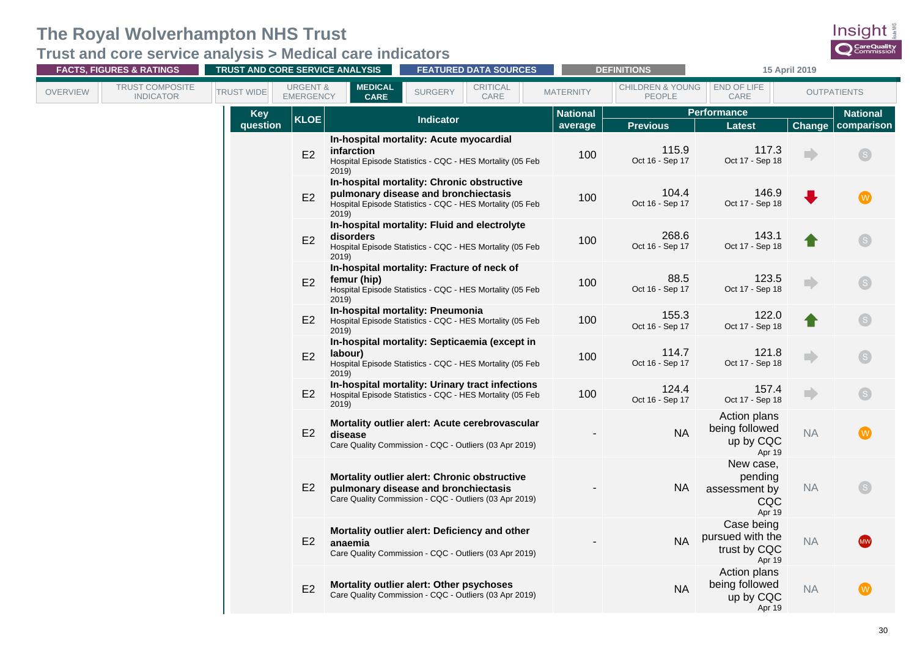# The Royal Wolverhampton NHS Trust

## Trust and core service analysis > Medical care indicators

FACTS, FIGURES & RATINGS | TRUST AND CORE SERVICE ANALYSIS | FEATURED DATA SOURCES | DEFINITIONS | 15 April 2019

OVERVIEW | TRUST COMPOSITE INDICATOR | TRUST WIDE | URGENT & EMERGENCY | MEDICAL CARE | SURGERY | CRITICAL CARE | MATERNITY | CHILDREN & YOUNG PEOPLE | END OF LIFE CARE | OUTPATIENTS

| Key question | KLOE | Indicator | National average | Performance: Previous | Performance: Latest | Performance: Change | National comparison |
|---|---|---|---|---|---|---|---|
| | E2 | **In-hospital mortality: Acute myocardial infarction** Hospital Episode Statistics - CQC - HES Mortality (05 Feb 2019) | 100 | 115.9 Oct 16 - Sep 17 | 117.3 Oct 17 - Sep 18 | No change | S |
| | E2 | **In-hospital mortality: Chronic obstructive pulmonary disease and bronchiectasis** Hospital Episode Statistics - CQC - HES Mortality (05 Feb 2019) | 100 | 104.4 Oct 16 - Sep 17 | 146.9 Oct 17 - Sep 18 | Worse | W |
| | E2 | **In-hospital mortality: Fluid and electrolyte disorders** Hospital Episode Statistics - CQC - HES Mortality (05 Feb 2019) | 100 | 268.6 Oct 16 - Sep 17 | 143.1 Oct 17 - Sep 18 | Better | S |
| | E2 | **In-hospital mortality: Fracture of neck of femur (hip)** Hospital Episode Statistics - CQC - HES Mortality (05 Feb 2019) | 100 | 88.5 Oct 16 - Sep 17 | 123.5 Oct 17 - Sep 18 | No change | S |
| | E2 | **In-hospital mortality: Pneumonia** Hospital Episode Statistics - CQC - HES Mortality (05 Feb 2019) | 100 | 155.3 Oct 16 - Sep 17 | 122.0 Oct 17 - Sep 18 | Better | S |
| | E2 | **In-hospital mortality: Septicaemia (except in labour)** Hospital Episode Statistics - CQC - HES Mortality (05 Feb 2019) | 100 | 114.7 Oct 16 - Sep 17 | 121.8 Oct 17 - Sep 18 | No change | S |
| | E2 | **In-hospital mortality: Urinary tract infections** Hospital Episode Statistics - CQC - HES Mortality (05 Feb 2019) | 100 | 124.4 Oct 16 - Sep 17 | 157.4 Oct 17 - Sep 18 | No change | S |
| | E2 | **Mortality outlier alert: Acute cerebrovascular disease** Care Quality Commission - CQC - Outliers (03 Apr 2019) | - | NA | Action plans being followed up by CQC Apr 19 | NA | W |
| | E2 | **Mortality outlier alert: Chronic obstructive pulmonary disease and bronchiectasis** Care Quality Commission - CQC - Outliers (03 Apr 2019) | - | NA | New case, pending assessment by CQC Apr 19 | NA | S |
| | E2 | **Mortality outlier alert: Deficiency and other anaemia** Care Quality Commission - CQC - Outliers (03 Apr 2019) | - | NA | Case being pursued with the trust by CQC Apr 19 | NA | MW |
| | E2 | **Mortality outlier alert: Other psychoses** Care Quality Commission - CQC - Outliers (03 Apr 2019) | | NA | Action plans being followed up by CQC Apr 19 | NA | W |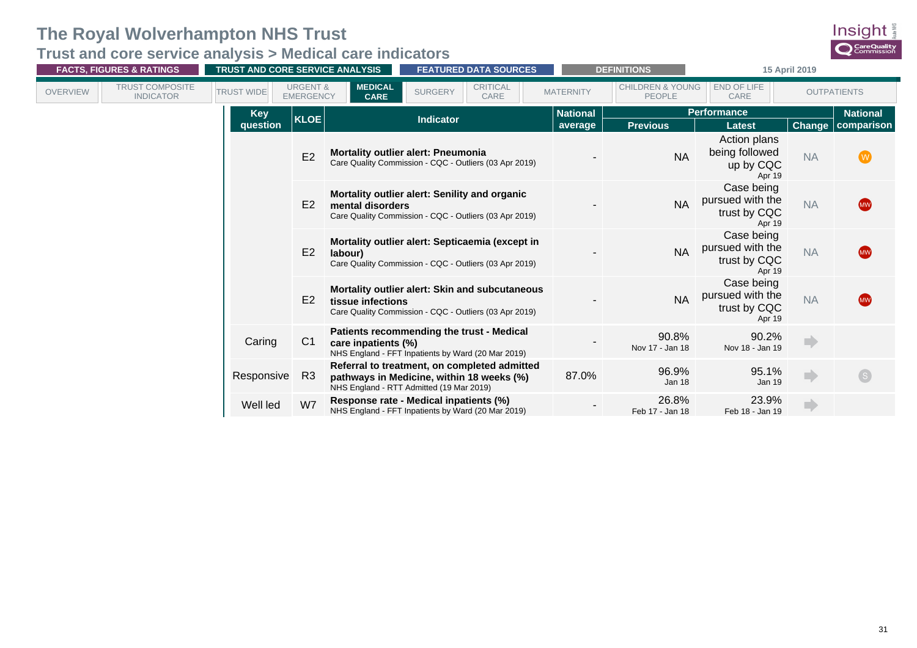# The Royal Wolverhampton NHS Trust

## Trust and core service analysis > Medical care indicators

FACTS, FIGURES & RATINGS | TRUST AND CORE SERVICE ANALYSIS | FEATURED DATA SOURCES | DEFINITIONS | 15 April 2019

OVERVIEW | TRUST COMPOSITE INDICATOR | TRUST WIDE | URGENT & EMERGENCY | MEDICAL CARE | SURGERY | CRITICAL CARE | MATERNITY | CHILDREN & YOUNG PEOPLE | END OF LIFE CARE | OUTPATIENTS

| Key question | KLOE | Indicator | National average | Performance: Previous | Performance: Latest | Change | National comparison |
|---|---|---|---|---|---|---|---|
| | E2 | **Mortality outlier alert: Pneumonia**<br>Care Quality Commission - CQC - Outliers (03 Apr 2019) | - | NA | Action plans being followed up by CQC<br>Apr 19 | NA | W |
| | E2 | **Mortality outlier alert: Senility and organic mental disorders**<br>Care Quality Commission - CQC - Outliers (03 Apr 2019) | - | NA | Case being pursued with the trust by CQC<br>Apr 19 | NA | MW |
| | E2 | **Mortality outlier alert: Septicaemia (except in labour)**<br>Care Quality Commission - CQC - Outliers (03 Apr 2019) | - | NA | Case being pursued with the trust by CQC<br>Apr 19 | NA | MW |
| | E2 | **Mortality outlier alert: Skin and subcutaneous tissue infections**<br>Care Quality Commission - CQC - Outliers (03 Apr 2019) | - | NA | Case being pursued with the trust by CQC<br>Apr 19 | NA | MW |
| Caring | C1 | **Patients recommending the trust - Medical care inpatients (%)**<br>NHS England - FFT Inpatients by Ward (20 Mar 2019) | - | 90.8%<br>Nov 17 - Jan 18 | 90.2%<br>Nov 18 - Jan 19 | ➡ | |
| Responsive | R3 | **Referral to treatment, on completed admitted pathways in Medicine, within 18 weeks (%)**<br>NHS England - RTT Admitted (19 Mar 2019) | 87.0% | 96.9%<br>Jan 18 | 95.1%<br>Jan 19 | ➡ | S |
| Well led | W7 | **Response rate - Medical inpatients (%)**<br>NHS England - FFT Inpatients by Ward (20 Mar 2019) | - | 26.8%<br>Feb 17 - Jan 18 | 23.9%<br>Feb 18 - Jan 19 | ➡ | |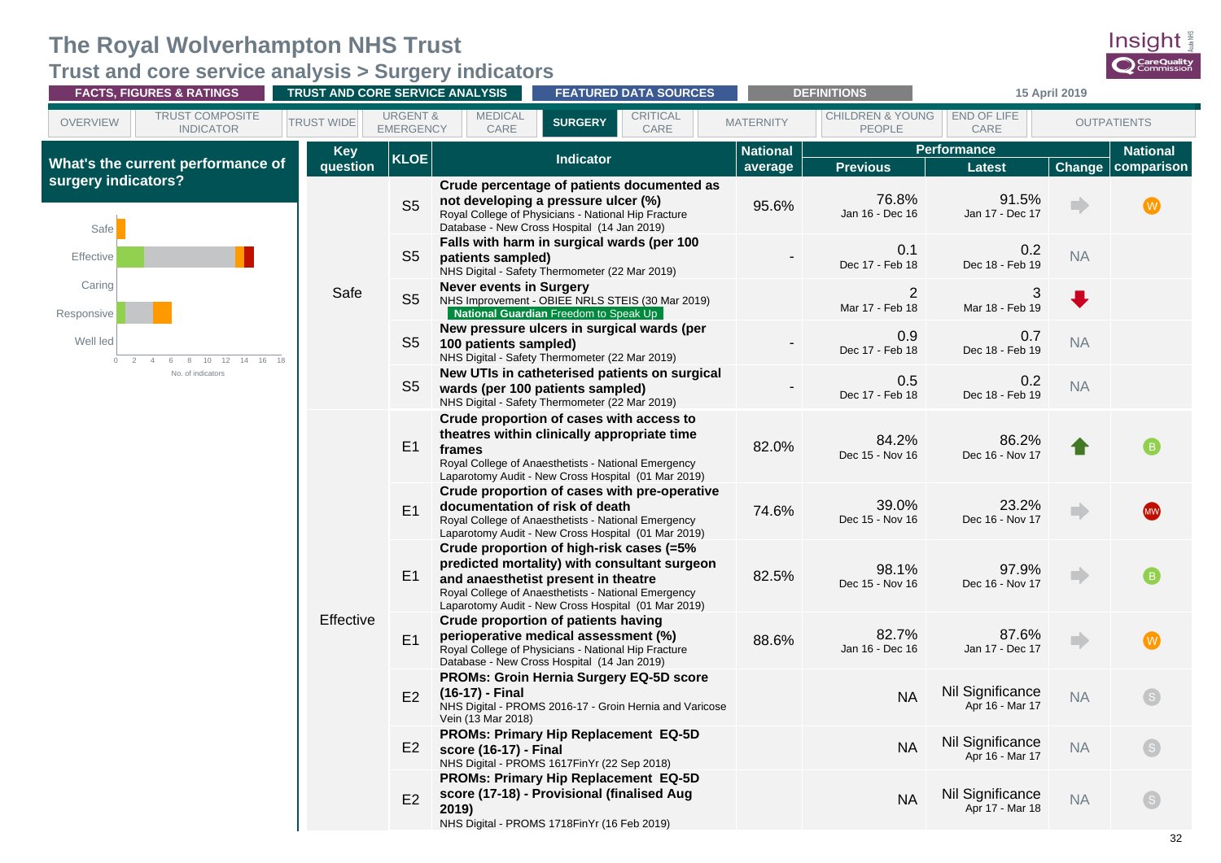# The Royal Wolverhampton NHS Trust

## Trust and core service analysis > Surgery indicators

FACTS, FIGURES & RATINGS | TRUST AND CORE SERVICE ANALYSIS | FEATURED DATA SOURCES | DEFINITIONS | 15 April 2019

OVERVIEW | TRUST COMPOSITE INDICATOR | TRUST WIDE | URGENT & EMERGENCY | MEDICAL CARE | **SURGERY** | CRITICAL CARE | MATERNITY | CHILDREN & YOUNG PEOPLE | END OF LIFE CARE | OUTPATIENTS

### What's the current performance of surgery indicators?

Safe, Effective, Caring, Responsive, Well led — No. of indicators (0–18)

| Key question | KLOE | Indicator | National average | Performance – Previous | Performance – Latest | Change | National comparison |
|---|---|---|---|---|---|---|---|
| Safe | S5 | **Crude percentage of patients documented as not developing a pressure ulcer (%)** Royal College of Physicians - National Hip Fracture Database - New Cross Hospital (14 Jan 2019) | 95.6% | 76.8% Jan 16 - Dec 16 | 91.5% Jan 17 - Dec 17 | ➡ | W |
| | S5 | **Falls with harm in surgical wards (per 100 patients sampled)** NHS Digital - Safety Thermometer (22 Mar 2019) | - | 0.1 Dec 17 - Feb 18 | 0.2 Dec 18 - Feb 19 | NA | |
| | S5 | **Never events in Surgery** NHS Improvement - OBIEE NRLS STEIS (30 Mar 2019) **National Guardian** Freedom to Speak Up | | 2 Mar 17 - Feb 18 | 3 Mar 18 - Feb 19 | ⬇ | |
| | S5 | **New pressure ulcers in surgical wards (per 100 patients sampled)** NHS Digital - Safety Thermometer (22 Mar 2019) | - | 0.9 Dec 17 - Feb 18 | 0.7 Dec 18 - Feb 19 | NA | |
| | S5 | **New UTIs in catheterised patients on surgical wards (per 100 patients sampled)** NHS Digital - Safety Thermometer (22 Mar 2019) | - | 0.5 Dec 17 - Feb 18 | 0.2 Dec 18 - Feb 19 | NA | |
| Effective | E1 | **Crude proportion of cases with access to theatres within clinically appropriate time frames** Royal College of Anaesthetists - National Emergency Laparotomy Audit - New Cross Hospital (01 Mar 2019) | 82.0% | 84.2% Dec 15 - Nov 16 | 86.2% Dec 16 - Nov 17 | ⬆ | B |
| | E1 | **Crude proportion of cases with pre-operative documentation of risk of death** Royal College of Anaesthetists - National Emergency Laparotomy Audit - New Cross Hospital (01 Mar 2019) | 74.6% | 39.0% Dec 15 - Nov 16 | 23.2% Dec 16 - Nov 17 | ➡ | MW |
| | E1 | **Crude proportion of high-risk cases (=5% predicted mortality) with consultant surgeon and anaesthetist present in theatre** Royal College of Anaesthetists - National Emergency Laparotomy Audit - New Cross Hospital (01 Mar 2019) | 82.5% | 98.1% Dec 15 - Nov 16 | 97.9% Dec 16 - Nov 17 | ➡ | B |
| | E1 | **Crude proportion of patients having perioperative medical assessment (%)** Royal College of Physicians - National Hip Fracture Database - New Cross Hospital (14 Jan 2019) | 88.6% | 82.7% Jan 16 - Dec 16 | 87.6% Jan 17 - Dec 17 | ➡ | W |
| | E2 | **PROMs: Groin Hernia Surgery EQ-5D score (16-17) - Final** NHS Digital - PROMS 2016-17 - Groin Hernia and Varicose Vein (13 Mar 2018) | | NA | Nil Significance Apr 16 - Mar 17 | NA | S |
| | E2 | **PROMs: Primary Hip Replacement EQ-5D score (16-17) - Final** NHS Digital - PROMS 1617FinYr (22 Sep 2018) | | NA | Nil Significance Apr 16 - Mar 17 | NA | S |
| | E2 | **PROMs: Primary Hip Replacement EQ-5D score (17-18) - Provisional (finalised Aug 2019)** NHS Digital - PROMS 1718FinYr (16 Feb 2019) | | NA | Nil Significance Apr 17 - Mar 18 | NA | S |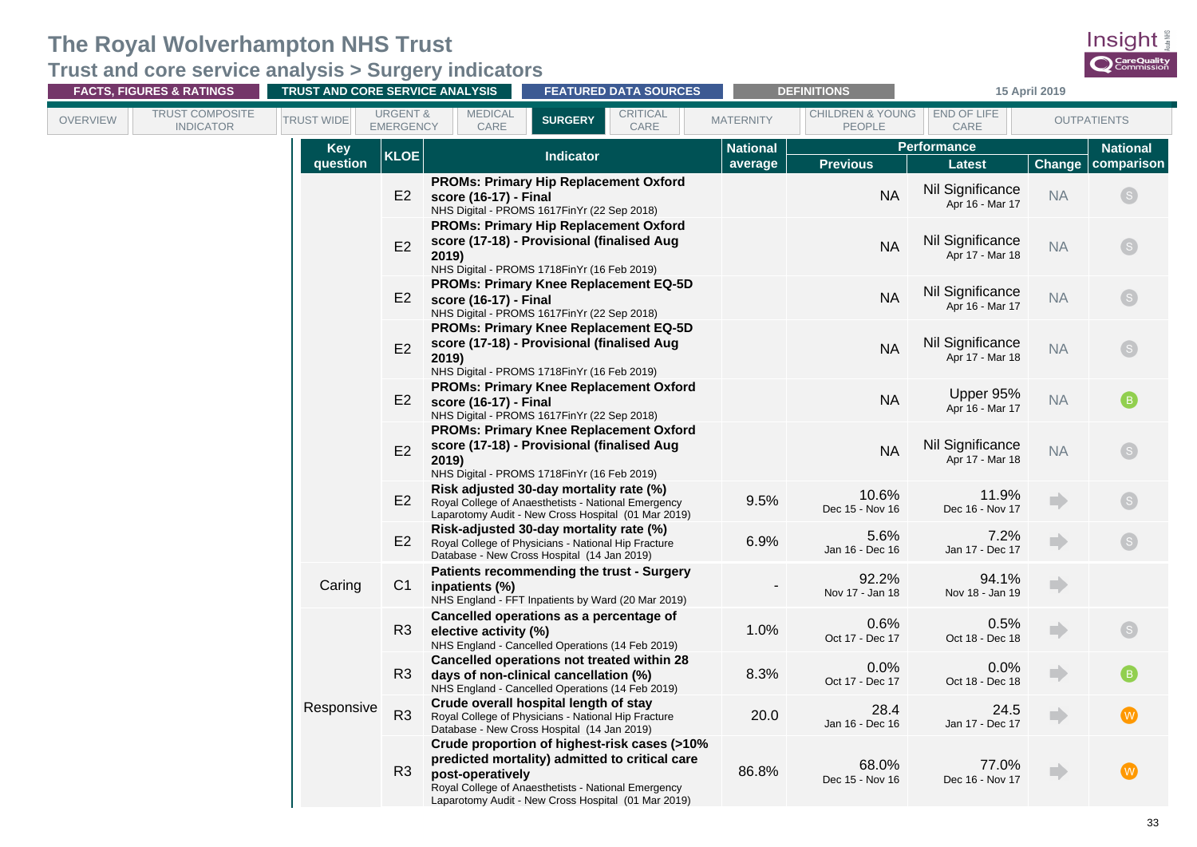# The Royal Wolverhampton NHS Trust

## Trust and core service analysis > Surgery indicators

FACTS, FIGURES & RATINGS | TRUST AND CORE SERVICE ANALYSIS | FEATURED DATA SOURCES | DEFINITIONS | 15 April 2019

OVERVIEW | TRUST COMPOSITE INDICATOR | TRUST WIDE | URGENT & EMERGENCY | MEDICAL CARE | SURGERY | CRITICAL CARE | MATERNITY | CHILDREN & YOUNG PEOPLE | END OF LIFE CARE | OUTPATIENTS

| Key question | KLOE | Indicator | National average | Performance | | | National comparison |
|---|---|---|---|---|---|---|---|
| | | | | Previous | Latest | Change | |
| | E2 | **PROMs: Primary Hip Replacement Oxford score (16-17) - Final** NHS Digital - PROMS 1617FinYr (22 Sep 2018) | | NA | Nil Significance Apr 16 - Mar 17 | NA | S |
| | E2 | **PROMs: Primary Hip Replacement Oxford score (17-18) - Provisional (finalised Aug 2019)** NHS Digital - PROMS 1718FinYr (16 Feb 2019) | | NA | Nil Significance Apr 17 - Mar 18 | NA | S |
| | E2 | **PROMs: Primary Knee Replacement EQ-5D score (16-17) - Final** NHS Digital - PROMS 1617FinYr (22 Sep 2018) | | NA | Nil Significance Apr 16 - Mar 17 | NA | S |
| | E2 | **PROMs: Primary Knee Replacement EQ-5D score (17-18) - Provisional (finalised Aug 2019)** NHS Digital - PROMS 1718FinYr (16 Feb 2019) | | NA | Nil Significance Apr 17 - Mar 18 | NA | S |
| | E2 | **PROMs: Primary Knee Replacement Oxford score (16-17) - Final** NHS Digital - PROMS 1617FinYr (22 Sep 2018) | | NA | Upper 95% Apr 16 - Mar 17 | NA | B |
| | E2 | **PROMs: Primary Knee Replacement Oxford score (17-18) - Provisional (finalised Aug 2019)** NHS Digital - PROMS 1718FinYr (16 Feb 2019) | | NA | Nil Significance Apr 17 - Mar 18 | NA | S |
| | E2 | **Risk adjusted 30-day mortality rate (%)** Royal College of Anaesthetists - National Emergency Laparotomy Audit - New Cross Hospital (01 Mar 2019) | 9.5% | 10.6% Dec 15 - Nov 16 | 11.9% Dec 16 - Nov 17 | ➡ | S |
| | E2 | **Risk-adjusted 30-day mortality rate (%)** Royal College of Physicians - National Hip Fracture Database - New Cross Hospital (14 Jan 2019) | 6.9% | 5.6% Jan 16 - Dec 16 | 7.2% Jan 17 - Dec 17 | ➡ | S |
| Caring | C1 | **Patients recommending the trust - Surgery inpatients (%)** NHS England - FFT Inpatients by Ward (20 Mar 2019) | - | 92.2% Nov 17 - Jan 18 | 94.1% Nov 18 - Jan 19 | ➡ | |
| Responsive | R3 | **Cancelled operations as a percentage of elective activity (%)** NHS England - Cancelled Operations (14 Feb 2019) | 1.0% | 0.6% Oct 17 - Dec 17 | 0.5% Oct 18 - Dec 18 | ➡ | S |
| | R3 | **Cancelled operations not treated within 28 days of non-clinical cancellation (%)** NHS England - Cancelled Operations (14 Feb 2019) | 8.3% | 0.0% Oct 17 - Dec 17 | 0.0% Oct 18 - Dec 18 | ➡ | B |
| | R3 | **Crude overall hospital length of stay** Royal College of Physicians - National Hip Fracture Database - New Cross Hospital (14 Jan 2019) | 20.0 | 28.4 Jan 16 - Dec 16 | 24.5 Jan 17 - Dec 17 | ➡ | W |
| | R3 | **Crude proportion of highest-risk cases (>10% predicted mortality) admitted to critical care post-operatively** Royal College of Anaesthetists - National Emergency Laparotomy Audit - New Cross Hospital (01 Mar 2019) | 86.8% | 68.0% Dec 15 - Nov 16 | 77.0% Dec 16 - Nov 17 | ➡ | W |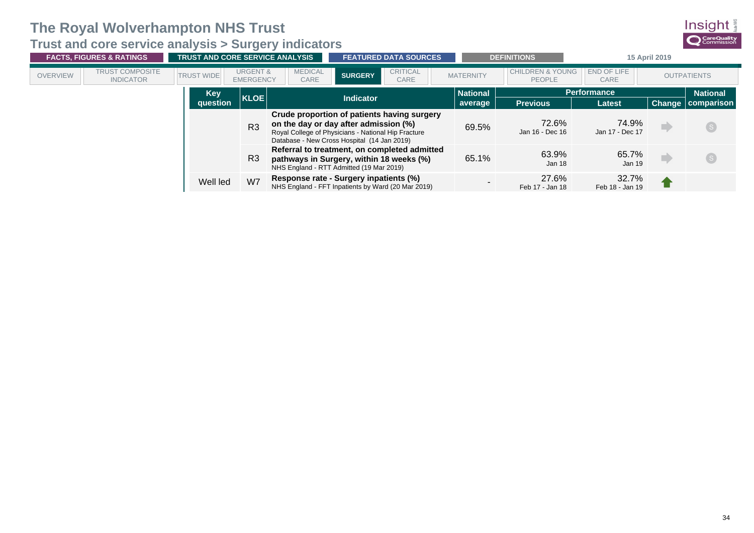# The Royal Wolverhampton NHS Trust

## Trust and core service analysis > Surgery indicators

FACTS, FIGURES & RATINGS | TRUST AND CORE SERVICE ANALYSIS | FEATURED DATA SOURCES | DEFINITIONS | 15 April 2019

OVERVIEW | TRUST COMPOSITE INDICATOR | TRUST WIDE | URGENT & EMERGENCY | MEDICAL CARE | **SURGERY** | CRITICAL CARE | MATERNITY | CHILDREN & YOUNG PEOPLE | END OF LIFE CARE | OUTPATIENTS

| Key question | KLOE | Indicator | National average | Performance | | Change | National comparison |
|---|---|---|---|---|---|---|---|
| | | | | Previous | Latest | | |
| | R3 | **Crude proportion of patients having surgery on the day or day after admission (%)** Royal College of Physicians - National Hip Fracture Database - New Cross Hospital (14 Jan 2019) | 69.5% | 72.6% Jan 16 - Dec 16 | 74.9% Jan 17 - Dec 17 | ➡ | S |
| | R3 | **Referral to treatment, on completed admitted pathways in Surgery, within 18 weeks (%)** NHS England - RTT Admitted (19 Mar 2019) | 65.1% | 63.9% Jan 18 | 65.7% Jan 19 | ➡ | S |
| Well led | W7 | **Response rate - Surgery inpatients (%)** NHS England - FFT Inpatients by Ward (20 Mar 2019) | - | 27.6% Feb 17 - Jan 18 | 32.7% Feb 18 - Jan 19 | ⬆ | |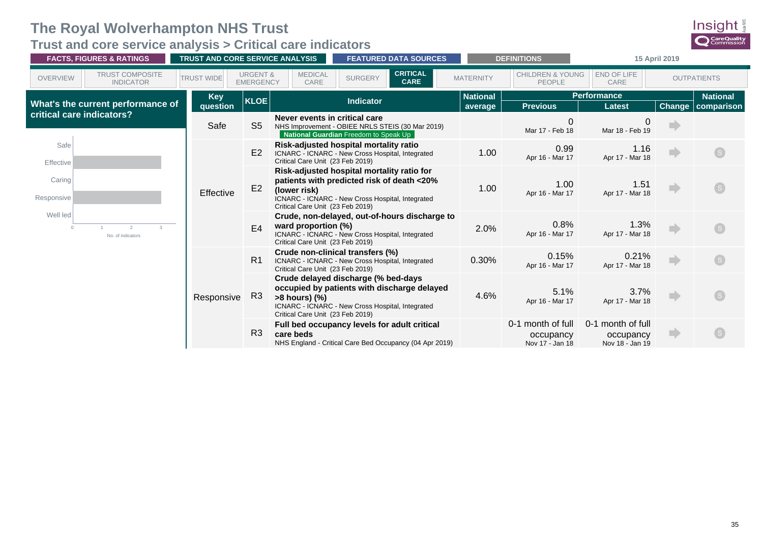# The Royal Wolverhampton NHS Trust

## Trust and core service analysis > Critical care indicators

FACTS, FIGURES & RATINGS | TRUST AND CORE SERVICE ANALYSIS | FEATURED DATA SOURCES | DEFINITIONS | 15 April 2019

OVERVIEW | TRUST COMPOSITE INDICATOR | TRUST WIDE | URGENT & EMERGENCY | MEDICAL CARE | SURGERY | **CRITICAL CARE** | MATERNITY | CHILDREN & YOUNG PEOPLE | END OF LIFE CARE | OUTPATIENTS

### What's the current performance of critical care indicators?

| Key question | No. of indicators |
|---|---|
| Safe | 0 |
| Effective | 3 |
| Caring | 0 |
| Responsive | 3 |
| Well led | 0 |

| Key question | KLOE | Indicator | National average | Performance: Previous | Performance: Latest | Change | National comparison |
|---|---|---|---|---|---|---|---|
| Safe | S5 | **Never events in critical care** NHS Improvement - OBIEE NRLS STEIS (30 Mar 2019) **National Guardian** Freedom to Speak Up | | 0 Mar 17 - Feb 18 | 0 Mar 18 - Feb 19 | → | |
| Effective | E2 | **Risk-adjusted hospital mortality ratio** ICNARC - ICNARC - New Cross Hospital, Integrated Critical Care Unit (23 Feb 2019) | 1.00 | 0.99 Apr 16 - Mar 17 | 1.16 Apr 17 - Mar 18 | → | S |
| | E2 | **Risk-adjusted hospital mortality ratio for patients with predicted risk of death <20% (lower risk)** ICNARC - ICNARC - New Cross Hospital, Integrated Critical Care Unit (23 Feb 2019) | 1.00 | 1.00 Apr 16 - Mar 17 | 1.51 Apr 17 - Mar 18 | → | S |
| | E4 | **Crude, non-delayed, out-of-hours discharge to ward proportion (%)** ICNARC - ICNARC - New Cross Hospital, Integrated Critical Care Unit (23 Feb 2019) | 2.0% | 0.8% Apr 16 - Mar 17 | 1.3% Apr 17 - Mar 18 | → | S |
| Responsive | R1 | **Crude non-clinical transfers (%)** ICNARC - ICNARC - New Cross Hospital, Integrated Critical Care Unit (23 Feb 2019) | 0.30% | 0.15% Apr 16 - Mar 17 | 0.21% Apr 17 - Mar 18 | → | S |
| | R3 | **Crude delayed discharge (% bed-days occupied by patients with discharge delayed >8 hours) (%)** ICNARC - ICNARC - New Cross Hospital, Integrated Critical Care Unit (23 Feb 2019) | 4.6% | 5.1% Apr 16 - Mar 17 | 3.7% Apr 17 - Mar 18 | → | S |
| | R3 | **Full bed occupancy levels for adult critical care beds** NHS England - Critical Care Bed Occupancy (04 Apr 2019) | | 0-1 month of full occupancy Nov 17 - Jan 18 | 0-1 month of full occupancy Nov 18 - Jan 19 | → | S |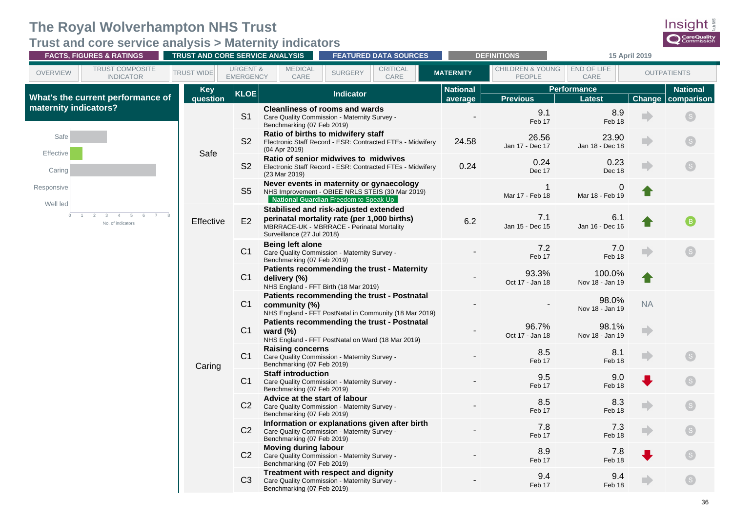# The Royal Wolverhampton NHS Trust

## Trust and core service analysis > Maternity indicators

FACTS, FIGURES & RATINGS | TRUST AND CORE SERVICE ANALYSIS | FEATURED DATA SOURCES | DEFINITIONS | 15 April 2019

OVERVIEW | TRUST COMPOSITE INDICATOR | TRUST WIDE | URGENT & EMERGENCY | MEDICAL CARE | SURGERY | CRITICAL CARE | MATERNITY | CHILDREN & YOUNG PEOPLE | END OF LIFE CARE | OUTPATIENTS

### What's the current performance of maternity indicators?

| Key question | No. of indicators |
|---|---|
| Safe | 3 |
| Effective | 1 |
| Caring | 7 |
| Responsive | 0 |
| Well led | 0 |

| Key question | KLOE | Indicator | National average | Performance Previous | Performance Latest | Change | National comparison |
|---|---|---|---|---|---|---|---|
| Safe | S1 | **Cleanliness of rooms and wards** Care Quality Commission - Maternity Survey - Benchmarking (07 Feb 2019) | - | 9.1 Feb 17 | 8.9 Feb 18 | → | S |
| | S2 | **Ratio of births to midwifery staff** Electronic Staff Record - ESR: Contracted FTEs - Midwifery (04 Apr 2019) | 24.58 | 26.56 Jan 17 - Dec 17 | 23.90 Jan 18 - Dec 18 | → | S |
| | S2 | **Ratio of senior midwives to midwives** Electronic Staff Record - ESR: Contracted FTEs - Midwifery (23 Mar 2019) | 0.24 | 0.24 Dec 17 | 0.23 Dec 18 | → | S |
| | S5 | **Never events in maternity or gynaecology** NHS Improvement - OBIEE NRLS STEIS (30 Mar 2019) **National Guardian** Freedom to Speak Up | | 1 Mar 17 - Feb 18 | 0 Mar 18 - Feb 19 | ↑ | |
| Effective | E2 | **Stabilised and risk-adjusted extended perinatal mortality rate (per 1,000 births)** MBRRACE-UK - MBRRACE - Perinatal Mortality Surveillance (27 Jul 2018) | 6.2 | 7.1 Jan 15 - Dec 15 | 6.1 Jan 16 - Dec 16 | ↑ | B |
| Caring | C1 | **Being left alone** Care Quality Commission - Maternity Survey - Benchmarking (07 Feb 2019) | - | 7.2 Feb 17 | 7.0 Feb 18 | → | S |
| | C1 | **Patients recommending the trust - Maternity delivery (%)** NHS England - FFT Birth (18 Mar 2019) | - | 93.3% Oct 17 - Jan 18 | 100.0% Nov 18 - Jan 19 | ↑ | |
| | C1 | **Patients recommending the trust - Postnatal community (%)** NHS England - FFT PostNatal in Community (18 Mar 2019) | - | - | 98.0% Nov 18 - Jan 19 | NA | |
| | C1 | **Patients recommending the trust - Postnatal ward (%)** NHS England - FFT PostNatal on Ward (18 Mar 2019) | - | 96.7% Oct 17 - Jan 18 | 98.1% Nov 18 - Jan 19 | → | |
| | C1 | **Raising concerns** Care Quality Commission - Maternity Survey - Benchmarking (07 Feb 2019) | - | 8.5 Feb 17 | 8.1 Feb 18 | → | S |
| | C1 | **Staff introduction** Care Quality Commission - Maternity Survey - Benchmarking (07 Feb 2019) | - | 9.5 Feb 17 | 9.0 Feb 18 | ↓ | S |
| | C2 | **Advice at the start of labour** Care Quality Commission - Maternity Survey - Benchmarking (07 Feb 2019) | - | 8.5 Feb 17 | 8.3 Feb 18 | → | S |
| | C2 | **Information or explanations given after birth** Care Quality Commission - Maternity Survey - Benchmarking (07 Feb 2019) | - | 7.8 Feb 17 | 7.3 Feb 18 | → | S |
| | C2 | **Moving during labour** Care Quality Commission - Maternity Survey - Benchmarking (07 Feb 2019) | - | 8.9 Feb 17 | 7.8 Feb 18 | ↓ | S |
| | C3 | **Treatment with respect and dignity** Care Quality Commission - Maternity Survey - Benchmarking (07 Feb 2019) | - | 9.4 Feb 17 | 9.4 Feb 18 | → | S |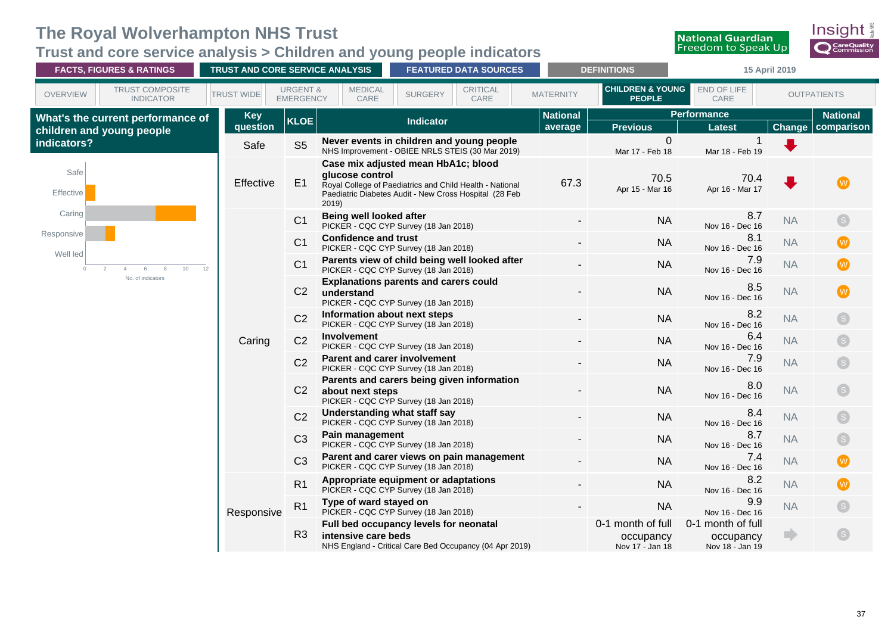# The Royal Wolverhampton NHS Trust

## Trust and core service analysis > Children and young people indicators

15 April 2019

### What's the current performance of children and young people indicators?

| Key question | KLOE | Indicator | National average | Performance – Previous | Performance – Latest | Change | National comparison |
|---|---|---|---|---|---|---|---|
| Safe | S5 | **Never events in children and young people** NHS Improvement - OBIEE NRLS STEIS (30 Mar 2019) | | 0 Mar 17 - Feb 18 | 1 Mar 18 - Feb 19 | ⬇ | |
| Effective | E1 | **Case mix adjusted mean HbA1c; blood glucose control** Royal College of Paediatrics and Child Health - National Paediatric Diabetes Audit - New Cross Hospital (28 Feb 2019) | 67.3 | 70.5 Apr 15 - Mar 16 | 70.4 Apr 16 - Mar 17 | ⬇ | W |
| Caring | C1 | **Being well looked after** PICKER - CQC CYP Survey (18 Jan 2018) | - | NA | 8.7 Nov 16 - Dec 16 | NA | S |
| | C1 | **Confidence and trust** PICKER - CQC CYP Survey (18 Jan 2018) | - | NA | 8.1 Nov 16 - Dec 16 | NA | W |
| | C1 | **Parents view of child being well looked after** PICKER - CQC CYP Survey (18 Jan 2018) | - | NA | 7.9 Nov 16 - Dec 16 | NA | W |
| | C2 | **Explanations parents and carers could understand** PICKER - CQC CYP Survey (18 Jan 2018) | - | NA | 8.5 Nov 16 - Dec 16 | NA | W |
| | C2 | **Information about next steps** PICKER - CQC CYP Survey (18 Jan 2018) | - | NA | 8.2 Nov 16 - Dec 16 | NA | S |
| | C2 | **Involvement** PICKER - CQC CYP Survey (18 Jan 2018) | - | NA | 6.4 Nov 16 - Dec 16 | NA | S |
| | C2 | **Parent and carer involvement** PICKER - CQC CYP Survey (18 Jan 2018) | - | NA | 7.9 Nov 16 - Dec 16 | NA | S |
| | C2 | **Parents and carers being given information about next steps** PICKER - CQC CYP Survey (18 Jan 2018) | - | NA | 8.0 Nov 16 - Dec 16 | NA | S |
| | C2 | **Understanding what staff say** PICKER - CQC CYP Survey (18 Jan 2018) | - | NA | 8.4 Nov 16 - Dec 16 | NA | S |
| | C3 | **Pain management** PICKER - CQC CYP Survey (18 Jan 2018) | - | NA | 8.7 Nov 16 - Dec 16 | NA | S |
| | C3 | **Parent and carer views on pain management** PICKER - CQC CYP Survey (18 Jan 2018) | - | NA | 7.4 Nov 16 - Dec 16 | NA | W |
| Responsive | R1 | **Appropriate equipment or adaptations** PICKER - CQC CYP Survey (18 Jan 2018) | - | NA | 8.2 Nov 16 - Dec 16 | NA | W |
| | R1 | **Type of ward stayed on** PICKER - CQC CYP Survey (18 Jan 2018) | - | NA | 9.9 Nov 16 - Dec 16 | NA | S |
| | R3 | **Full bed occupancy levels for neonatal intensive care beds** NHS England - Critical Care Bed Occupancy (04 Apr 2019) | | 0-1 month of full occupancy Nov 17 - Jan 18 | 0-1 month of full occupancy Nov 18 - Jan 19 | ➡ | S |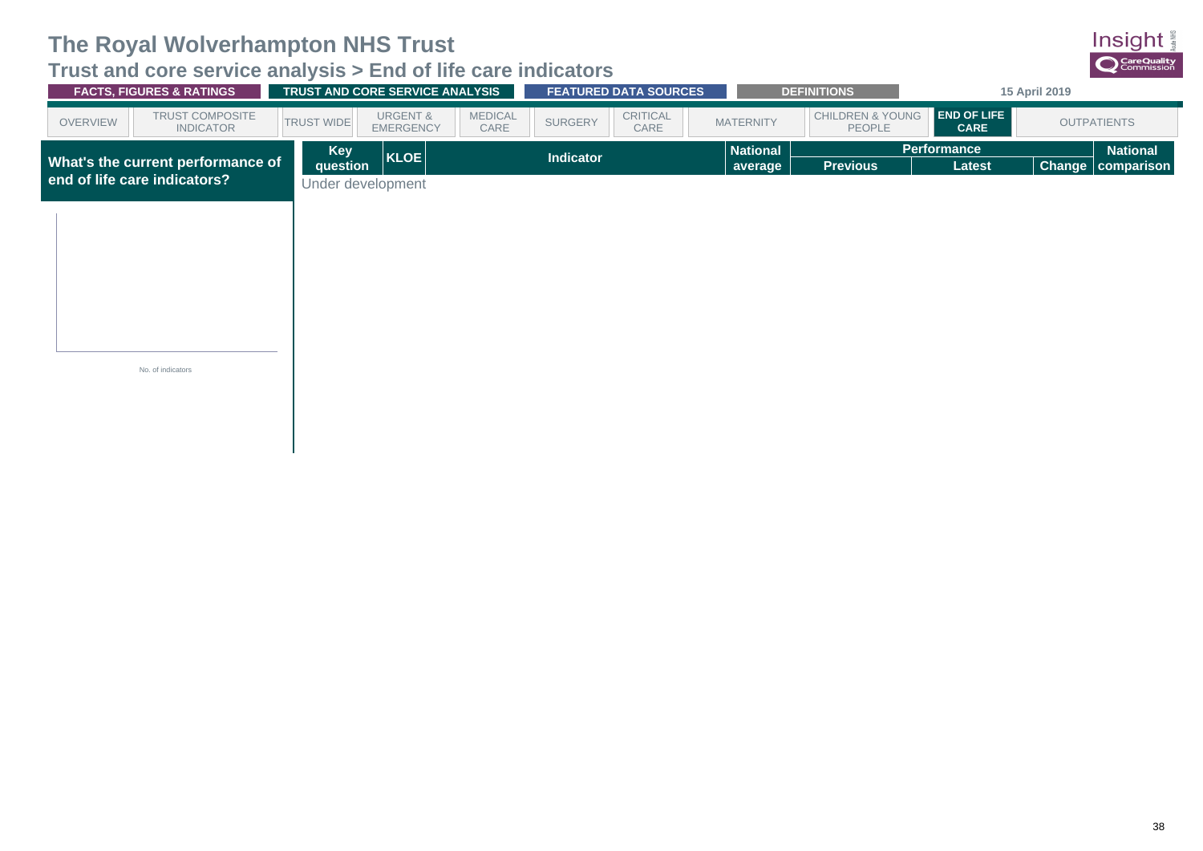# The Royal Wolverhampton NHS Trust

## Trust and core service analysis > End of life care indicators

FACTS, FIGURES & RATINGS | TRUST AND CORE SERVICE ANALYSIS | FEATURED DATA SOURCES | DEFINITIONS | 15 April 2019

OVERVIEW | TRUST COMPOSITE INDICATOR | TRUST WIDE | URGENT & EMERGENCY | MEDICAL CARE | SURGERY | CRITICAL CARE | MATERNITY | CHILDREN & YOUNG PEOPLE | **END OF LIFE CARE** | OUTPATIENTS

**What's the current performance of end of life care indicators?**

No. of indicators

| Key question | KLOE | Indicator | National average | Performance | | | National comparison |
|---|---|---|---|---|---|---|---|
| | | | | Previous | Latest | Change | |

Under development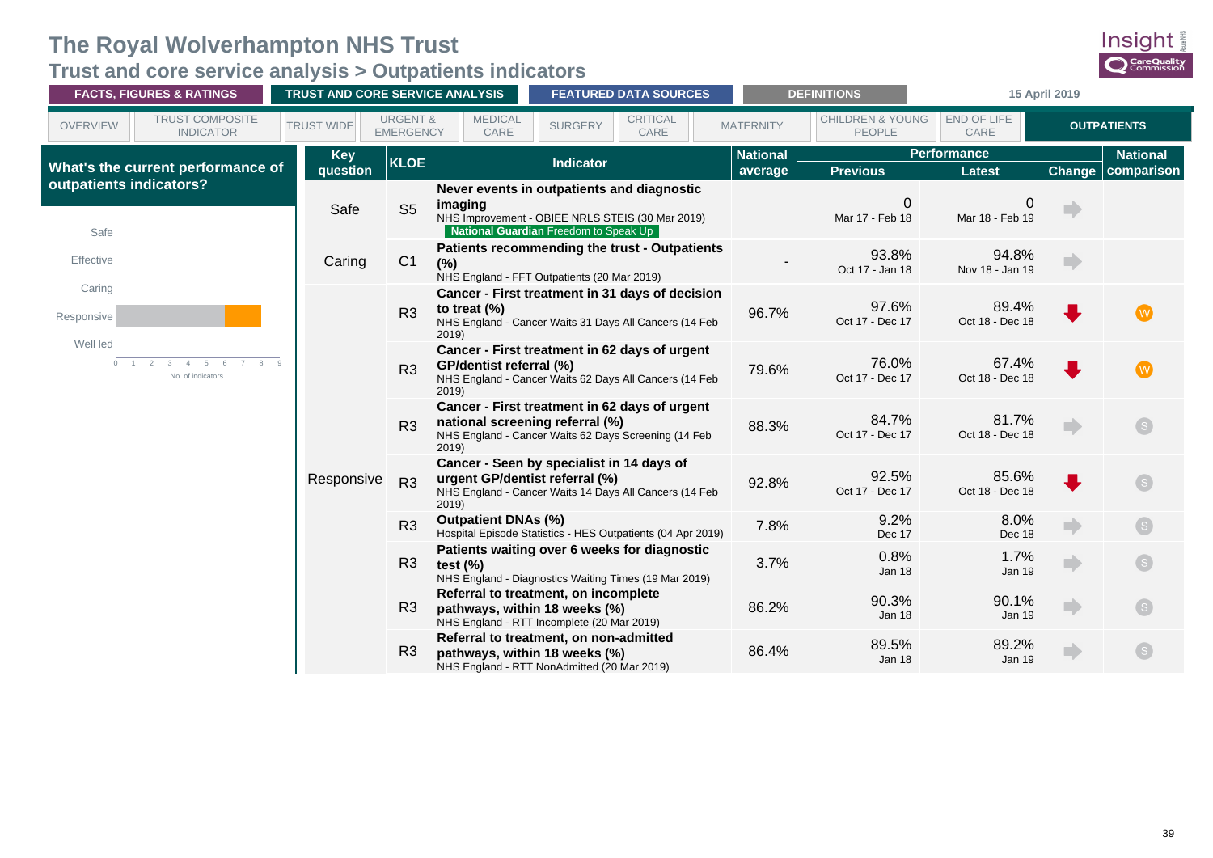# The Royal Wolverhampton NHS Trust

## Trust and core service analysis > Outpatients indicators

FACTS, FIGURES & RATINGS | TRUST AND CORE SERVICE ANALYSIS | FEATURED DATA SOURCES | DEFINITIONS | 15 April 2019

OVERVIEW | TRUST COMPOSITE INDICATOR | TRUST WIDE | URGENT & EMERGENCY | MEDICAL CARE | SURGERY | CRITICAL CARE | MATERNITY | CHILDREN & YOUNG PEOPLE | END OF LIFE CARE | OUTPATIENTS

### What's the current performance of outpatients indicators?

Safe, Effective, Caring, Responsive, Well led (No. of indicators, 0–9)

| Key question | KLOE | Indicator | National average | Performance: Previous | Performance: Latest | Change | National comparison |
|---|---|---|---|---|---|---|---|
| Safe | S5 | **Never events in outpatients and diagnostic imaging** NHS Improvement - OBIEE NRLS STEIS (30 Mar 2019) **National Guardian** Freedom to Speak Up | | 0 Mar 17 - Feb 18 | 0 Mar 18 - Feb 19 | → | |
| Caring | C1 | **Patients recommending the trust - Outpatients (%)** NHS England - FFT Outpatients (20 Mar 2019) | - | 93.8% Oct 17 - Jan 18 | 94.8% Nov 18 - Jan 19 | → | |
| Responsive | R3 | **Cancer - First treatment in 31 days of decision to treat (%)** NHS England - Cancer Waits 31 Days All Cancers (14 Feb 2019) | 96.7% | 97.6% Oct 17 - Dec 17 | 89.4% Oct 18 - Dec 18 | ↓ | W |
| | R3 | **Cancer - First treatment in 62 days of urgent GP/dentist referral (%)** NHS England - Cancer Waits 62 Days All Cancers (14 Feb 2019) | 79.6% | 76.0% Oct 17 - Dec 17 | 67.4% Oct 18 - Dec 18 | ↓ | W |
| | R3 | **Cancer - First treatment in 62 days of urgent national screening referral (%)** NHS England - Cancer Waits 62 Days Screening (14 Feb 2019) | 88.3% | 84.7% Oct 17 - Dec 17 | 81.7% Oct 18 - Dec 18 | → | S |
| | R3 | **Cancer - Seen by specialist in 14 days of urgent GP/dentist referral (%)** NHS England - Cancer Waits 14 Days All Cancers (14 Feb 2019) | 92.8% | 92.5% Oct 17 - Dec 17 | 85.6% Oct 18 - Dec 18 | ↓ | S |
| | R3 | **Outpatient DNAs (%)** Hospital Episode Statistics - HES Outpatients (04 Apr 2019) | 7.8% | 9.2% Dec 17 | 8.0% Dec 18 | → | S |
| | R3 | **Patients waiting over 6 weeks for diagnostic test (%)** NHS England - Diagnostics Waiting Times (19 Mar 2019) | 3.7% | 0.8% Jan 18 | 1.7% Jan 19 | → | S |
| | R3 | **Referral to treatment, on incomplete pathways, within 18 weeks (%)** NHS England - RTT Incomplete (20 Mar 2019) | 86.2% | 90.3% Jan 18 | 90.1% Jan 19 | → | S |
| | R3 | **Referral to treatment, on non-admitted pathways, within 18 weeks (%)** NHS England - RTT NonAdmitted (20 Mar 2019) | 86.4% | 89.5% Jan 18 | 89.2% Jan 19 | → | S |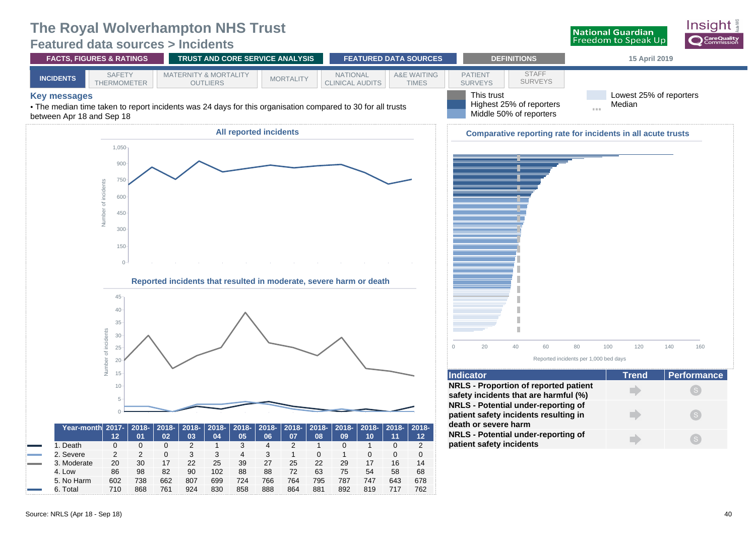# The Royal Wolverhampton NHS Trust

## Featured data sources > Incidents

FACTS, FIGURES & RATINGS | TRUST AND CORE SERVICE ANALYSIS | FEATURED DATA SOURCES | DEFINITIONS

15 April 2019

INCIDENTS | SAFETY THERMOMETER | MATERNITY & MORTALITY OUTLIERS | MORTALITY | NATIONAL CLINICAL AUDITS | A&E WAITING TIMES | PATIENT SURVEYS | STAFF SURVEYS

### Key messages

- The median time taken to report incidents was 24 days for this organisation compared to 30 for all trusts between Apr 18 and Sep 18

Legend: This trust; Highest 25% of reporters; Middle 50% of reporters; Lowest 25% of reporters; Median

**All reported incidents**

**Reported incidents that resulted in moderate, severe harm or death**

| Year-month | 2017-12 | 2018-01 | 2018-02 | 2018-03 | 2018-04 | 2018-05 | 2018-06 | 2018-07 | 2018-08 | 2018-09 | 2018-10 | 2018-11 | 2018-12 |
|---|---|---|---|---|---|---|---|---|---|---|---|---|---|
| 1. Death | 0 | 0 | 0 | 2 | 1 | 3 | 4 | 2 | 1 | 0 | 1 | 0 | 2 |
| 2. Severe | 2 | 2 | 0 | 3 | 3 | 4 | 3 | 1 | 0 | 1 | 0 | 0 | 0 |
| 3. Moderate | 20 | 30 | 17 | 22 | 25 | 39 | 27 | 25 | 22 | 29 | 17 | 16 | 14 |
| 4. Low | 86 | 98 | 82 | 90 | 102 | 88 | 88 | 72 | 63 | 75 | 54 | 58 | 68 |
| 5. No Harm | 602 | 738 | 662 | 807 | 699 | 724 | 766 | 764 | 795 | 787 | 747 | 643 | 678 |
| 6. Total | 710 | 868 | 761 | 924 | 830 | 858 | 888 | 864 | 881 | 892 | 819 | 717 | 762 |

**Comparative reporting rate for incidents in all acute trusts**

Reported incidents per 1,000 bed days

| Indicator | Trend | Performance |
|---|---|---|
| NRLS - Proportion of reported patient safety incidents that are harmful (%) | → | S |
| NRLS - Potential under-reporting of patient safety incidents resulting in death or severe harm | → | S |
| NRLS - Potential under-reporting of patient safety incidents | → | S |

Source: NRLS (Apr 18 - Sep 18)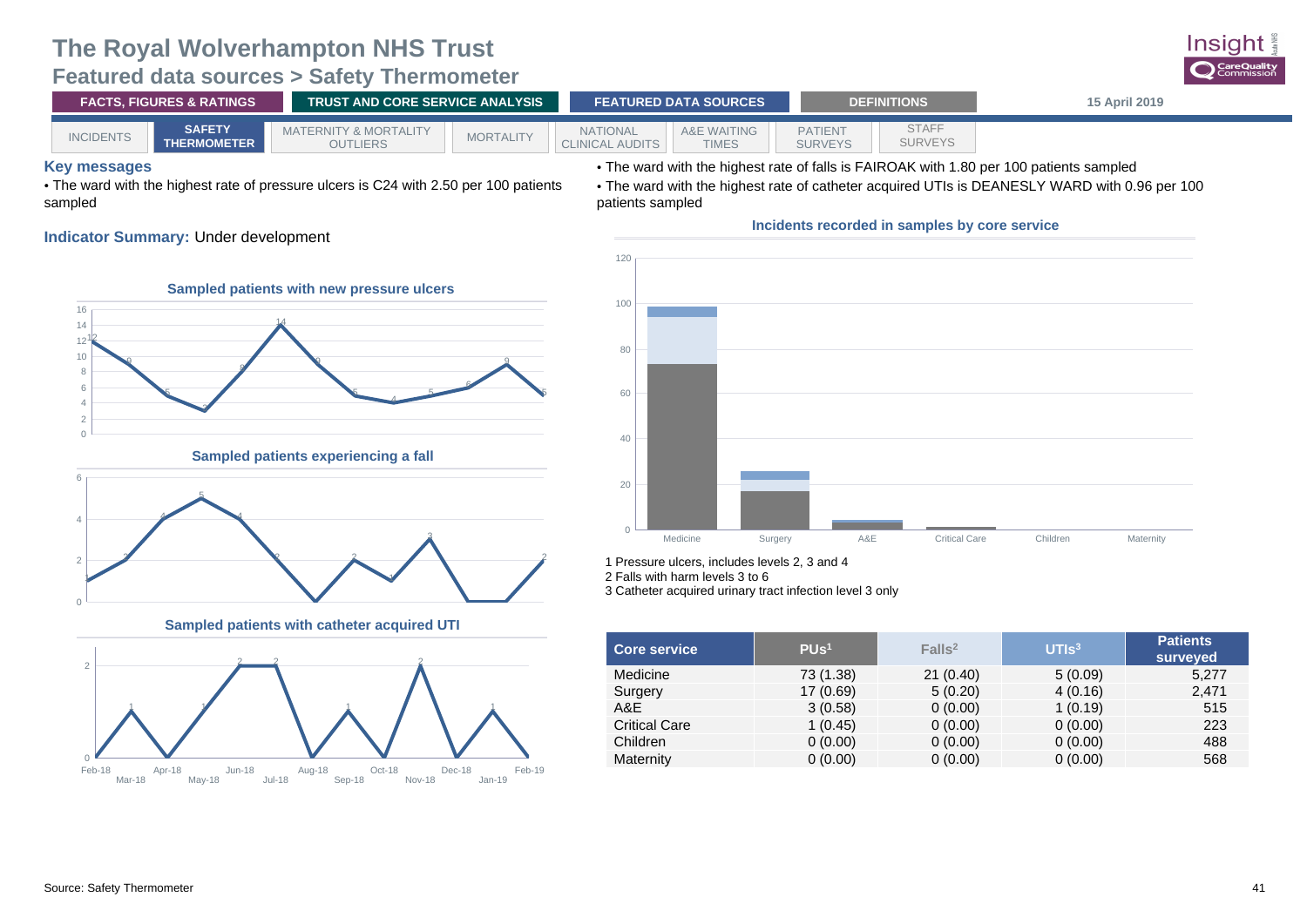# The Royal Wolverhampton NHS Trust

## Featured data sources > Safety Thermometer

FACTS, FIGURES & RATINGS | TRUST AND CORE SERVICE ANALYSIS | FEATURED DATA SOURCES | DEFINITIONS | 15 April 2019

INCIDENTS | SAFETY THERMOMETER | MATERNITY & MORTALITY OUTLIERS | MORTALITY | NATIONAL CLINICAL AUDITS | A&E WAITING TIMES | PATIENT SURVEYS | STAFF SURVEYS

### Key messages

- The ward with the highest rate of pressure ulcers is C24 with 2.50 per 100 patients sampled
- The ward with the highest rate of falls is FAIROAK with 1.80 per 100 patients sampled
- The ward with the highest rate of catheter acquired UTIs is DEANESLY WARD with 0.96 per 100 patients sampled

**Indicator Summary:** Under development

**Sampled patients with new pressure ulcers**

| Month | Feb-18 | Mar-18 | Apr-18 | May-18 | Jun-18 | Jul-18 | Aug-18 | Sep-18 | Oct-18 | Nov-18 | Dec-18 | Jan-19 | Feb-19 |
|---|---|---|---|---|---|---|---|---|---|---|---|---|---|
| Patients | 12 | 9 | 5 | 3 | 8 | 14 | 9 | 5 | 4 | 5 | 6 | 9 | 5 |

**Sampled patients experiencing a fall**

| Month | Feb-18 | Mar-18 | Apr-18 | May-18 | Jun-18 | Jul-18 | Aug-18 | Sep-18 | Oct-18 | Nov-18 | Dec-18 | Jan-19 | Feb-19 |
|---|---|---|---|---|---|---|---|---|---|---|---|---|---|
| Patients | 1 | 2 | 4 | 5 | 4 | 2 | 0 | 2 | 1 | 3 | 0 | 0 | 2 |

**Sampled patients with catheter acquired UTI**

| Month | Feb-18 | Mar-18 | Apr-18 | May-18 | Jun-18 | Jul-18 | Aug-18 | Sep-18 | Oct-18 | Nov-18 | Dec-18 | Jan-19 | Feb-19 |
|---|---|---|---|---|---|---|---|---|---|---|---|---|---|
| Patients | 0 | 1 | 0 | 1 | 2 | 2 | 0 | 1 | 0 | 2 | 0 | 1 | 0 |

**Incidents recorded in samples by core service**

1 Pressure ulcers, includes levels 2, 3 and 4
2 Falls with harm levels 3 to 6
3 Catheter acquired urinary tract infection level 3 only

| Core service | PUs[1] | Falls[2] | UTIs[3] | Patients surveyed |
|---|---|---|---|---|
| Medicine | 73 (1.38) | 21 (0.40) | 5 (0.09) | 5,277 |
| Surgery | 17 (0.69) | 5 (0.20) | 4 (0.16) | 2,471 |
| A&E | 3 (0.58) | 0 (0.00) | 1 (0.19) | 515 |
| Critical Care | 1 (0.45) | 0 (0.00) | 0 (0.00) | 223 |
| Children | 0 (0.00) | 0 (0.00) | 0 (0.00) | 488 |
| Maternity | 0 (0.00) | 0 (0.00) | 0 (0.00) | 568 |

Source: Safety Thermometer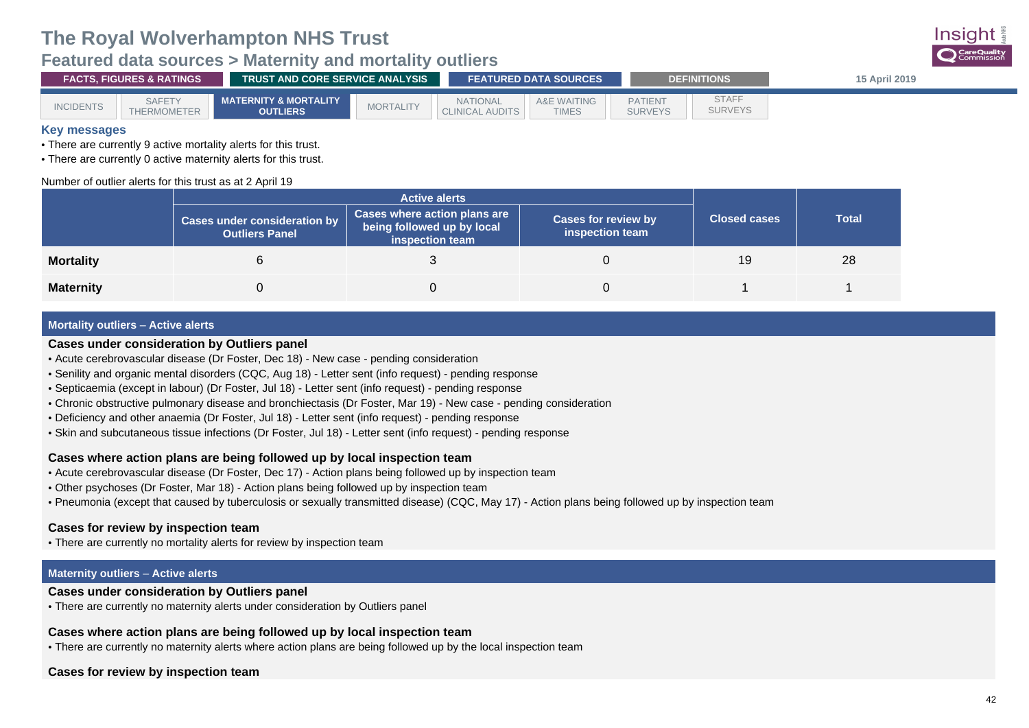# The Royal Wolverhampton NHS Trust

## Featured data sources > Maternity and mortality outliers

FACTS, FIGURES & RATINGS | TRUST AND CORE SERVICE ANALYSIS | FEATURED DATA SOURCES | DEFINITIONS | 15 April 2019

INCIDENTS | SAFETY THERMOMETER | MATERNITY & MORTALITY OUTLIERS | MORTALITY | NATIONAL CLINICAL AUDITS | A&E WAITING TIMES | PATIENT SURVEYS | STAFF SURVEYS

### Key messages

- There are currently 9 active mortality alerts for this trust.
- There are currently 0 active maternity alerts for this trust.

Number of outlier alerts for this trust as at 2 April 19

| | Active alerts | | | Closed cases | Total |
|---|---|---|---|---|---|
| | Cases under consideration by Outliers Panel | Cases where action plans are being followed up by local inspection team | Cases for review by inspection team | | |
| **Mortality** | 6 | 3 | 0 | 19 | 28 |
| **Maternity** | 0 | 0 | 0 | 1 | 1 |

### Mortality outliers – Active alerts

**Cases under consideration by Outliers panel**

- Acute cerebrovascular disease (Dr Foster, Dec 18) - New case - pending consideration
- Senility and organic mental disorders (CQC, Aug 18) - Letter sent (info request) - pending response
- Septicaemia (except in labour) (Dr Foster, Jul 18) - Letter sent (info request) - pending response
- Chronic obstructive pulmonary disease and bronchiectasis (Dr Foster, Mar 19) - New case - pending consideration
- Deficiency and other anaemia (Dr Foster, Jul 18) - Letter sent (info request) - pending response
- Skin and subcutaneous tissue infections (Dr Foster, Jul 18) - Letter sent (info request) - pending response

**Cases where action plans are being followed up by local inspection team**

- Acute cerebrovascular disease (Dr Foster, Dec 17) - Action plans being followed up by inspection team
- Other psychoses (Dr Foster, Mar 18) - Action plans being followed up by inspection team
- Pneumonia (except that caused by tuberculosis or sexually transmitted disease) (CQC, May 17) - Action plans being followed up by inspection team

**Cases for review by inspection team**

- There are currently no mortality alerts for review by inspection team

### Maternity outliers – Active alerts

**Cases under consideration by Outliers panel**

- There are currently no maternity alerts under consideration by Outliers panel

**Cases where action plans are being followed up by local inspection team**

- There are currently no maternity alerts where action plans are being followed up by the local inspection team

**Cases for review by inspection team**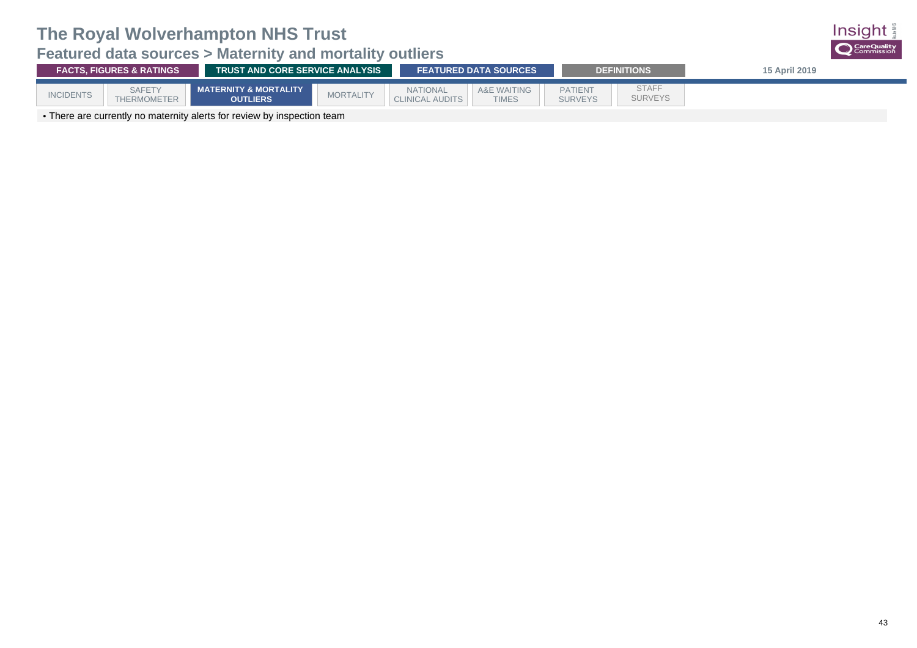# The Royal Wolverhampton NHS Trust

## Featured data sources > Maternity and mortality outliers

FACTS, FIGURES & RATINGS | TRUST AND CORE SERVICE ANALYSIS | FEATURED DATA SOURCES | DEFINITIONS

15 April 2019

INCIDENTS | SAFETY THERMOMETER | **MATERNITY & MORTALITY OUTLIERS** | MORTALITY | NATIONAL CLINICAL AUDITS | A&E WAITING TIMES | PATIENT SURVEYS | STAFF SURVEYS

- There are currently no maternity alerts for review by inspection team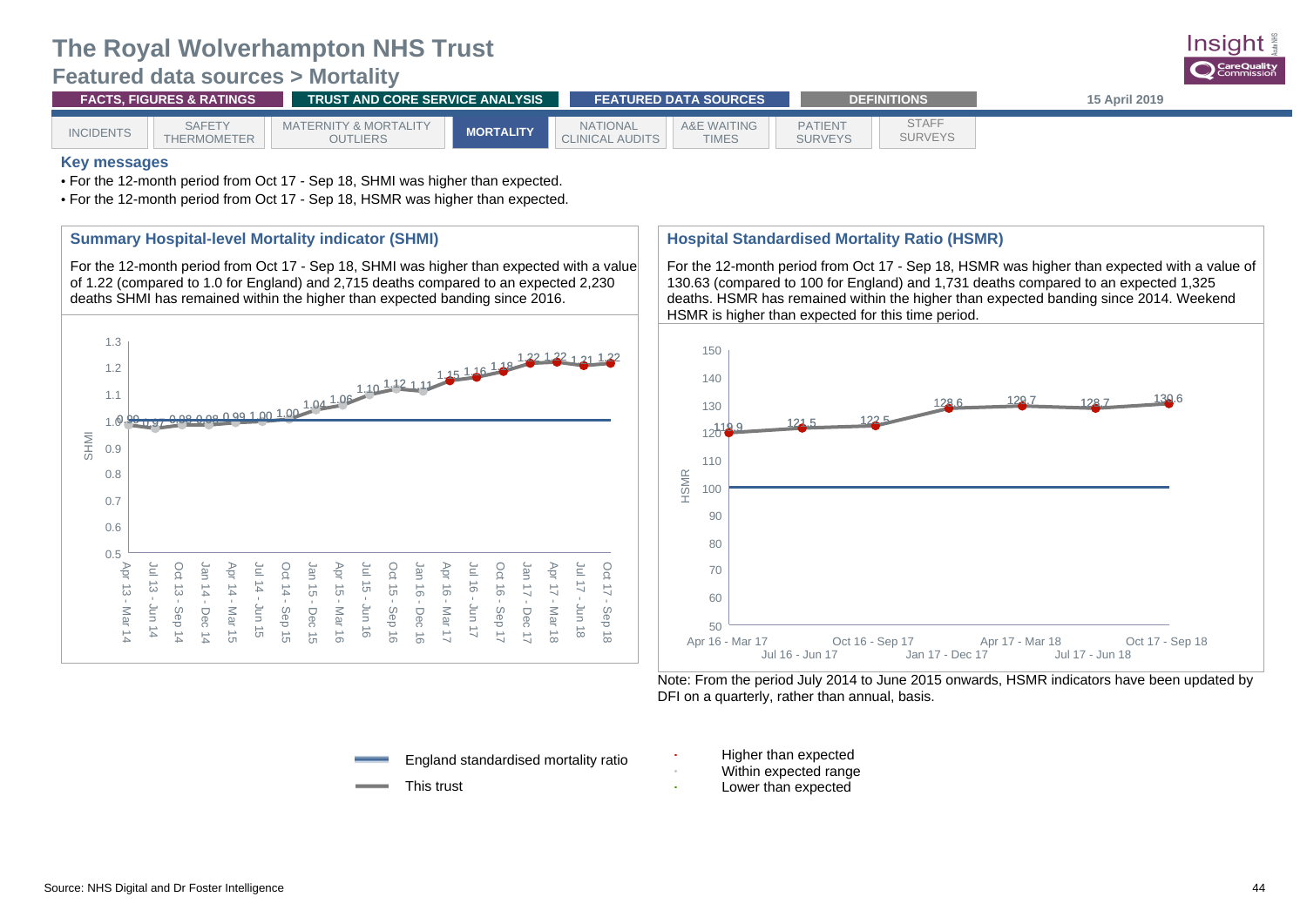# The Royal Wolverhampton NHS Trust

## Featured data sources > Mortality

FACTS, FIGURES & RATINGS | TRUST AND CORE SERVICE ANALYSIS | FEATURED DATA SOURCES | DEFINITIONS

15 April 2019

INCIDENTS | SAFETY THERMOMETER | MATERNITY & MORTALITY OUTLIERS | **MORTALITY** | NATIONAL CLINICAL AUDITS | A&E WAITING TIMES | PATIENT SURVEYS | STAFF SURVEYS

### Key messages

- For the 12-month period from Oct 17 - Sep 18, SHMI was higher than expected.
- For the 12-month period from Oct 17 - Sep 18, HSMR was higher than expected.

### Summary Hospital-level Mortality indicator (SHMI)

For the 12-month period from Oct 17 - Sep 18, SHMI was higher than expected with a value of 1.22 (compared to 1.0 for England) and 2,715 deaths compared to an expected 2,230 deaths SHMI has remained within the higher than expected banding since 2016.

| Period | SHMI |
| --- | --- |
| Apr 13 - Mar 14 | 0.99 |
| Jul 13 - Jun 14 | 0.97 |
| Oct 13 - Sep 14 | 0.98 |
| Jan 14 - Dec 14 | 0.98 |
| Apr 14 - Mar 15 | 0.99 |
| Jul 14 - Jun 15 | 1.00 |
| Oct 14 - Sep 15 | 1.00 |
| Jan 15 - Dec 15 | 1.04 |
| Apr 15 - Mar 16 | 1.06 |
| Jul 15 - Jun 16 | 1.10 |
| Oct 15 - Sep 16 | 1.12 |
| Jan 16 - Dec 16 | 1.11 |
| Apr 16 - Mar 17 | 1.15 |
| Jul 16 - Jun 17 | 1.16 |
| Oct 16 - Sep 17 | 1.18 |
| Jan 17 - Dec 17 | 1.22 |
| Apr 17 - Mar 18 | 1.22 |
| Jul 17 - Jun 18 | 1.21 |
| Oct 17 - Sep 18 | 1.22 |

### Hospital Standardised Mortality Ratio (HSMR)

For the 12-month period from Oct 17 - Sep 18, HSMR was higher than expected with a value of 130.63 (compared to 100 for England) and 1,731 deaths compared to an expected 1,325 deaths. HSMR has remained within the higher than expected banding since 2014. Weekend HSMR is higher than expected for this time period.

| Period | HSMR |
| --- | --- |
| Apr 16 - Mar 17 | 119.9 |
| Jul 16 - Jun 17 | 121.5 |
| Oct 16 - Sep 17 | 122.5 |
| Jan 17 - Dec 17 | 128.6 |
| Apr 17 - Mar 18 | 129.7 |
| Jul 17 - Jun 18 | 128.7 |
| Oct 17 - Sep 18 | 130.6 |

Note: From the period July 2014 to June 2015 onwards, HSMR indicators have been updated by DFI on a quarterly, rather than annual, basis.

Legend: England standardised mortality ratio; This trust; Higher than expected; Within expected range; Lower than expected

Source: NHS Digital and Dr Foster Intelligence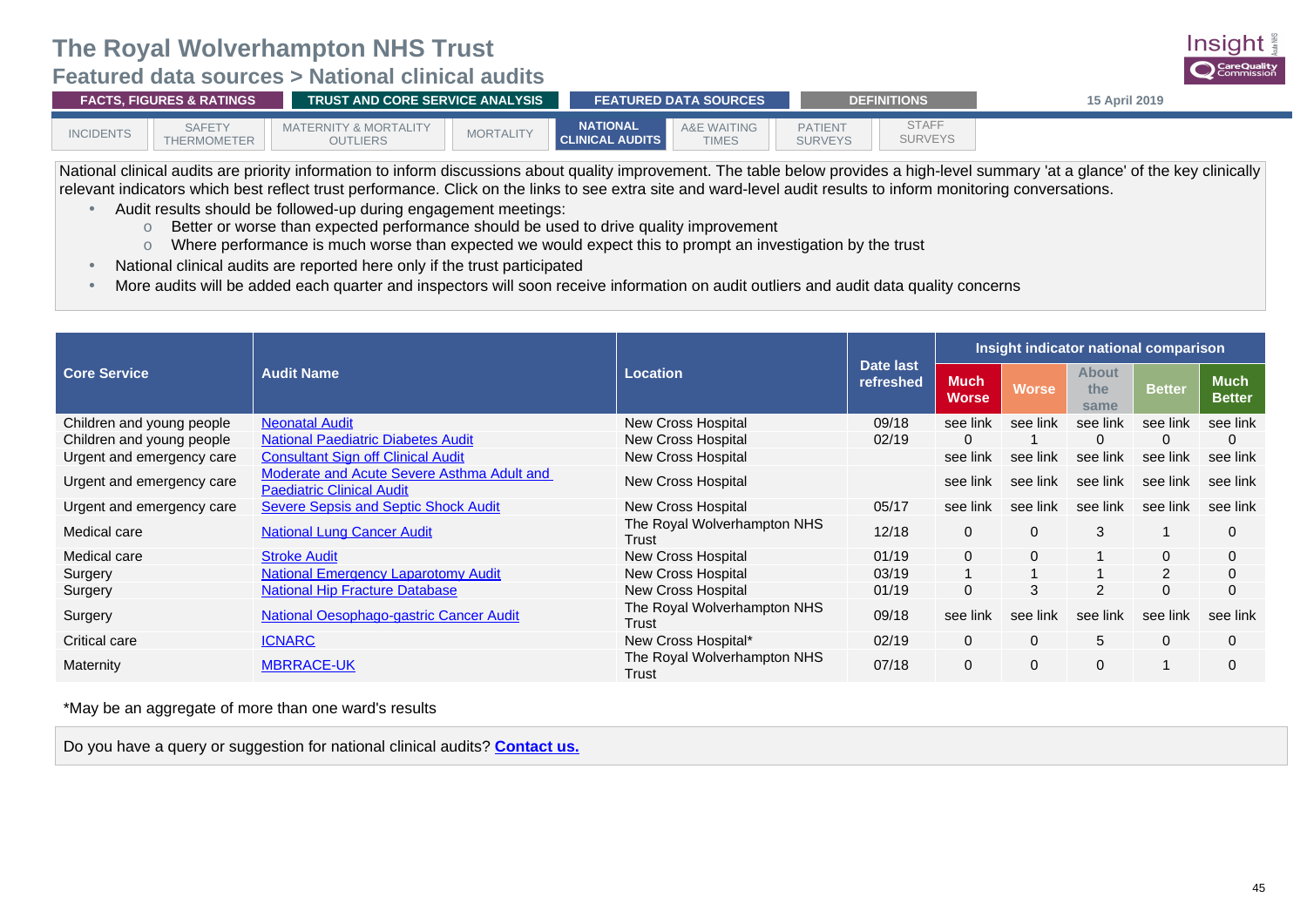# The Royal Wolverhampton NHS Trust

## Featured data sources > National clinical audits

FACTS, FIGURES & RATINGS | TRUST AND CORE SERVICE ANALYSIS | FEATURED DATA SOURCES | DEFINITIONS | 15 April 2019

INCIDENTS | SAFETY THERMOMETER | MATERNITY & MORTALITY OUTLIERS | MORTALITY | NATIONAL CLINICAL AUDITS | A&E WAITING TIMES | PATIENT SURVEYS | STAFF SURVEYS

National clinical audits are priority information to inform discussions about quality improvement. The table below provides a high-level summary 'at a glance' of the key clinically relevant indicators which best reflect trust performance. Click on the links to see extra site and ward-level audit results to inform monitoring conversations.

- Audit results should be followed-up during engagement meetings:
  - Better or worse than expected performance should be used to drive quality improvement
  - Where performance is much worse than expected we would expect this to prompt an investigation by the trust
- National clinical audits are reported here only if the trust participated
- More audits will be added each quarter and inspectors will soon receive information on audit outliers and audit data quality concerns

| Core Service | Audit Name | Location | Date last refreshed | Insight indicator national comparison | | | | |
|---|---|---|---|---|---|---|---|---|
| | | | | Much Worse | Worse | About the same | Better | Much Better |
| Children and young people | Neonatal Audit | New Cross Hospital | 09/18 | see link | see link | see link | see link | see link |
| Children and young people | National Paediatric Diabetes Audit | New Cross Hospital | 02/19 | 0 | 1 | 0 | 0 | 0 |
| Urgent and emergency care | Consultant Sign off Clinical Audit | New Cross Hospital | | see link | see link | see link | see link | see link |
| Urgent and emergency care | Moderate and Acute Severe Asthma Adult and Paediatric Clinical Audit | New Cross Hospital | | see link | see link | see link | see link | see link |
| Urgent and emergency care | Severe Sepsis and Septic Shock Audit | New Cross Hospital | 05/17 | see link | see link | see link | see link | see link |
| Medical care | National Lung Cancer Audit | The Royal Wolverhampton NHS Trust | 12/18 | 0 | 0 | 3 | 1 | 0 |
| Medical care | Stroke Audit | New Cross Hospital | 01/19 | 0 | 0 | 1 | 0 | 0 |
| Surgery | National Emergency Laparotomy Audit | New Cross Hospital | 03/19 | 1 | 1 | 1 | 2 | 0 |
| Surgery | National Hip Fracture Database | New Cross Hospital | 01/19 | 0 | 3 | 2 | 0 | 0 |
| Surgery | National Oesophago-gastric Cancer Audit | The Royal Wolverhampton NHS Trust | 09/18 | see link | see link | see link | see link | see link |
| Critical care | ICNARC | New Cross Hospital* | 02/19 | 0 | 0 | 5 | 0 | 0 |
| Maternity | MBRRACE-UK | The Royal Wolverhampton NHS Trust | 07/18 | 0 | 0 | 0 | 1 | 0 |

*May be an aggregate of more than one ward's results

Do you have a query or suggestion for national clinical audits? **Contact us.**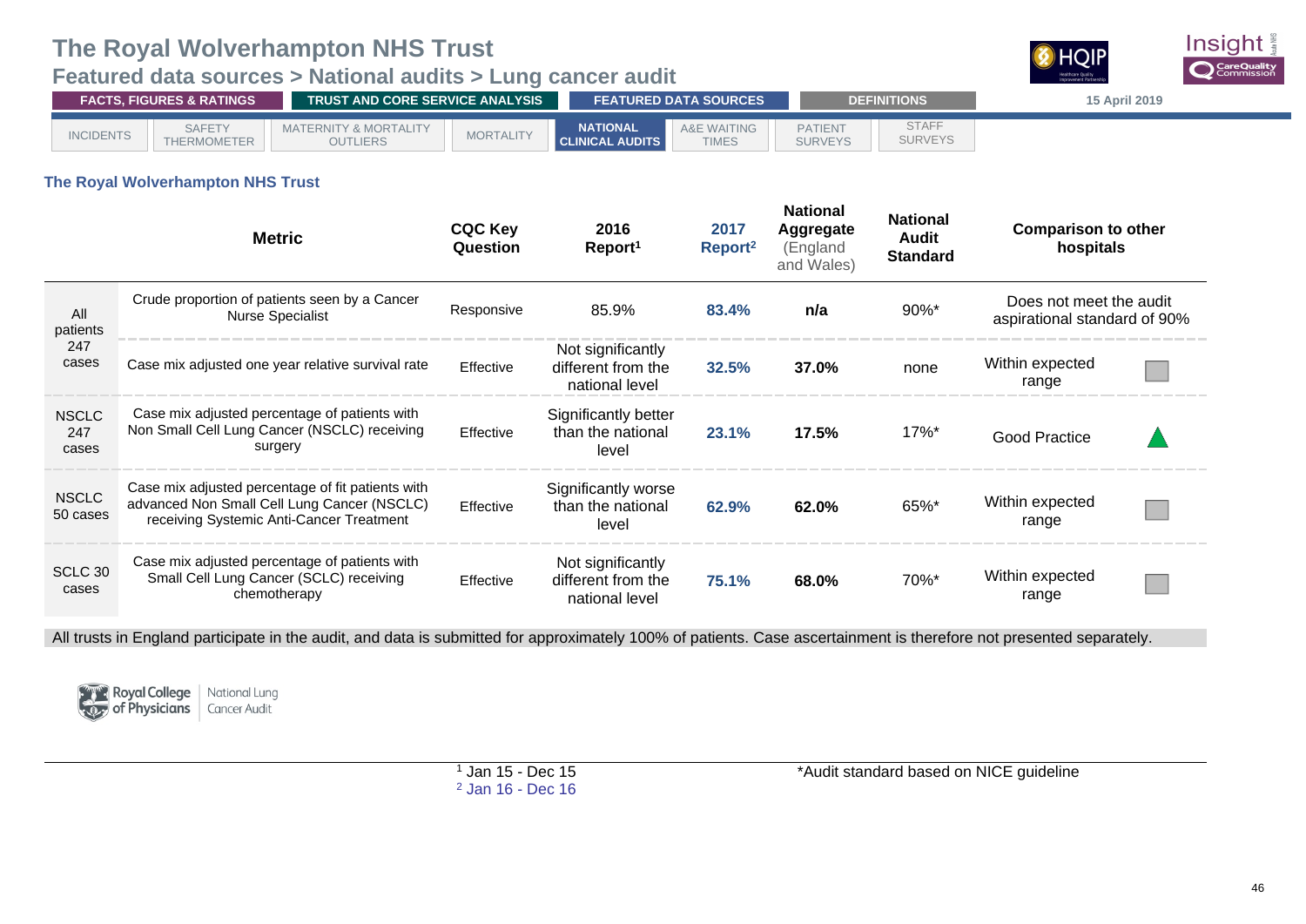# The Royal Wolverhampton NHS Trust

## Featured data sources > National audits > Lung cancer audit

FACTS, FIGURES & RATINGS | TRUST AND CORE SERVICE ANALYSIS | FEATURED DATA SOURCES | DEFINITIONS

15 April 2019

INCIDENTS | SAFETY THERMOMETER | MATERNITY & MORTALITY OUTLIERS | MORTALITY | NATIONAL CLINICAL AUDITS | A&E WAITING TIMES | PATIENT SURVEYS | STAFF SURVEYS

### The Royal Wolverhampton NHS Trust

| | Metric | CQC Key Question | 2016 Report[1] | 2017 Report[2] | National Aggregate (England and Wales) | National Audit Standard | Comparison to other hospitals |
|---|---|---|---|---|---|---|---|
| All patients 247 cases | Crude proportion of patients seen by a Cancer Nurse Specialist | Responsive | 85.9% | 83.4% | n/a | 90%* | Does not meet the audit aspirational standard of 90% |
| | Case mix adjusted one year relative survival rate | Effective | Not significantly different from the national level | 32.5% | 37.0% | none | Within expected range |
| NSCLC 247 cases | Case mix adjusted percentage of patients with Non Small Cell Lung Cancer (NSCLC) receiving surgery | Effective | Significantly better than the national level | 23.1% | 17.5% | 17%* | Good Practice |
| NSCLC 50 cases | Case mix adjusted percentage of fit patients with advanced Non Small Cell Lung Cancer (NSCLC) receiving Systemic Anti-Cancer Treatment | Effective | Significantly worse than the national level | 62.9% | 62.0% | 65%* | Within expected range |
| SCLC 30 cases | Case mix adjusted percentage of patients with Small Cell Lung Cancer (SCLC) receiving chemotherapy | Effective | Not significantly different from the national level | 75.1% | 68.0% | 70%* | Within expected range |

All trusts in England participate in the audit, and data is submitted for approximately 100% of patients. Case ascertainment is therefore not presented separately.

Royal College of Physicians | National Lung Cancer Audit

[1] Jan 15 - Dec 15
[2] Jan 16 - Dec 16

*Audit standard based on NICE guideline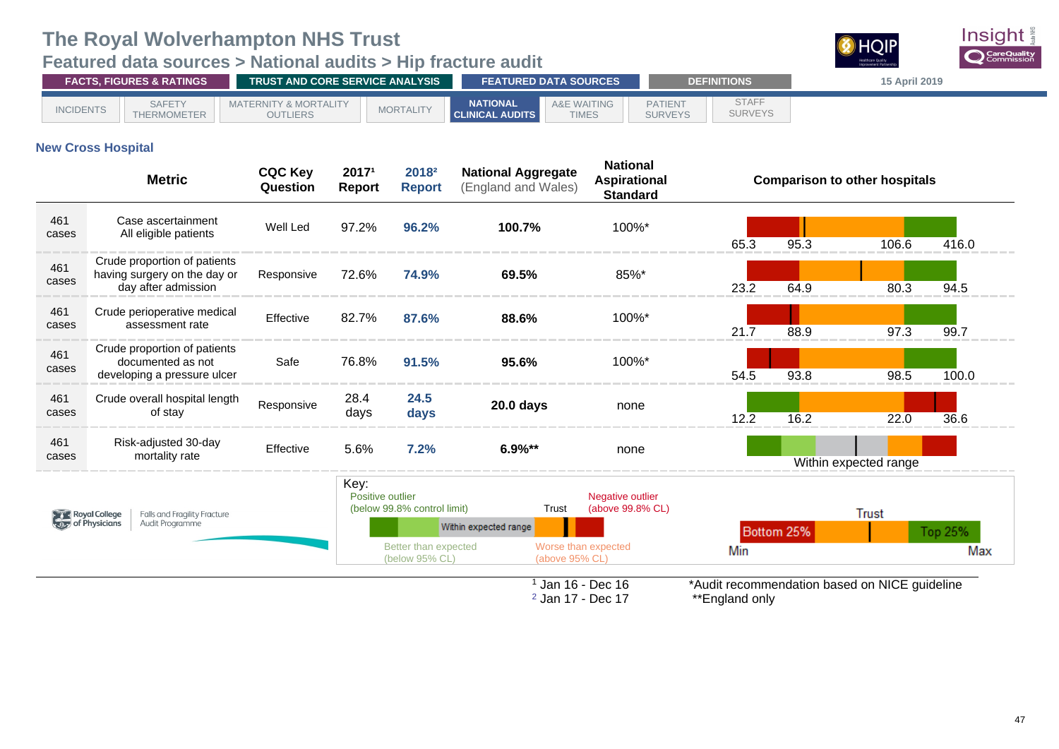# The Royal Wolverhampton NHS Trust

## Featured data sources > National audits > Hip fracture audit

FACTS, FIGURES & RATINGS | TRUST AND CORE SERVICE ANALYSIS | FEATURED DATA SOURCES | DEFINITIONS

15 April 2019

INCIDENTS | SAFETY THERMOMETER | MATERNITY & MORTALITY OUTLIERS | MORTALITY | NATIONAL CLINICAL AUDITS | A&E WAITING TIMES | PATIENT SURVEYS | STAFF SURVEYS

### New Cross Hospital

| | Metric | CQC Key Question | 2017[1] Report | 2018[2] Report | National Aggregate (England and Wales) | National Aspirational Standard | Comparison to other hospitals |
|---|---|---|---|---|---|---|---|
| 461 cases | Case ascertainment All eligible patients | Well Led | 97.2% | **96.2%** | **100.7%** | 100%* | 65.3 / 95.3 / 106.6 / 416.0 |
| 461 cases | Crude proportion of patients having surgery on the day or day after admission | Responsive | 72.6% | **74.9%** | **69.5%** | 85%* | 23.2 / 64.9 / 80.3 / 94.5 |
| 461 cases | Crude perioperative medical assessment rate | Effective | 82.7% | **87.6%** | **88.6%** | 100%* | 21.7 / 88.9 / 97.3 / 99.7 |
| 461 cases | Crude proportion of patients documented as not developing a pressure ulcer | Safe | 76.8% | **91.5%** | **95.6%** | 100%* | 54.5 / 93.8 / 98.5 / 100.0 |
| 461 cases | Crude overall hospital length of stay | Responsive | 28.4 days | **24.5 days** | **20.0 days** | none | 12.2 / 16.2 / 22.0 / 36.6 |
| 461 cases | Risk-adjusted 30-day mortality rate | Effective | 5.6% | **7.2%** | **6.9%** ** | none | Within expected range |

Key:
- Positive outlier (below 99.8% control limit)
- Better than expected (below 95% CL)
- Within expected range
- Trust
- Worse than expected (above 95% CL)
- Negative outlier (above 99.8% CL)

Comparison scale: Min — Bottom 25% — Trust — Top 25% — Max

Royal College of Physicians | Falls and Fragility Fracture Audit Programme

[1] Jan 16 - Dec 16
[2] Jan 17 - Dec 17

*Audit recommendation based on NICE guideline
**England only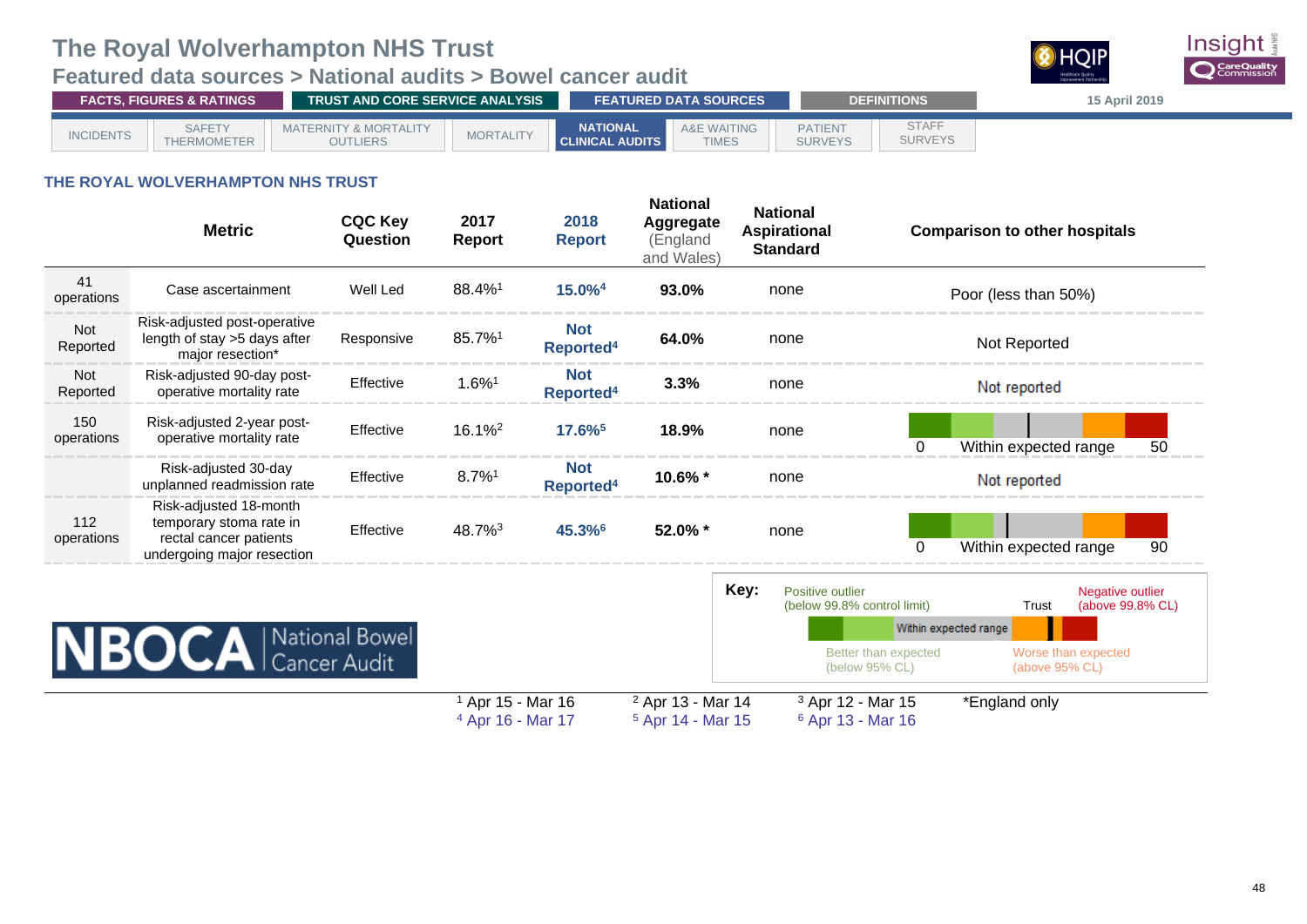# The Royal Wolverhampton NHS Trust

## Featured data sources > National audits > Bowel cancer audit

FACTS, FIGURES & RATINGS | TRUST AND CORE SERVICE ANALYSIS | FEATURED DATA SOURCES | DEFINITIONS

15 April 2019

INCIDENTS | SAFETY THERMOMETER | MATERNITY & MORTALITY OUTLIERS | MORTALITY | NATIONAL CLINICAL AUDITS | A&E WAITING TIMES | PATIENT SURVEYS | STAFF SURVEYS

### THE ROYAL WOLVERHAMPTON NHS TRUST

| | Metric | CQC Key Question | 2017 Report | 2018 Report | National Aggregate (England and Wales) | National Aspirational Standard | Comparison to other hospitals |
|---|---|---|---|---|---|---|---|
| 41 operations | Case ascertainment | Well Led | 88.4%[1] | 15.0%[4] | 93.0% | none | Poor (less than 50%) |
| Not Reported | Risk-adjusted post-operative length of stay >5 days after major resection* | Responsive | 85.7%[1] | Not Reported[4] | 64.0% | none | Not Reported |
| Not Reported | Risk-adjusted 90-day post-operative mortality rate | Effective | 1.6%[1] | Not Reported[4] | 3.3% | none | Not reported |
| 150 operations | Risk-adjusted 2-year post-operative mortality rate | Effective | 16.1%[2] | 17.6%[5] | 18.9% | none | 0 Within expected range 50 |
| | Risk-adjusted 30-day unplanned readmission rate | Effective | 8.7%[1] | Not Reported[4] | 10.6% * | none | Not reported |
| 112 operations | Risk-adjusted 18-month temporary stoma rate in rectal cancer patients undergoing major resection | Effective | 48.7%[3] | 45.3%[6] | 52.0% * | none | 0 Within expected range 90 |

**Key:** Positive outlier (below 99.8% control limit); Better than expected (below 95% CL); Within expected range; Trust; Worse than expected (above 95% CL); Negative outlier (above 99.8% CL)

NBOCA National Bowel Cancer Audit

[1] Apr 15 - Mar 16 [2] Apr 13 - Mar 14 [3] Apr 12 - Mar 15 *England only
[4] Apr 16 - Mar 17 [5] Apr 14 - Mar 15 [6] Apr 13 - Mar 16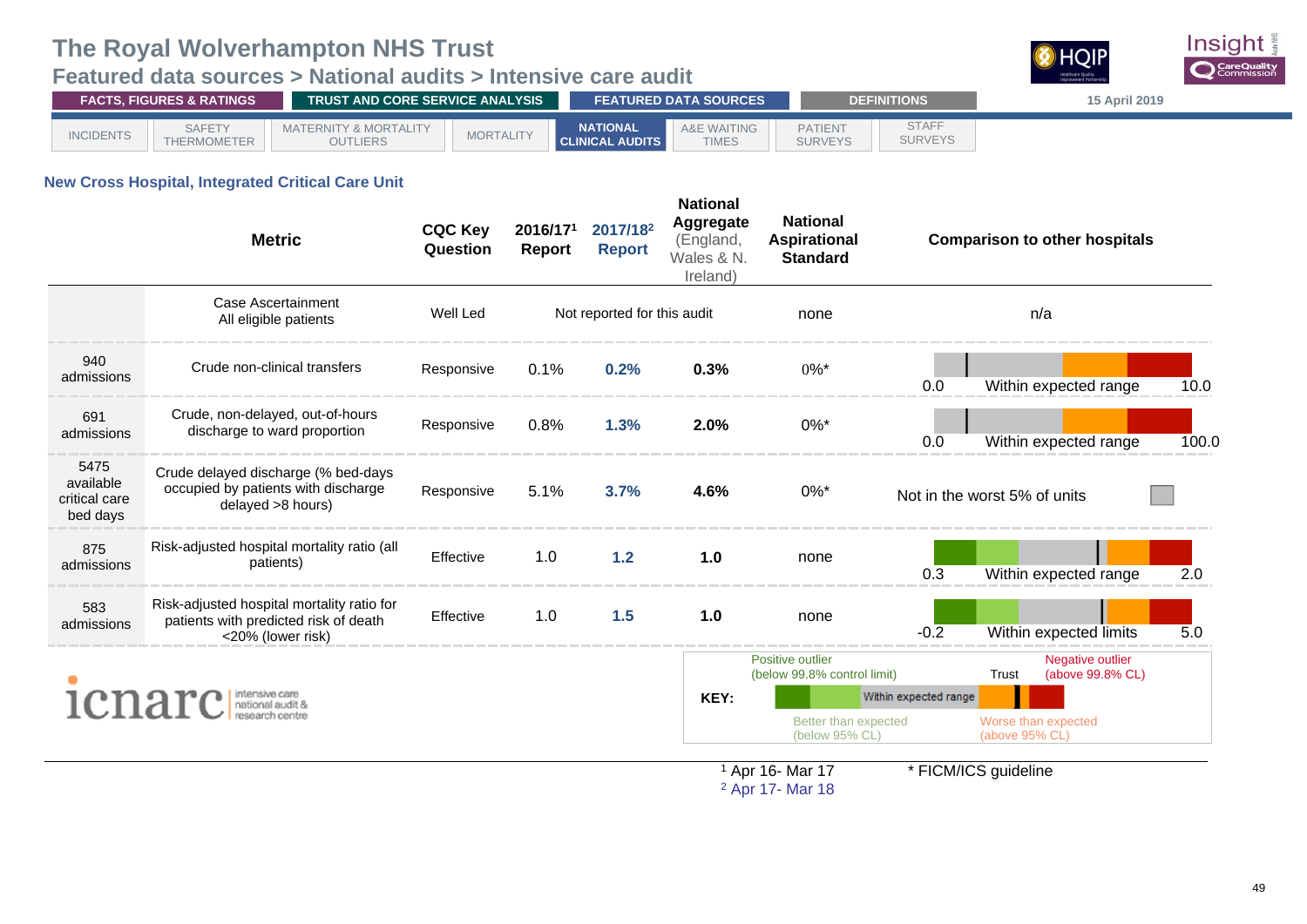# The Royal Wolverhampton NHS Trust

## Featured data sources > National audits > Intensive care audit

FACTS, FIGURES & RATINGS | TRUST AND CORE SERVICE ANALYSIS | FEATURED DATA SOURCES | DEFINITIONS — 15 April 2019

INCIDENTS | SAFETY THERMOMETER | MATERNITY & MORTALITY OUTLIERS | MORTALITY | NATIONAL CLINICAL AUDITS | A&E WAITING TIMES | PATIENT SURVEYS | STAFF SURVEYS

### New Cross Hospital, Integrated Critical Care Unit

| | Metric | CQC Key Question | 2016/17[1] Report | 2017/18[2] Report | National Aggregate (England, Wales & N. Ireland) | National Aspirational Standard | Comparison to other hospitals |
|---|---|---|---|---|---|---|---|
| | Case Ascertainment All eligible patients | Well Led | Not reported for this audit | | | none | n/a |
| 940 admissions | Crude non-clinical transfers | Responsive | 0.1% | **0.2%** | **0.3%** | 0%* | 0.0 Within expected range 10.0 |
| 691 admissions | Crude, non-delayed, out-of-hours discharge to ward proportion | Responsive | 0.8% | **1.3%** | **2.0%** | 0%* | 0.0 Within expected range 100.0 |
| 5475 available critical care bed days | Crude delayed discharge (% bed-days occupied by patients with discharge delayed >8 hours) | Responsive | 5.1% | **3.7%** | **4.6%** | 0%* | Not in the worst 5% of units |
| 875 admissions | Risk-adjusted hospital mortality ratio (all patients) | Effective | 1.0 | **1.2** | **1.0** | none | 0.3 Within expected range 2.0 |
| 583 admissions | Risk-adjusted hospital mortality ratio for patients with predicted risk of death <20% (lower risk) | Effective | 1.0 | **1.5** | **1.0** | none | -0.2 Within expected limits 5.0 |

KEY: Positive outlier (below 99.8% control limit) | Better than expected (below 95% CL) | Within expected range | Trust | Worse than expected (above 95% CL) | Negative outlier (above 99.8% CL)

[1] Apr 16- Mar 17
[2] Apr 17- Mar 18

* FICM/ICS guideline

icnarc intensive care national audit & research centre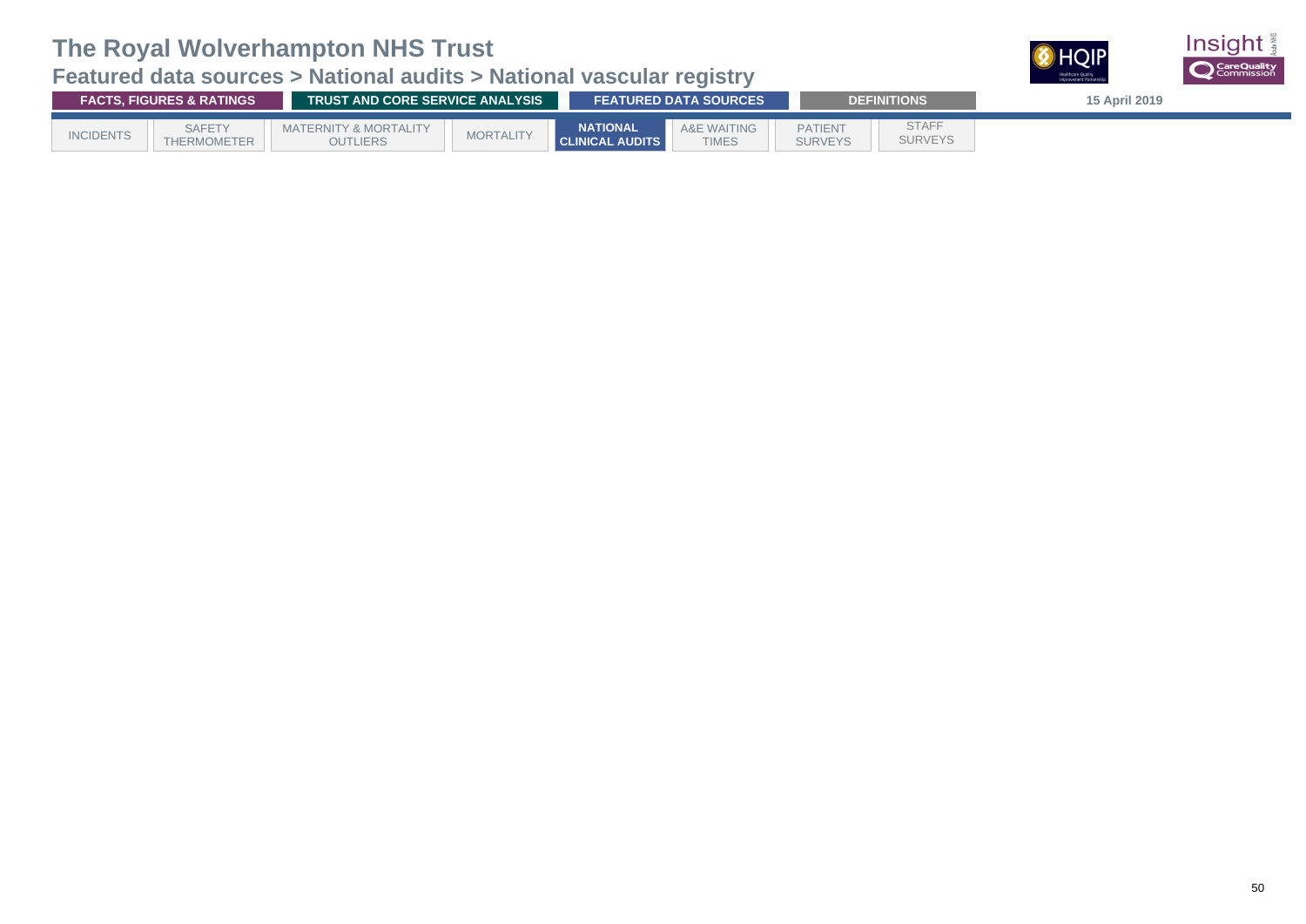# The Royal Wolverhampton NHS Trust

## Featured data sources > National audits > National vascular registry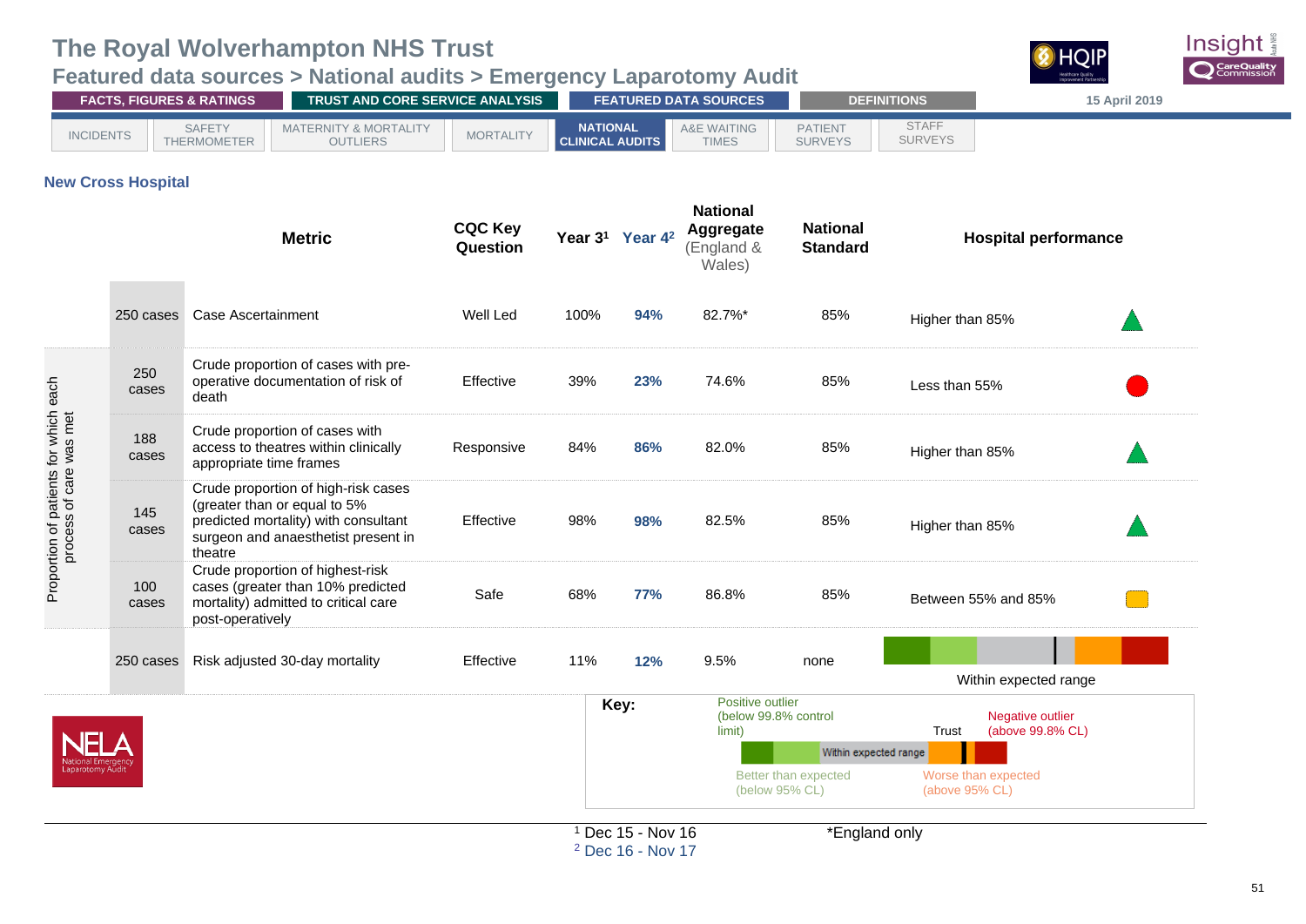# The Royal Wolverhampton NHS Trust

## Featured data sources > National audits > Emergency Laparotomy Audit

FACTS, FIGURES & RATINGS | TRUST AND CORE SERVICE ANALYSIS | FEATURED DATA SOURCES | DEFINITIONS

15 April 2019

INCIDENTS | SAFETY THERMOMETER | MATERNITY & MORTALITY OUTLIERS | MORTALITY | NATIONAL CLINICAL AUDITS | A&E WAITING TIMES | PATIENT SURVEYS | STAFF SURVEYS

### New Cross Hospital

| | Cases | Metric | CQC Key Question | Year 3[1] | Year 4[2] | National Aggregate (England & Wales) | National Standard | Hospital performance |
|---|---|---|---|---|---|---|---|---|
| | 250 cases | Case Ascertainment | Well Led | 100% | **94%** | 82.7%* | 85% | Higher than 85% ▲ |
| Proportion of patients for which each process of care was met | 250 cases | Crude proportion of cases with pre-operative documentation of risk of death | Effective | 39% | **23%** | 74.6% | 85% | Less than 55% ● |
| | 188 cases | Crude proportion of cases with access to theatres within clinically appropriate time frames | Responsive | 84% | **86%** | 82.0% | 85% | Higher than 85% ▲ |
| | 145 cases | Crude proportion of high-risk cases (greater than or equal to 5% predicted mortality) with consultant surgeon and anaesthetist present in theatre | Effective | 98% | **98%** | 82.5% | 85% | Higher than 85% ▲ |
| | 100 cases | Crude proportion of highest-risk cases (greater than 10% predicted mortality) admitted to critical care post-operatively | Safe | 68% | **77%** | 86.8% | 85% | Between 55% and 85% ■ |
| | 250 cases | Risk adjusted 30-day mortality | Effective | 11% | **12%** | 9.5% | none | Within expected range |

**Key:**

- Positive outlier (below 99.8% control limit)
- Better than expected (below 95% CL)
- Within expected range
- Trust
- Worse than expected (above 95% CL)
- Negative outlier (above 99.8% CL)

NELA National Emergency Laparotomy Audit

[1] Dec 15 - Nov 16
[2] Dec 16 - Nov 17

*England only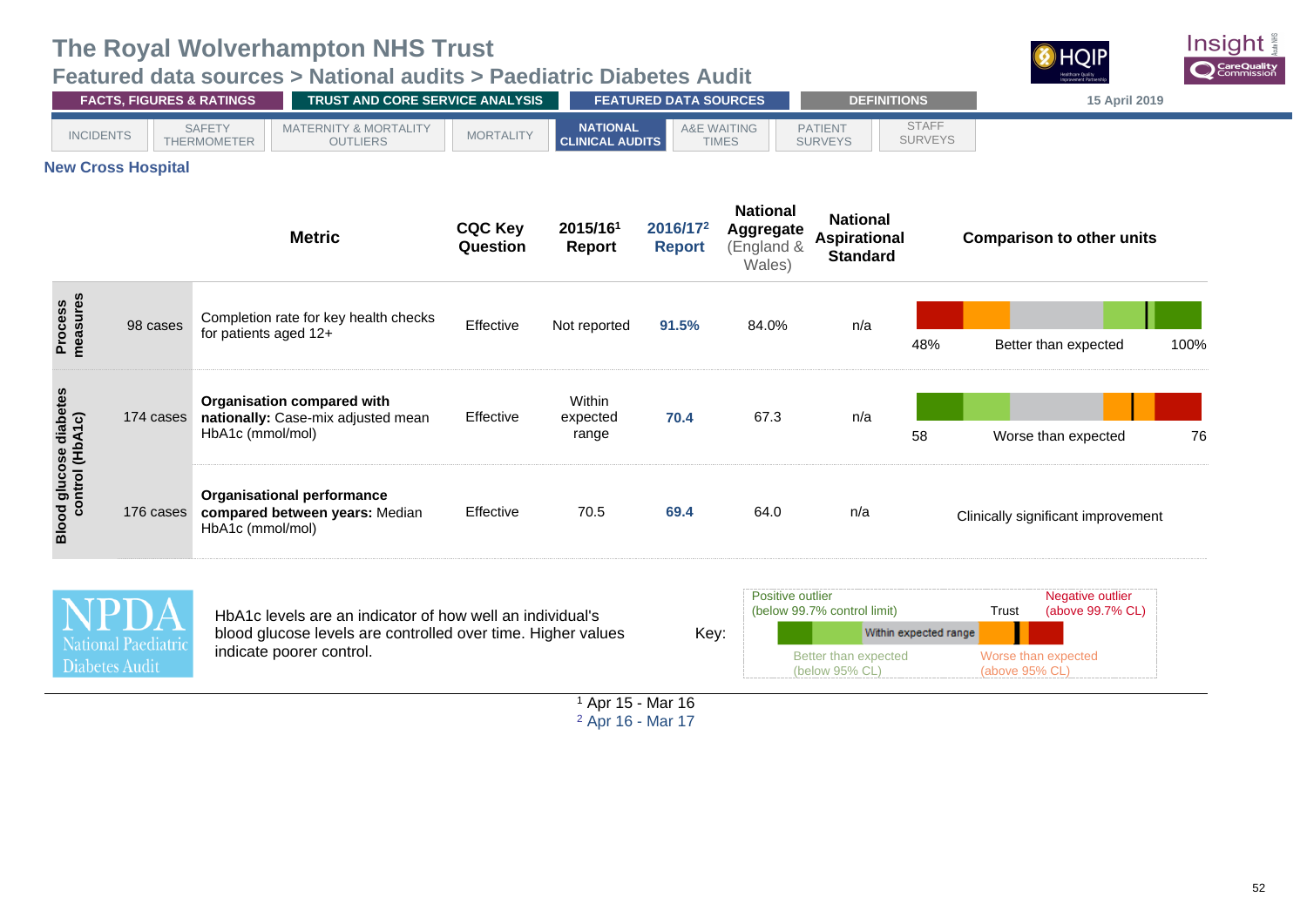# The Royal Wolverhampton NHS Trust

## Featured data sources > National audits > Paediatric Diabetes Audit

FACTS, FIGURES & RATINGS | TRUST AND CORE SERVICE ANALYSIS | FEATURED DATA SOURCES | DEFINITIONS

15 April 2019

INCIDENTS | SAFETY THERMOMETER | MATERNITY & MORTALITY OUTLIERS | MORTALITY | NATIONAL CLINICAL AUDITS | A&E WAITING TIMES | PATIENT SURVEYS | STAFF SURVEYS

### New Cross Hospital

| | | Metric | CQC Key Question | 2015/16[1] Report | 2016/17[2] Report | National Aggregate (England & Wales) | National Aspirational Standard | Comparison to other units |
|---|---|---|---|---|---|---|---|---|
| Process measures | 98 cases | Completion rate for key health checks for patients aged 12+ | Effective | Not reported | **91.5%** | 84.0% | n/a | 48% Better than expected 100% |
| Blood glucose diabetes control (HbA1c) | 174 cases | **Organisation compared with nationally:** Case-mix adjusted mean HbA1c (mmol/mol) | Effective | Within expected range | **70.4** | 67.3 | n/a | 58 Worse than expected 76 |
| | 176 cases | **Organisational performance compared between years:** Median HbA1c (mmol/mol) | Effective | 70.5 | **69.4** | 64.0 | n/a | Clinically significant improvement |

NPDA National Paediatric Diabetes Audit

HbA1c levels are an indicator of how well an individual's blood glucose levels are controlled over time. Higher values indicate poorer control.

Key: Positive outlier (below 99.7% control limit); Better than expected (below 95% CL); Within expected range; Trust; Worse than expected (above 95% CL); Negative outlier (above 99.7% CL)

[1] Apr 15 - Mar 16
[2] Apr 16 - Mar 17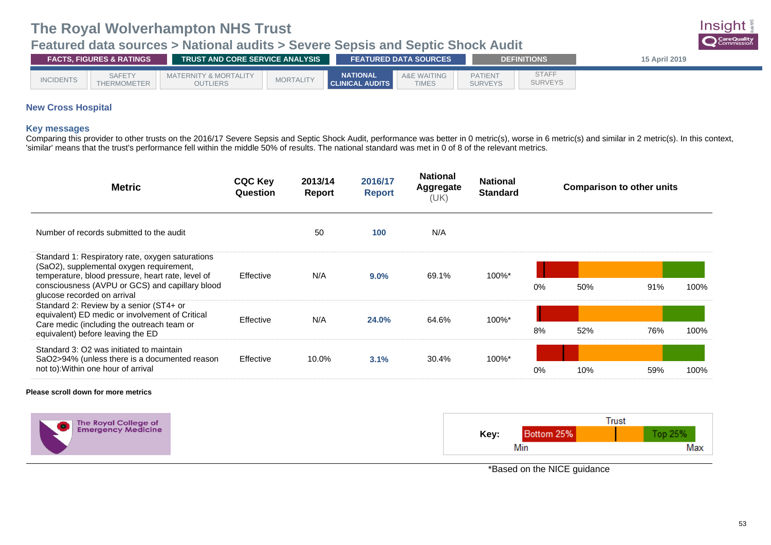# The Royal Wolverhampton NHS Trust

## Featured data sources > National audits > Severe Sepsis and Septic Shock Audit

FACTS, FIGURES & RATINGS | TRUST AND CORE SERVICE ANALYSIS | FEATURED DATA SOURCES | DEFINITIONS

15 April 2019

INCIDENTS | SAFETY THERMOMETER | MATERNITY & MORTALITY OUTLIERS | MORTALITY | NATIONAL CLINICAL AUDITS | A&E WAITING TIMES | PATIENT SURVEYS | STAFF SURVEYS

### New Cross Hospital

### Key messages

Comparing this provider to other trusts on the 2016/17 Severe Sepsis and Septic Shock Audit, performance was better in 0 metric(s), worse in 6 metric(s) and similar in 2 metric(s). In this context, 'similar' means that the trust's performance fell within the middle 50% of results. The national standard was met in 0 of 8 of the relevant metrics.

| Metric | CQC Key Question | 2013/14 Report | 2016/17 Report | National Aggregate (UK) | National Standard | Comparison to other units |
|---|---|---|---|---|---|---|
| Number of records submitted to the audit | | 50 | **100** | N/A | | |
| Standard 1: Respiratory rate, oxygen saturations (SaO2), supplemental oxygen requirement, temperature, blood pressure, heart rate, level of consciousness (AVPU or GCS) and capillary blood glucose recorded on arrival | Effective | N/A | **9.0%** | 69.1% | 100%* | 0% / 50% / 91% / 100% |
| Standard 2: Review by a senior (ST4+ or equivalent) ED medic or involvement of Critical Care medic (including the outreach team or equivalent) before leaving the ED | Effective | N/A | **24.0%** | 64.6% | 100%* | 8% / 52% / 76% / 100% |
| Standard 3: O2 was initiated to maintain SaO2>94% (unless there is a documented reason not to):Within one hour of arrival | Effective | 10.0% | **3.1%** | 30.4% | 100%* | 0% / 10% / 59% / 100% |

**Please scroll down for more metrics**

The Royal College of Emergency Medicine

Key: Bottom 25% | Trust | Top 25% (Min – Max)

*Based on the NICE guidance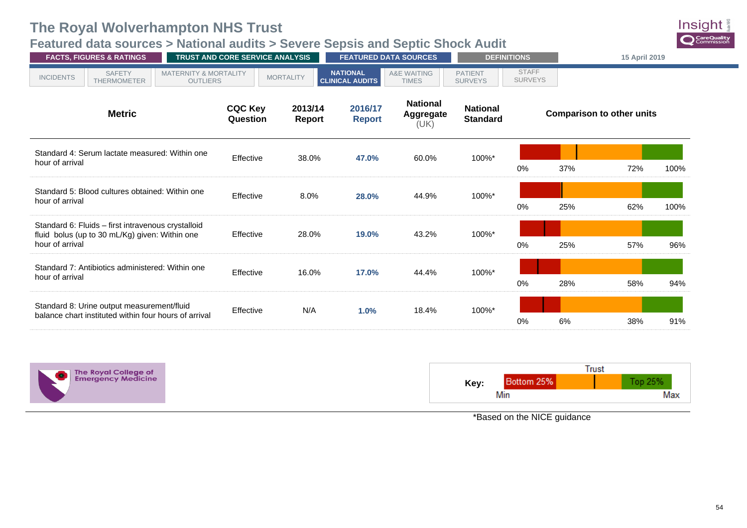# The Royal Wolverhampton NHS Trust

## Featured data sources > National audits > Severe Sepsis and Septic Shock Audit

FACTS, FIGURES & RATINGS | TRUST AND CORE SERVICE ANALYSIS | FEATURED DATA SOURCES | DEFINITIONS

15 April 2019

INCIDENTS | SAFETY THERMOMETER | MATERNITY & MORTALITY OUTLIERS | MORTALITY | NATIONAL CLINICAL AUDITS | A&E WAITING TIMES | PATIENT SURVEYS | STAFF SURVEYS

| Metric | CQC Key Question | 2013/14 Report | 2016/17 Report | National Aggregate (UK) | National Standard | Comparison to other units |
|---|---|---|---|---|---|---|
| Standard 4: Serum lactate measured: Within one hour of arrival | Effective | 38.0% | **47.0%** | 60.0% | 100%* | 0% / 37% / 72% / 100% |
| Standard 5: Blood cultures obtained: Within one hour of arrival | Effective | 8.0% | **28.0%** | 44.9% | 100%* | 0% / 25% / 62% / 100% |
| Standard 6: Fluids – first intravenous crystalloid fluid bolus (up to 30 mL/Kg) given: Within one hour of arrival | Effective | 28.0% | **19.0%** | 43.2% | 100%* | 0% / 25% / 57% / 96% |
| Standard 7: Antibiotics administered: Within one hour of arrival | Effective | 16.0% | **17.0%** | 44.4% | 100%* | 0% / 28% / 58% / 94% |
| Standard 8: Urine output measurement/fluid balance chart instituted within four hours of arrival | Effective | N/A | **1.0%** | 18.4% | 100%* | 0% / 6% / 38% / 91% |

The Royal College of Emergency Medicine

Key: Bottom 25% | Trust | Top 25% — Min to Max

*Based on the NICE guidance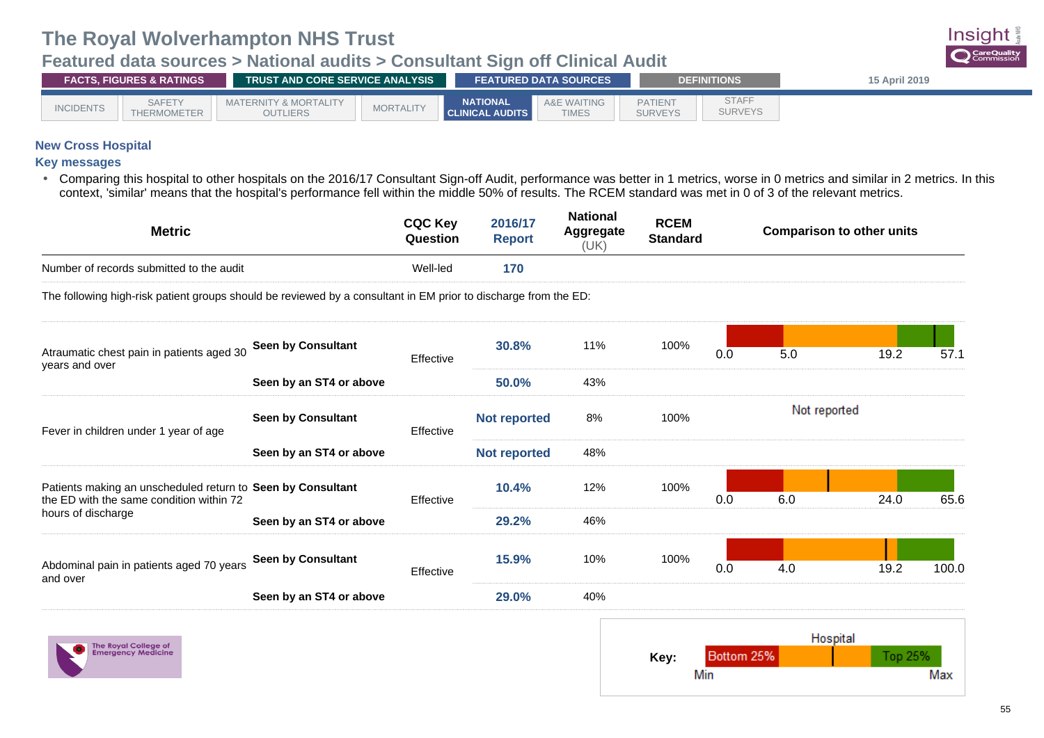# The Royal Wolverhampton NHS Trust

## Featured data sources > National audits > Consultant Sign off Clinical Audit

FACTS, FIGURES & RATINGS | TRUST AND CORE SERVICE ANALYSIS | FEATURED DATA SOURCES | DEFINITIONS | 15 April 2019

INCIDENTS | SAFETY THERMOMETER | MATERNITY & MORTALITY OUTLIERS | MORTALITY | NATIONAL CLINICAL AUDITS | A&E WAITING TIMES | PATIENT SURVEYS | STAFF SURVEYS

### New Cross Hospital

### Key messages

- Comparing this hospital to other hospitals on the 2016/17 Consultant Sign-off Audit, performance was better in 1 metrics, worse in 0 metrics and similar in 2 metrics. In this context, 'similar' means that the hospital's performance fell within the middle 50% of results. The RCEM standard was met in 0 of 3 of the relevant metrics.

| Metric | | CQC Key Question | 2016/17 Report | National Aggregate (UK) | RCEM Standard | Comparison to other units |
|---|---|---|---|---|---|---|
| Number of records submitted to the audit | | Well-led | 170 | | | |
| The following high-risk patient groups should be reviewed by a consultant in EM prior to discharge from the ED: | | | | | | |
| Atraumatic chest pain in patients aged 30 years and over | Seen by Consultant | Effective | 30.8% | 11% | 100% | 0.0 / 5.0 / 19.2 / 57.1 |
| | Seen by an ST4 or above | | 50.0% | 43% | | |
| Fever in children under 1 year of age | Seen by Consultant | Effective | Not reported | 8% | 100% | Not reported |
| | Seen by an ST4 or above | | Not reported | 48% | | |
| Patients making an unscheduled return to the ED with the same condition within 72 hours of discharge | Seen by Consultant | Effective | 10.4% | 12% | 100% | 0.0 / 6.0 / 24.0 / 65.6 |
| | Seen by an ST4 or above | | 29.2% | 46% | | |
| Abdominal pain in patients aged 70 years and over | Seen by Consultant | Effective | 15.9% | 10% | 100% | 0.0 / 4.0 / 19.2 / 100.0 |
| | Seen by an ST4 or above | | 29.0% | 40% | | |

Key: Bottom 25% | Hospital | Top 25% — Min to Max

The Royal College of Emergency Medicine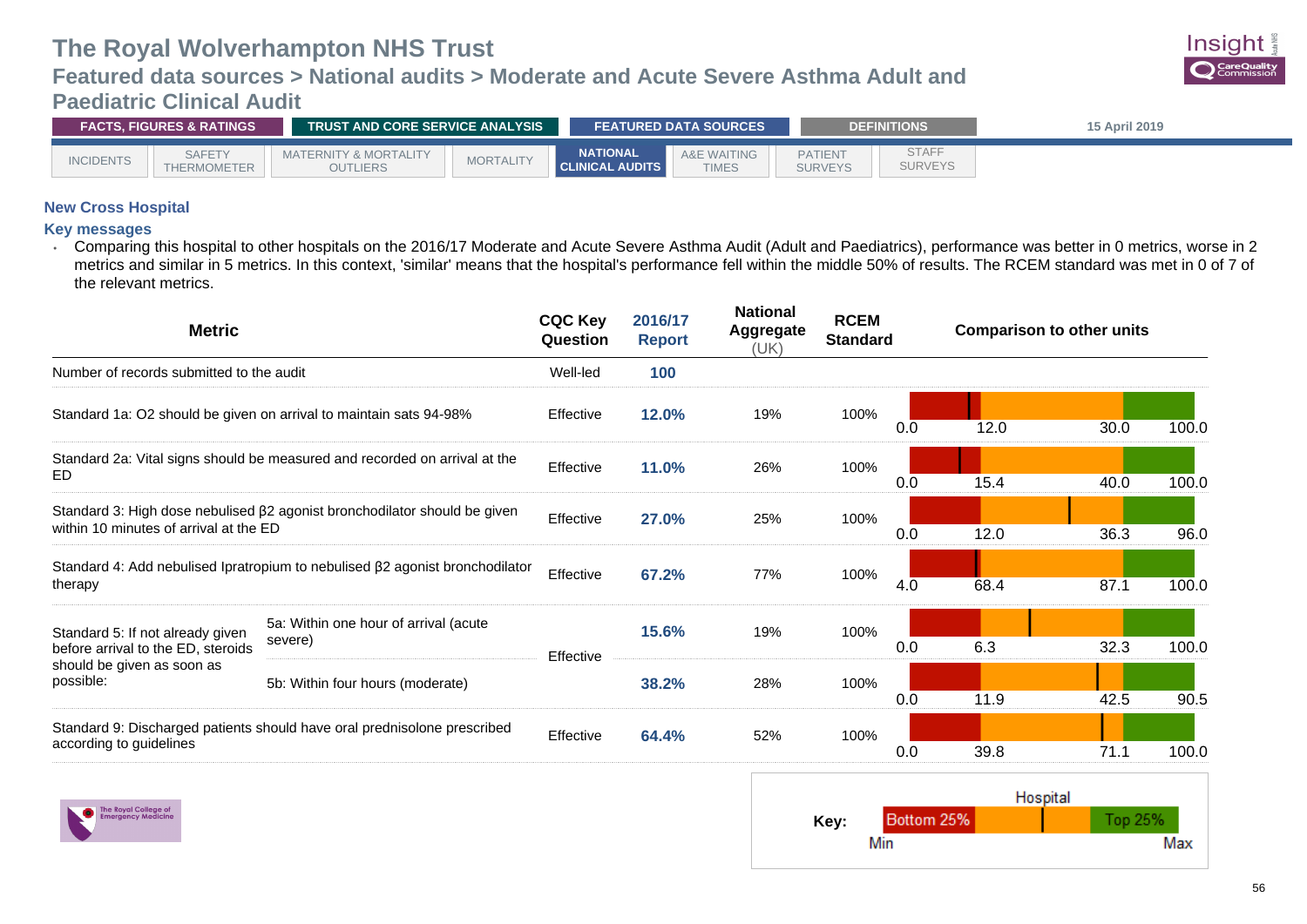# The Royal Wolverhampton NHS Trust

## Featured data sources > National audits > Moderate and Acute Severe Asthma Adult and Paediatric Clinical Audit

FACTS, FIGURES & RATINGS | TRUST AND CORE SERVICE ANALYSIS | FEATURED DATA SOURCES | DEFINITIONS | 15 April 2019

INCIDENTS | SAFETY THERMOMETER | MATERNITY & MORTALITY OUTLIERS | MORTALITY | NATIONAL CLINICAL AUDITS | A&E WAITING TIMES | PATIENT SURVEYS | STAFF SURVEYS

### New Cross Hospital

### Key messages

- Comparing this hospital to other hospitals on the 2016/17 Moderate and Acute Severe Asthma Audit (Adult and Paediatrics), performance was better in 0 metrics, worse in 2 metrics and similar in 5 metrics. In this context, 'similar' means that the hospital's performance fell within the middle 50% of results. The RCEM standard was met in 0 of 7 of the relevant metrics.

| Metric | | CQC Key Question | 2016/17 Report | National Aggregate (UK) | RCEM Standard | Comparison to other units (Min / Bottom 25% / Top 25% / Max) |
|---|---|---|---|---|---|---|
| Number of records submitted to the audit | | Well-led | 100 | | | |
| Standard 1a: O2 should be given on arrival to maintain sats 94-98% | | Effective | 12.0% | 19% | 100% | 0.0 / 12.0 / 30.0 / 100.0 |
| Standard 2a: Vital signs should be measured and recorded on arrival at the ED | | Effective | 11.0% | 26% | 100% | 0.0 / 15.4 / 40.0 / 100.0 |
| Standard 3: High dose nebulised β2 agonist bronchodilator should be given within 10 minutes of arrival at the ED | | Effective | 27.0% | 25% | 100% | 0.0 / 12.0 / 36.3 / 96.0 |
| Standard 4: Add nebulised Ipratropium to nebulised β2 agonist bronchodilator therapy | | Effective | 67.2% | 77% | 100% | 4.0 / 68.4 / 87.1 / 100.0 |
| Standard 5: If not already given before arrival to the ED, steroids should be given as soon as possible: | 5a: Within one hour of arrival (acute severe) | Effective | 15.6% | 19% | 100% | 0.0 / 6.3 / 32.3 / 100.0 |
| | 5b: Within four hours (moderate) | Effective | 38.2% | 28% | 100% | 0.0 / 11.9 / 42.5 / 90.5 |
| Standard 9: Discharged patients should have oral prednisolone prescribed according to guidelines | | Effective | 64.4% | 52% | 100% | 0.0 / 39.8 / 71.1 / 100.0 |

Key: Bottom 25% | Hospital | Top 25% — Min to Max

The Royal College of Emergency Medicine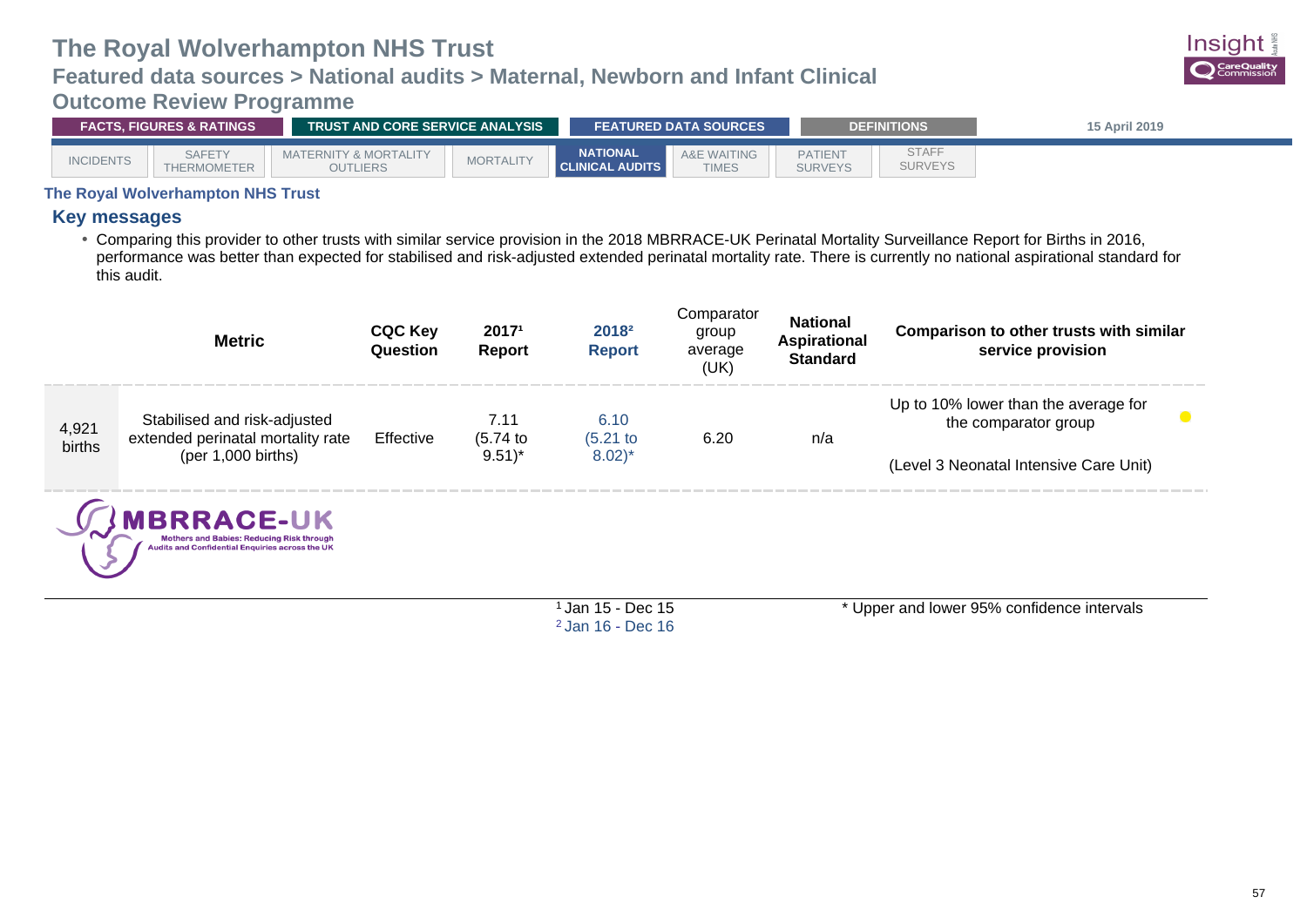# The Royal Wolverhampton NHS Trust

## Featured data sources > National audits > Maternal, Newborn and Infant Clinical Outcome Review Programme

FACTS, FIGURES & RATINGS | TRUST AND CORE SERVICE ANALYSIS | FEATURED DATA SOURCES | DEFINITIONS

15 April 2019

INCIDENTS | SAFETY THERMOMETER | MATERNITY & MORTALITY OUTLIERS | MORTALITY | NATIONAL CLINICAL AUDITS | A&E WAITING TIMES | PATIENT SURVEYS | STAFF SURVEYS

**The Royal Wolverhampton NHS Trust**

### Key messages

- Comparing this provider to other trusts with similar service provision in the 2018 MBRRACE-UK Perinatal Mortality Surveillance Report for Births in 2016, performance was better than expected for stabilised and risk-adjusted extended perinatal mortality rate. There is currently no national aspirational standard for this audit.

| | Metric | CQC Key Question | 2017[1] Report | 2018[2] Report | Comparator group average (UK) | National Aspirational Standard | Comparison to other trusts with similar service provision |
|---|---|---|---|---|---|---|---|
| 4,921 births | Stabilised and risk-adjusted extended perinatal mortality rate (per 1,000 births) | Effective | 7.11 (5.74 to 9.51)* | 6.10 (5.21 to 8.02)* | 6.20 | n/a | Up to 10% lower than the average for the comparator group<br><br>(Level 3 Neonatal Intensive Care Unit) |

MBRRACE-UK
Mothers and Babies: Reducing Risk through Audits and Confidential Enquiries across the UK

[1] Jan 15 - Dec 15
[2] Jan 16 - Dec 16

* Upper and lower 95% confidence intervals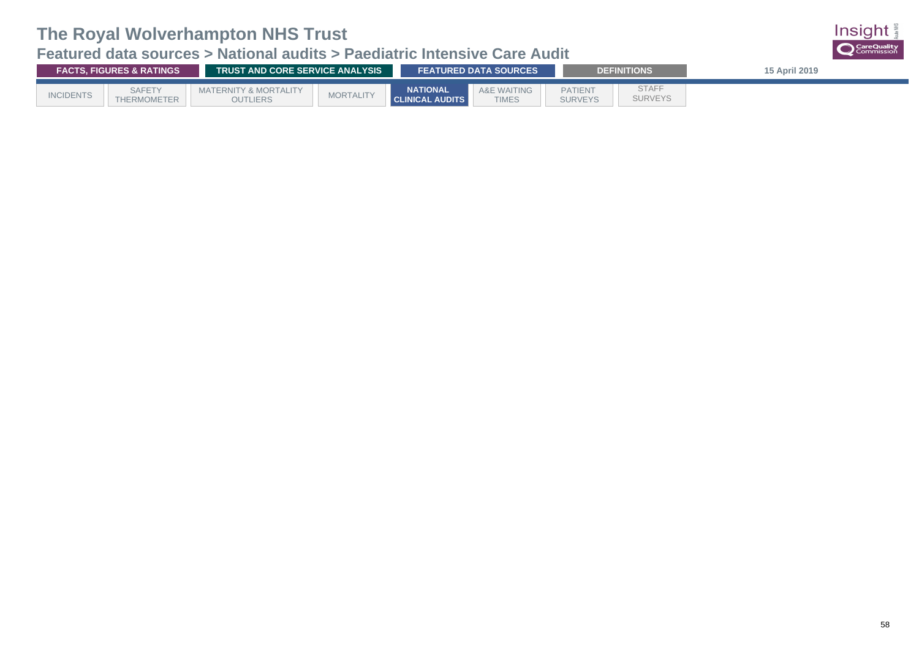# The Royal Wolverhampton NHS Trust

## Featured data sources > National audits > Paediatric Intensive Care Audit

FACTS, FIGURES & RATINGS | TRUST AND CORE SERVICE ANALYSIS | FEATURED DATA SOURCES | DEFINITIONS

15 April 2019

INCIDENTS | SAFETY THERMOMETER | MATERNITY & MORTALITY OUTLIERS | MORTALITY | **NATIONAL CLINICAL AUDITS** | A&E WAITING TIMES | PATIENT SURVEYS | STAFF SURVEYS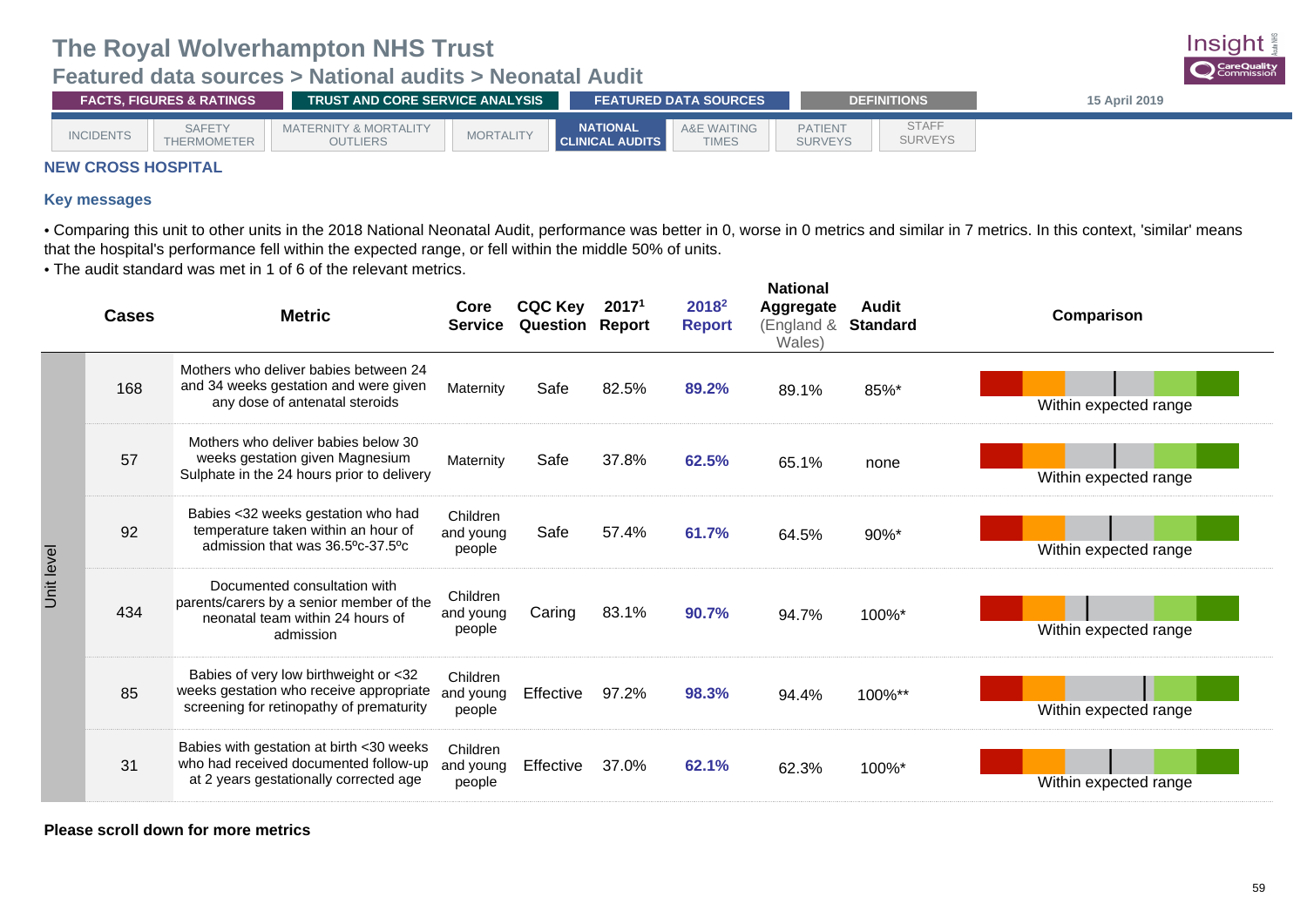# The Royal Wolverhampton NHS Trust

## Featured data sources > National audits > Neonatal Audit

FACTS, FIGURES & RATINGS | TRUST AND CORE SERVICE ANALYSIS | FEATURED DATA SOURCES | DEFINITIONS | 15 April 2019

INCIDENTS | SAFETY THERMOMETER | MATERNITY & MORTALITY OUTLIERS | MORTALITY | NATIONAL CLINICAL AUDITS | A&E WAITING TIMES | PATIENT SURVEYS | STAFF SURVEYS

### NEW CROSS HOSPITAL

### Key messages

- Comparing this unit to other units in the 2018 National Neonatal Audit, performance was better in 0, worse in 0 metrics and similar in 7 metrics. In this context, 'similar' means that the hospital's performance fell within the expected range, or fell within the middle 50% of units.
- The audit standard was met in 1 of 6 of the relevant metrics.

| | Cases | Metric | Core Service | CQC Key Question | 2017[1] Report | 2018[2] Report | National Aggregate (England & Wales) | Audit Standard | Comparison |
|---|---|---|---|---|---|---|---|---|---|
| Unit level | 168 | Mothers who deliver babies between 24 and 34 weeks gestation and were given any dose of antenatal steroids | Maternity | Safe | 82.5% | **89.2%** | 89.1% | 85%* | Within expected range |
| | 57 | Mothers who deliver babies below 30 weeks gestation given Magnesium Sulphate in the 24 hours prior to delivery | Maternity | Safe | 37.8% | **62.5%** | 65.1% | none | Within expected range |
| | 92 | Babies <32 weeks gestation who had temperature taken within an hour of admission that was 36.5ºc-37.5ºc | Children and young people | Safe | 57.4% | **61.7%** | 64.5% | 90%* | Within expected range |
| | 434 | Documented consultation with parents/carers by a senior member of the neonatal team within 24 hours of admission | Children and young people | Caring | 83.1% | **90.7%** | 94.7% | 100%* | Within expected range |
| | 85 | Babies of very low birthweight or <32 weeks gestation who receive appropriate screening for retinopathy of prematurity | Children and young people | Effective | 97.2% | **98.3%** | 94.4% | 100%** | Within expected range |
| | 31 | Babies with gestation at birth <30 weeks who had received documented follow-up at 2 years gestationally corrected age | Children and young people | Effective | 37.0% | **62.1%** | 62.3% | 100%* | Within expected range |

**Please scroll down for more metrics**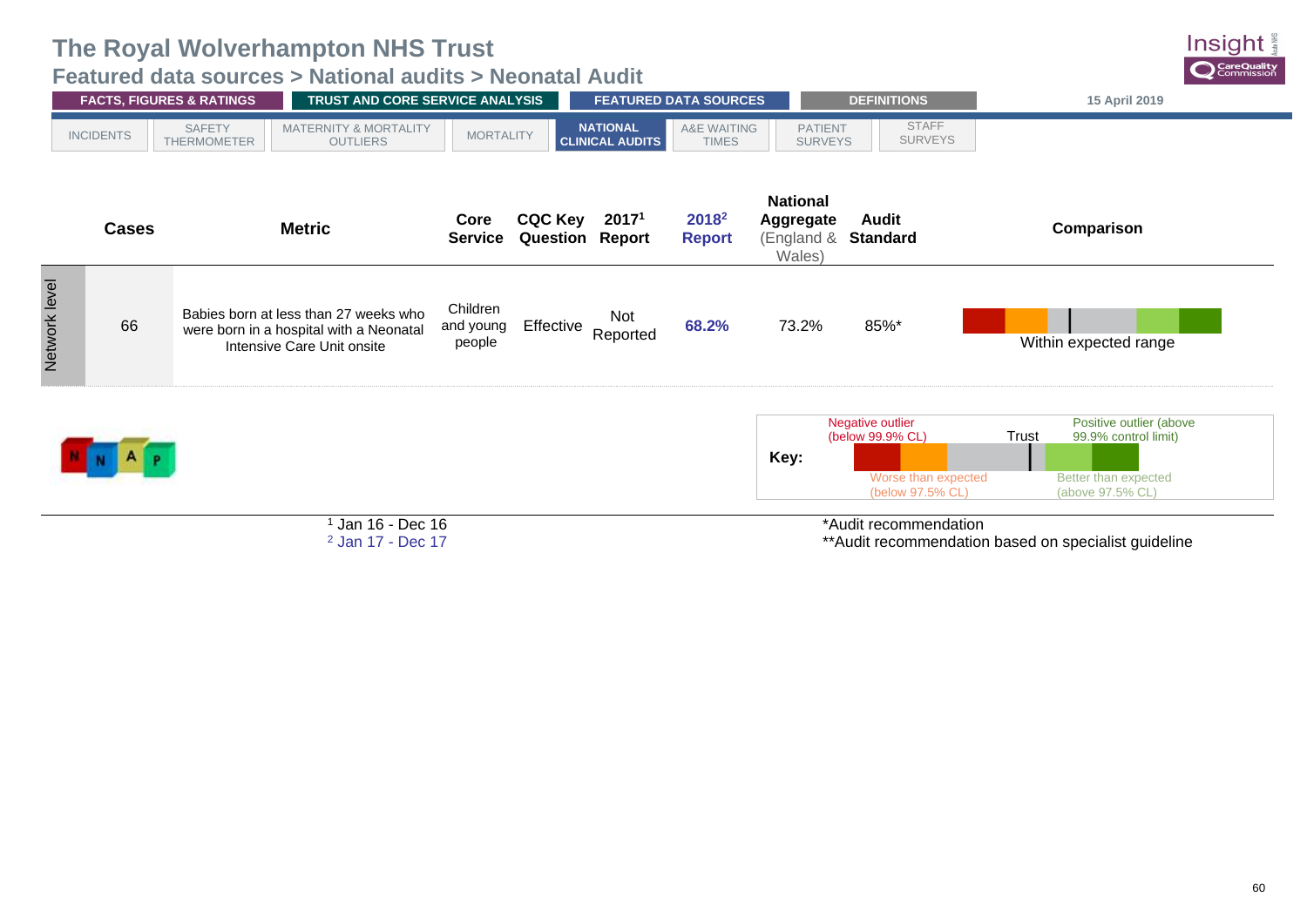# The Royal Wolverhampton NHS Trust

## Featured data sources > National audits > Neonatal Audit

FACTS, FIGURES & RATINGS | TRUST AND CORE SERVICE ANALYSIS | FEATURED DATA SOURCES | DEFINITIONS | 15 April 2019

INCIDENTS | SAFETY THERMOMETER | MATERNITY & MORTALITY OUTLIERS | MORTALITY | NATIONAL CLINICAL AUDITS | A&E WAITING TIMES | PATIENT SURVEYS | STAFF SURVEYS

| | Cases | Metric | Core Service | CQC Key Question | 2017[1] Report | 2018[2] Report | National Aggregate (England & Wales) | Audit Standard | Comparison |
|---|---|---|---|---|---|---|---|---|---|
| Network level | 66 | Babies born at less than 27 weeks who were born in a hospital with a Neonatal Intensive Care Unit onsite | Children and young people | Effective | Not Reported | 68.2% | 73.2% | 85%* | Within expected range |

Key: Negative outlier (below 99.9% CL); Worse than expected (below 97.5% CL); Trust; Better than expected (above 97.5% CL); Positive outlier (above 99.9% control limit)

[1] Jan 16 - Dec 16
[2] Jan 17 - Dec 17

*Audit recommendation
**Audit recommendation based on specialist guideline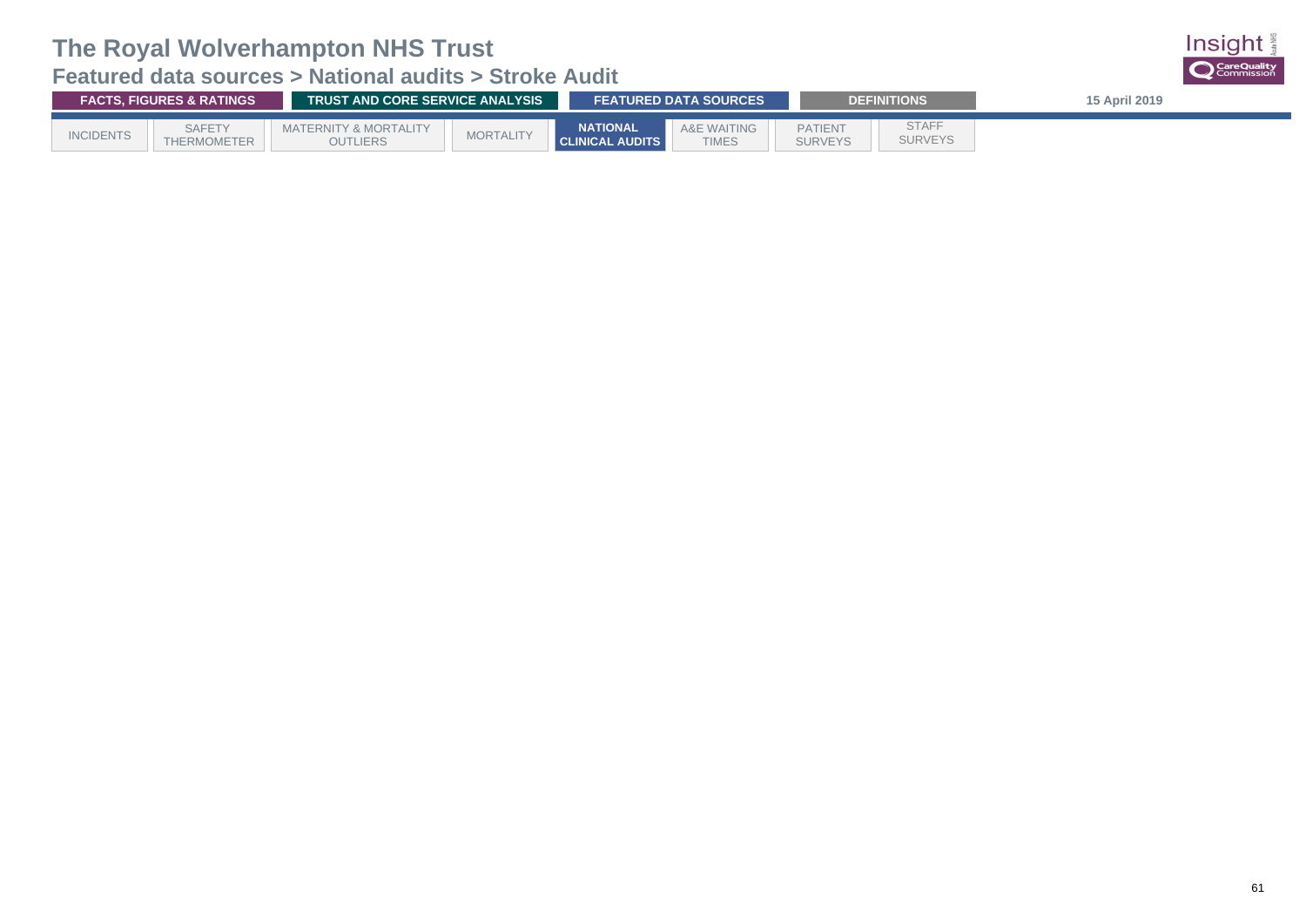# The Royal Wolverhampton NHS Trust

## Featured data sources > National audits > Stroke Audit

FACTS, FIGURES & RATINGS | TRUST AND CORE SERVICE ANALYSIS | FEATURED DATA SOURCES | DEFINITIONS

15 April 2019

INCIDENTS | SAFETY THERMOMETER | MATERNITY & MORTALITY OUTLIERS | MORTALITY | **NATIONAL CLINICAL AUDITS** | A&E WAITING TIMES | PATIENT SURVEYS | STAFF SURVEYS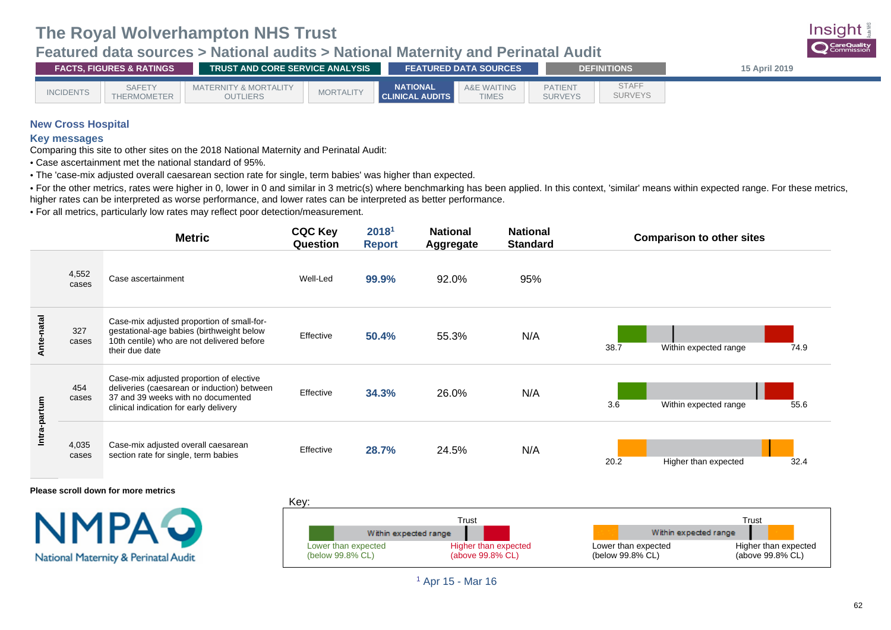# The Royal Wolverhampton NHS Trust

## Featured data sources > National audits > National Maternity and Perinatal Audit

FACTS, FIGURES & RATINGS | TRUST AND CORE SERVICE ANALYSIS | FEATURED DATA SOURCES | DEFINITIONS

15 April 2019

INCIDENTS | SAFETY THERMOMETER | MATERNITY & MORTALITY OUTLIERS | MORTALITY | NATIONAL CLINICAL AUDITS | A&E WAITING TIMES | PATIENT SURVEYS | STAFF SURVEYS

### New Cross Hospital

### Key messages

Comparing this site to other sites on the 2018 National Maternity and Perinatal Audit:

- Case ascertainment met the national standard of 95%.
- The 'case-mix adjusted overall caesarean section rate for single, term babies' was higher than expected.
- For the other metrics, rates were higher in 0, lower in 0 and similar in 3 metric(s) where benchmarking has been applied. In this context, 'similar' means within expected range. For these metrics, higher rates can be interpreted as worse performance, and lower rates can be interpreted as better performance.
- For all metrics, particularly low rates may reflect poor detection/measurement.

| | | Metric | CQC Key Question | 2018[1] Report | National Aggregate | National Standard | Comparison to other sites |
|---|---|---|---|---|---|---|---|
| | 4,552 cases | Case ascertainment | Well-Led | **99.9%** | 92.0% | 95% | |
| Ante-natal | 327 cases | Case-mix adjusted proportion of small-for-gestational-age babies (birthweight below 10th centile) who are not delivered before their due date | Effective | **50.4%** | 55.3% | N/A | 38.7 – Within expected range – 74.9 |
| Intra-partum | 454 cases | Case-mix adjusted proportion of elective deliveries (caesarean or induction) between 37 and 39 weeks with no documented clinical indication for early delivery | Effective | **34.3%** | 26.0% | N/A | 3.6 – Within expected range – 55.6 |
| Intra-partum | 4,035 cases | Case-mix adjusted overall caesarean section rate for single, term babies | Effective | **28.7%** | 24.5% | N/A | 20.2 – Higher than expected – 32.4 |

**Please scroll down for more metrics**

NMPA National Maternity & Perinatal Audit

Key:

- Trust; Within expected range; Lower than expected (below 99.8% CL); Higher than expected (above 99.8% CL)
- Trust; Within expected range; Lower than expected (below 99.8% CL); Higher than expected (above 99.8% CL)

[1] Apr 15 - Mar 16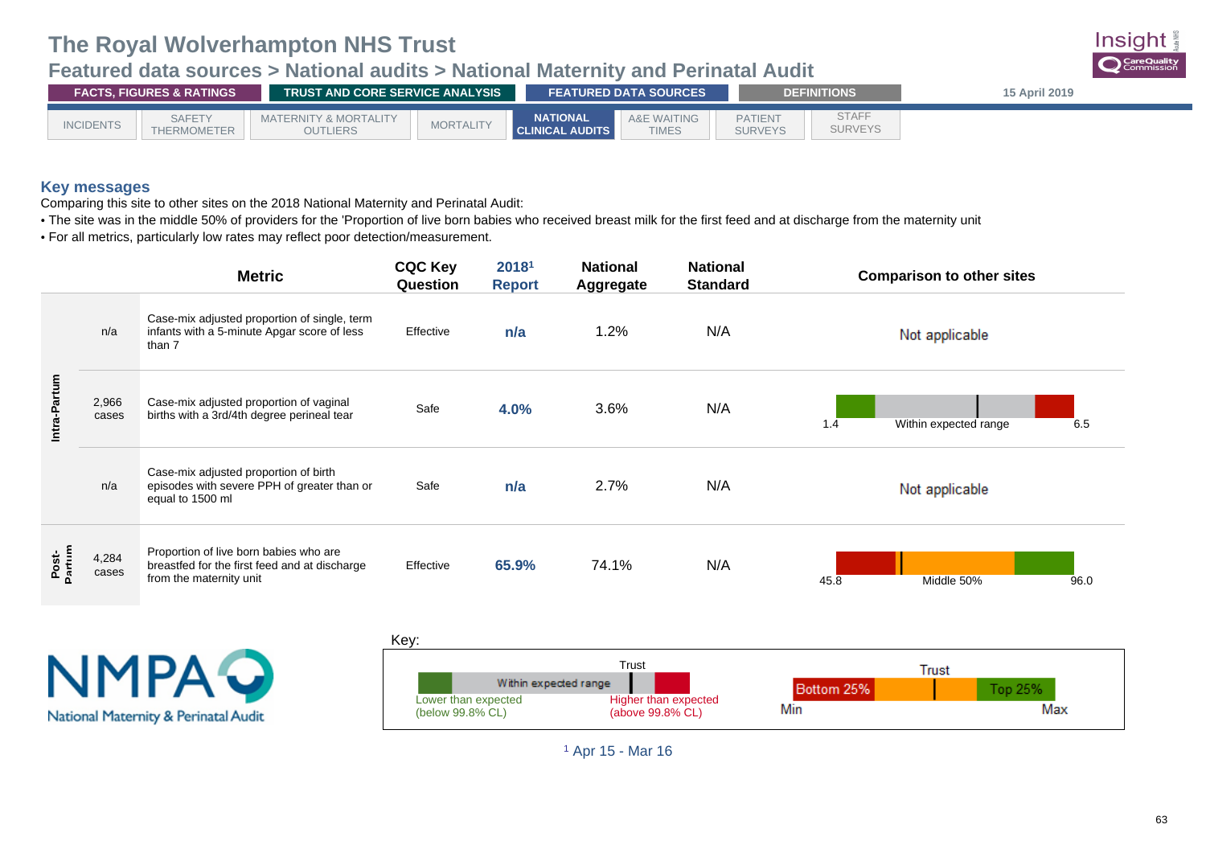# The Royal Wolverhampton NHS Trust

## Featured data sources > National audits > National Maternity and Perinatal Audit

FACTS, FIGURES & RATINGS | TRUST AND CORE SERVICE ANALYSIS | FEATURED DATA SOURCES | DEFINITIONS

15 April 2019

INCIDENTS | SAFETY THERMOMETER | MATERNITY & MORTALITY OUTLIERS | MORTALITY | NATIONAL CLINICAL AUDITS | A&E WAITING TIMES | PATIENT SURVEYS | STAFF SURVEYS

### Key messages

Comparing this site to other sites on the 2018 National Maternity and Perinatal Audit:

- The site was in the middle 50% of providers for the 'Proportion of live born babies who received breast milk for the first feed and at discharge from the maternity unit
- For all metrics, particularly low rates may reflect poor detection/measurement.

| | | Metric | CQC Key Question | 2018[1] Report | National Aggregate | National Standard | Comparison to other sites |
|---|---|---|---|---|---|---|---|
| Intra-Partum | n/a | Case-mix adjusted proportion of single, term infants with a 5-minute Apgar score of less than 7 | Effective | n/a | 1.2% | N/A | Not applicable |
| Intra-Partum | 2,966 cases | Case-mix adjusted proportion of vaginal births with a 3rd/4th degree perineal tear | Safe | 4.0% | 3.6% | N/A | 1.4 – Within expected range – 6.5 |
| Intra-Partum | n/a | Case-mix adjusted proportion of birth episodes with severe PPH of greater than or equal to 1500 ml | Safe | n/a | 2.7% | N/A | Not applicable |
| Post-Partum | 4,284 cases | Proportion of live born babies who are breastfed for the first feed and at discharge from the maternity unit | Effective | 65.9% | 74.1% | N/A | 45.8 – Middle 50% – 96.0 |

NMPA National Maternity & Perinatal Audit

Key:

- Within expected range; Trust; Lower than expected (below 99.8% CL); Higher than expected (above 99.8% CL)
- Bottom 25%; Trust; Top 25%; Min; Max

[1] Apr 15 - Mar 16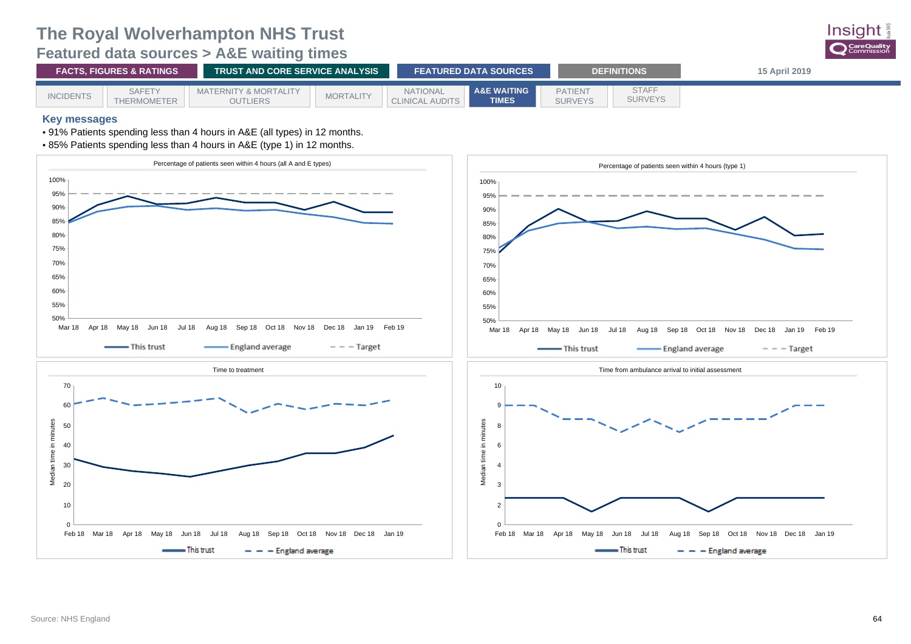# The Royal Wolverhampton NHS Trust

## Featured data sources > A&E waiting times

FACTS, FIGURES & RATINGS | TRUST AND CORE SERVICE ANALYSIS | FEATURED DATA SOURCES | DEFINITIONS

15 April 2019

INCIDENTS | SAFETY THERMOMETER | MATERNITY & MORTALITY OUTLIERS | MORTALITY | NATIONAL CLINICAL AUDITS | A&E WAITING TIMES | PATIENT SURVEYS | STAFF SURVEYS

### Key messages

- 91% Patients spending less than 4 hours in A&E (all types) in 12 months.
- 85% Patients spending less than 4 hours in A&E (type 1) in 12 months.

**Percentage of patients seen within 4 hours (all A and E types)**

Legend: This trust, England average, Target

**Percentage of patients seen within 4 hours (type 1)**

Legend: This trust, England average, Target

**Time to treatment**

Median time in minutes

Legend: This trust, England average

**Time from ambulance arrival to initial assessment**

Median time in minutes

Legend: This trust, England average

Source: NHS England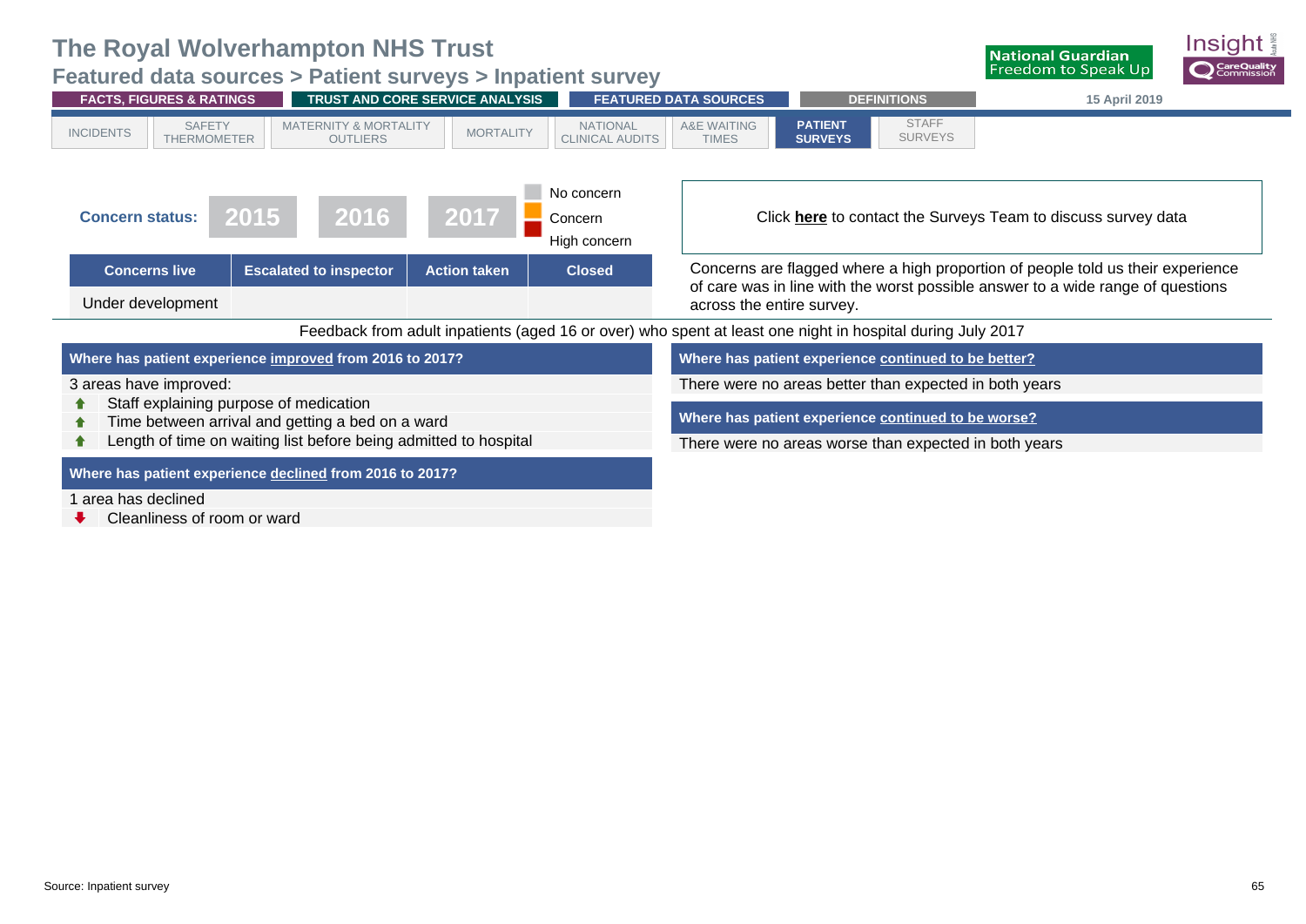# The Royal Wolverhampton NHS Trust

## Featured data sources > Patient surveys > Inpatient survey

FACTS, FIGURES & RATINGS | TRUST AND CORE SERVICE ANALYSIS | FEATURED DATA SOURCES | DEFINITIONS | 15 April 2019

INCIDENTS | SAFETY THERMOMETER | MATERNITY & MORTALITY OUTLIERS | MORTALITY | NATIONAL CLINICAL AUDITS | A&E WAITING TIMES | **PATIENT SURVEYS** | STAFF SURVEYS

**Concern status:** 2015 | 2016 | 2017

No concern / Concern / High concern

| Concerns live | Escalated to inspector | Action taken | Closed |
|---|---|---|---|
| Under development | | | |

Click **here** to contact the Surveys Team to discuss survey data

Concerns are flagged where a high proportion of people told us their experience of care was in line with the worst possible answer to a wide range of questions across the entire survey.

Feedback from adult inpatients (aged 16 or over) who spent at least one night in hospital during July 2017

### Where has patient experience improved from 2016 to 2017?

3 areas have improved:

- ↑ Staff explaining purpose of medication
- ↑ Time between arrival and getting a bed on a ward
- ↑ Length of time on waiting list before being admitted to hospital

### Where has patient experience declined from 2016 to 2017?

1 area has declined

- ↓ Cleanliness of room or ward

### Where has patient experience continued to be better?

There were no areas better than expected in both years

### Where has patient experience continued to be worse?

There were no areas worse than expected in both years

Source: Inpatient survey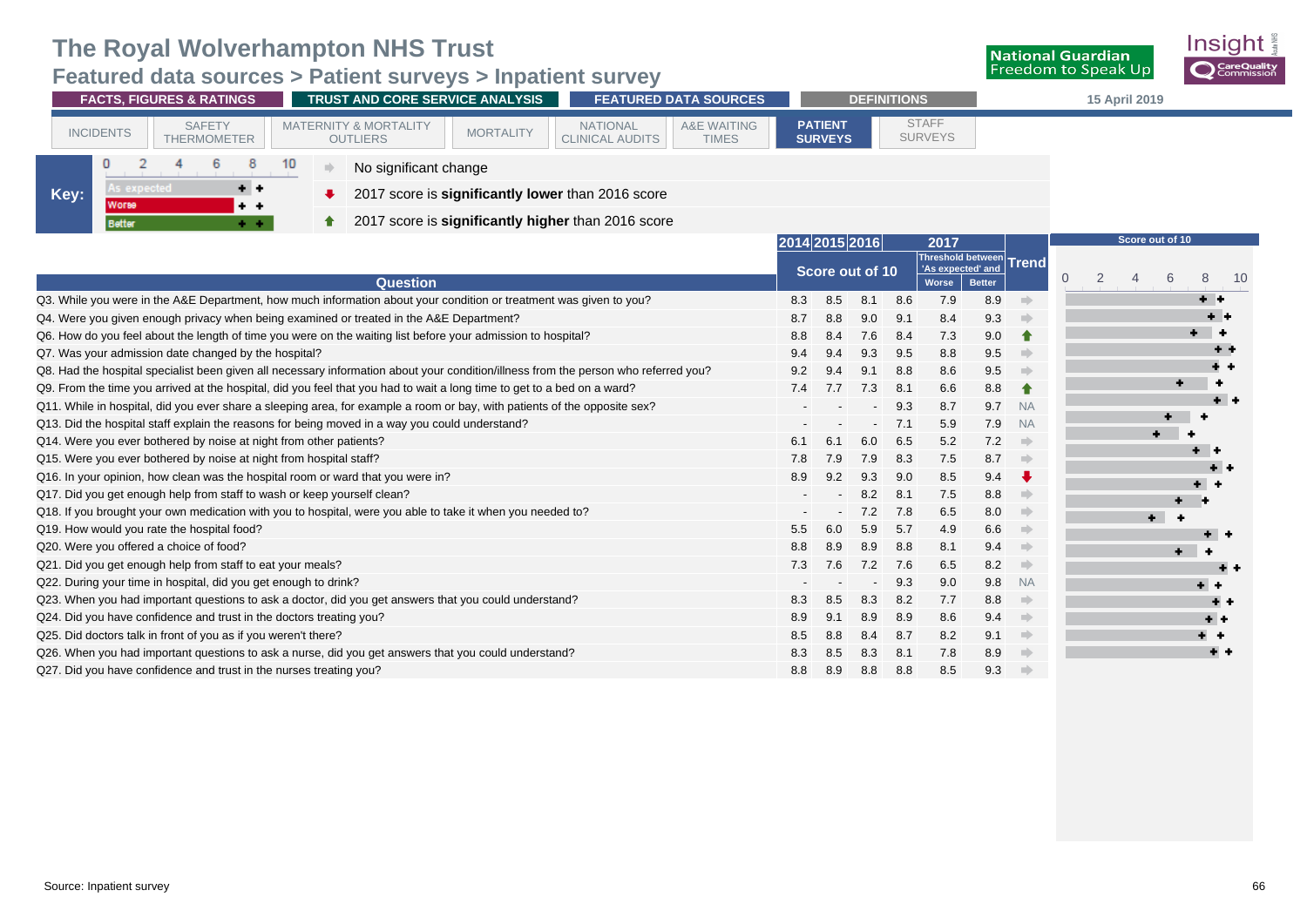# The Royal Wolverhampton NHS Trust

## Featured data sources > Patient surveys > Inpatient survey

FACTS, FIGURES & RATINGS | TRUST AND CORE SERVICE ANALYSIS | FEATURED DATA SOURCES | DEFINITIONS

15 April 2019

INCIDENTS | SAFETY THERMOMETER | MATERNITY & MORTALITY OUTLIERS | MORTALITY | NATIONAL CLINICAL AUDITS | A&E WAITING TIMES | PATIENT SURVEYS | STAFF SURVEYS

**Key:**

- As expected
- Worse
- Better
- ➡ No significant change
- ⬇ 2017 score is **significantly lower** than 2016 score
- ⬆ 2017 score is **significantly higher** than 2016 score

| Question | 2014 | 2015 | 2016 | 2017 | Threshold between 'As expected' and Worse | Threshold between 'As expected' and Better | Trend |
|---|---|---|---|---|---|---|---|
| | Score out of 10 | | | | | | |
| Q3. While you were in the A&E Department, how much information about your condition or treatment was given to you? | 8.3 | 8.5 | 8.1 | 8.6 | 7.9 | 8.9 | ➡ |
| Q4. Were you given enough privacy when being examined or treated in the A&E Department? | 8.7 | 8.8 | 9.0 | 9.1 | 8.4 | 9.3 | ➡ |
| Q6. How do you feel about the length of time you were on the waiting list before your admission to hospital? | 8.8 | 8.4 | 7.6 | 8.4 | 7.3 | 9.0 | ⬆ |
| Q7. Was your admission date changed by the hospital? | 9.4 | 9.4 | 9.3 | 9.5 | 8.8 | 9.5 | ➡ |
| Q8. Had the hospital specialist been given all necessary information about your condition/illness from the person who referred you? | 9.2 | 9.4 | 9.1 | 8.8 | 8.6 | 9.5 | ➡ |
| Q9. From the time you arrived at the hospital, did you feel that you had to wait a long time to get to a bed on a ward? | 7.4 | 7.7 | 7.3 | 8.1 | 6.6 | 8.8 | ⬆ |
| Q11. While in hospital, did you ever share a sleeping area, for example a room or bay, with patients of the opposite sex? | - | - | - | 9.3 | 8.7 | 9.7 | NA |
| Q13. Did the hospital staff explain the reasons for being moved in a way you could understand? | - | - | - | 7.1 | 5.9 | 7.9 | NA |
| Q14. Were you ever bothered by noise at night from other patients? | 6.1 | 6.1 | 6.0 | 6.5 | 5.2 | 7.2 | ➡ |
| Q15. Were you ever bothered by noise at night from hospital staff? | 7.8 | 7.9 | 7.9 | 8.3 | 7.5 | 8.7 | ➡ |
| Q16. In your opinion, how clean was the hospital room or ward that you were in? | 8.9 | 9.2 | 9.3 | 9.0 | 8.5 | 9.4 | ⬇ |
| Q17. Did you get enough help from staff to wash or keep yourself clean? | - | - | 8.2 | 8.1 | 7.5 | 8.8 | ➡ |
| Q18. If you brought your own medication with you to hospital, were you able to take it when you needed to? | - | - | 7.2 | 7.8 | 6.5 | 8.0 | ➡ |
| Q19. How would you rate the hospital food? | 5.5 | 6.0 | 5.9 | 5.7 | 4.9 | 6.6 | ➡ |
| Q20. Were you offered a choice of food? | 8.8 | 8.9 | 8.9 | 8.8 | 8.1 | 9.4 | ➡ |
| Q21. Did you get enough help from staff to eat your meals? | 7.3 | 7.6 | 7.2 | 7.6 | 6.5 | 8.2 | ➡ |
| Q22. During your time in hospital, did you get enough to drink? | - | - | - | 9.3 | 9.0 | 9.8 | NA |
| Q23. When you had important questions to ask a doctor, did you get answers that you could understand? | 8.3 | 8.5 | 8.3 | 8.2 | 7.7 | 8.8 | ➡ |
| Q24. Did you have confidence and trust in the doctors treating you? | 8.9 | 9.1 | 8.9 | 8.9 | 8.6 | 9.4 | ➡ |
| Q25. Did doctors talk in front of you as if you weren't there? | 8.5 | 8.8 | 8.4 | 8.7 | 8.2 | 9.1 | ➡ |
| Q26. When you had important questions to ask a nurse, did you get answers that you could understand? | 8.3 | 8.5 | 8.3 | 8.1 | 7.8 | 8.9 | ➡ |
| Q27. Did you have confidence and trust in the nurses treating you? | 8.8 | 8.9 | 8.8 | 8.8 | 8.5 | 9.3 | ➡ |

Source: Inpatient survey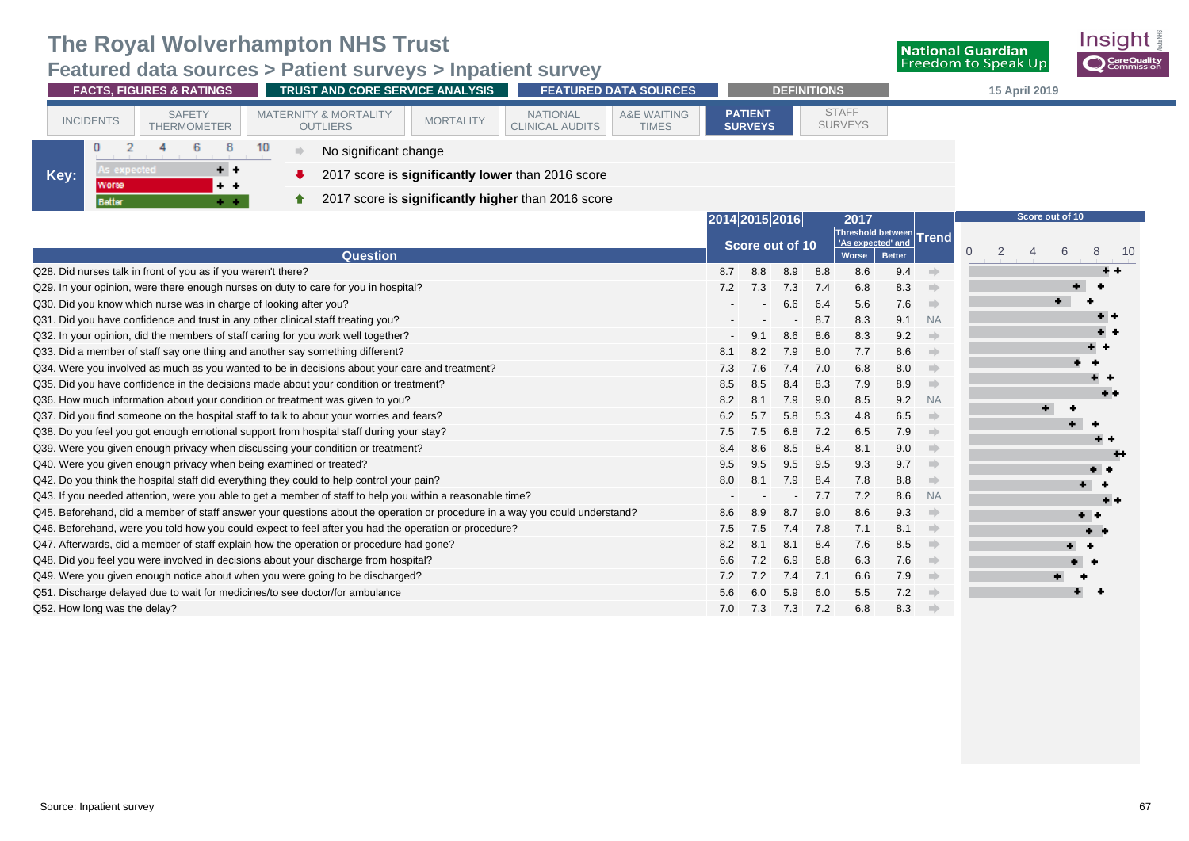# The Royal Wolverhampton NHS Trust

## Featured data sources > Patient surveys > Inpatient survey

FACTS, FIGURES & RATINGS | TRUST AND CORE SERVICE ANALYSIS | FEATURED DATA SOURCES | DEFINITIONS

15 April 2019

INCIDENTS | SAFETY THERMOMETER | MATERNITY & MORTALITY OUTLIERS | MORTALITY | NATIONAL CLINICAL AUDITS | A&E WAITING TIMES | **PATIENT SURVEYS** | STAFF SURVEYS

**Key:**

- As expected
- Worse
- Better
- No significant change
- 2017 score is **significantly lower** than 2016 score
- 2017 score is **significantly higher** than 2016 score

| Question | 2014 | 2015 | 2016 | 2017 | Threshold between 'As expected' and Worse | Threshold between 'As expected' and Better | Trend |
|---|---|---|---|---|---|---|---|
| Q28. Did nurses talk in front of you as if you weren't there? | 8.7 | 8.8 | 8.9 | 8.8 | 8.6 | 9.4 | No significant change |
| Q29. In your opinion, were there enough nurses on duty to care for you in hospital? | 7.2 | 7.3 | 7.3 | 7.4 | 6.8 | 8.3 | No significant change |
| Q30. Did you know which nurse was in charge of looking after you? | - | - | 6.6 | 6.4 | 5.6 | 7.6 | No significant change |
| Q31. Did you have confidence and trust in any other clinical staff treating you? | - | - | - | 8.7 | 8.3 | 9.1 | NA |
| Q32. In your opinion, did the members of staff caring for you work well together? | - | 9.1 | 8.6 | 8.6 | 8.3 | 9.2 | No significant change |
| Q33. Did a member of staff say one thing and another say something different? | 8.1 | 8.2 | 7.9 | 8.0 | 7.7 | 8.6 | No significant change |
| Q34. Were you involved as much as you wanted to be in decisions about your care and treatment? | 7.3 | 7.6 | 7.4 | 7.0 | 6.8 | 8.0 | No significant change |
| Q35. Did you have confidence in the decisions made about your condition or treatment? | 8.5 | 8.5 | 8.4 | 8.3 | 7.9 | 8.9 | No significant change |
| Q36. How much information about your condition or treatment was given to you? | 8.2 | 8.1 | 7.9 | 9.0 | 8.5 | 9.2 | NA |
| Q37. Did you find someone on the hospital staff to talk to about your worries and fears? | 6.2 | 5.7 | 5.8 | 5.3 | 4.8 | 6.5 | No significant change |
| Q38. Do you feel you got enough emotional support from hospital staff during your stay? | 7.5 | 7.5 | 6.8 | 7.2 | 6.5 | 7.9 | No significant change |
| Q39. Were you given enough privacy when discussing your condition or treatment? | 8.4 | 8.6 | 8.5 | 8.4 | 8.1 | 9.0 | No significant change |
| Q40. Were you given enough privacy when being examined or treated? | 9.5 | 9.5 | 9.5 | 9.5 | 9.3 | 9.7 | No significant change |
| Q42. Do you think the hospital staff did everything they could to help control your pain? | 8.0 | 8.1 | 7.9 | 8.4 | 7.8 | 8.8 | No significant change |
| Q43. If you needed attention, were you able to get a member of staff to help you within a reasonable time? | - | - | - | 7.7 | 7.2 | 8.6 | NA |
| Q45. Beforehand, did a member of staff answer your questions about the operation or procedure in a way you could understand? | 8.6 | 8.9 | 8.7 | 9.0 | 8.6 | 9.3 | No significant change |
| Q46. Beforehand, were you told how you could expect to feel after you had the operation or procedure? | 7.5 | 7.5 | 7.4 | 7.8 | 7.1 | 8.1 | No significant change |
| Q47. Afterwards, did a member of staff explain how the operation or procedure had gone? | 8.2 | 8.1 | 8.1 | 8.4 | 7.6 | 8.5 | No significant change |
| Q48. Did you feel you were involved in decisions about your discharge from hospital? | 6.6 | 7.2 | 6.9 | 6.8 | 6.3 | 7.6 | No significant change |
| Q49. Were you given enough notice about when you were going to be discharged? | 7.2 | 7.2 | 7.4 | 7.1 | 6.6 | 7.9 | No significant change |
| Q51. Discharge delayed due to wait for medicines/to see doctor/for ambulance | 5.6 | 6.0 | 5.9 | 6.0 | 5.5 | 7.2 | No significant change |
| Q52. How long was the delay? | 7.0 | 7.3 | 7.3 | 7.2 | 6.8 | 8.3 | No significant change |

Source: Inpatient survey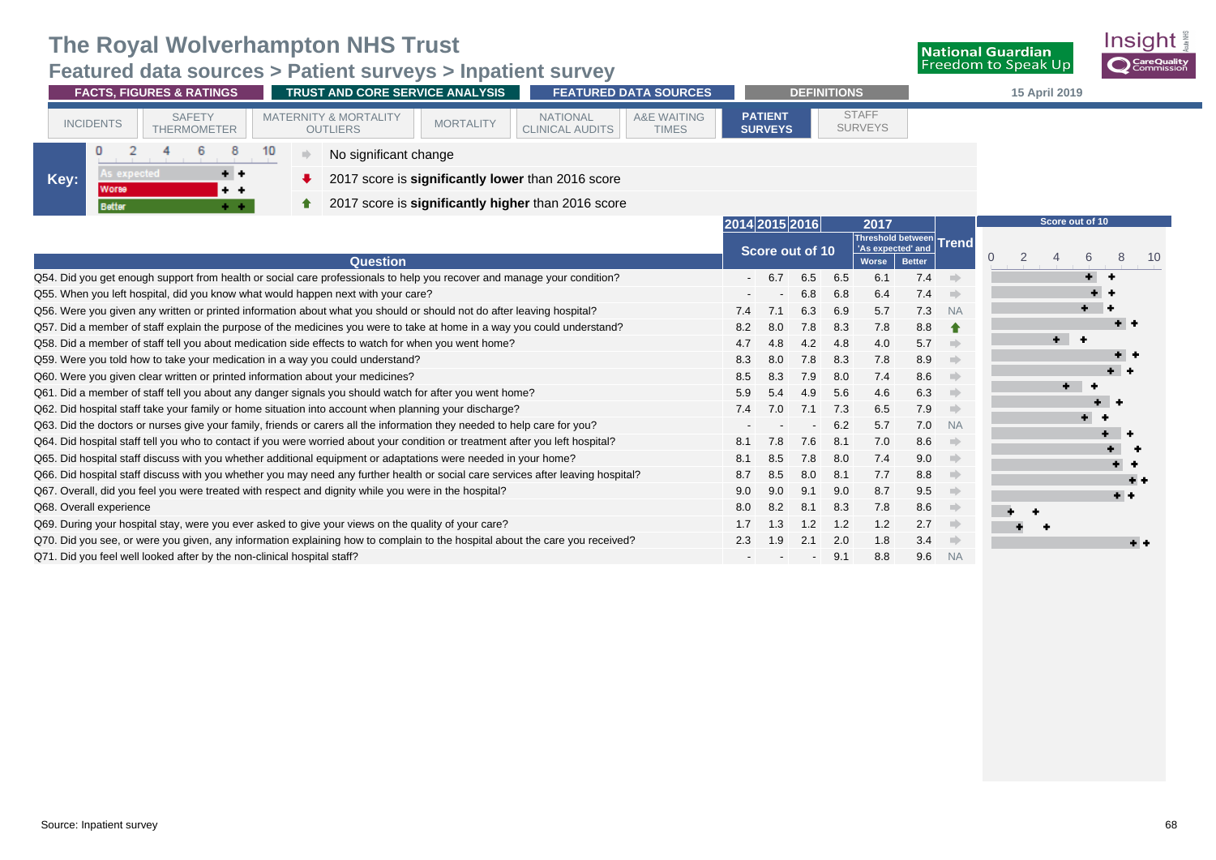# The Royal Wolverhampton NHS Trust

## Featured data sources > Patient surveys > Inpatient survey

FACTS, FIGURES & RATINGS | TRUST AND CORE SERVICE ANALYSIS | FEATURED DATA SOURCES | DEFINITIONS

15 April 2019

INCIDENTS | SAFETY THERMOMETER | MATERNITY & MORTALITY OUTLIERS | MORTALITY | NATIONAL CLINICAL AUDITS | A&E WAITING TIMES | **PATIENT SURVEYS** | STAFF SURVEYS

**Key:**
- As expected / Worse / Better (scale 0–10)
- ➡ No significant change
- ⬇ 2017 score is **significantly lower** than 2016 score
- ⬆ 2017 score is **significantly higher** than 2016 score

| Question | 2014 | 2015 | 2016 | 2017 | Threshold between 'As expected' and Worse | Threshold between 'As expected' and Better | Trend |
|---|---|---|---|---|---|---|---|
| Q54. Did you get enough support from health or social care professionals to help you recover and manage your condition? | - | 6.7 | 6.5 | 6.5 | 6.1 | 7.4 | ➡ |
| Q55. When you left hospital, did you know what would happen next with your care? | - | - | 6.8 | 6.8 | 6.4 | 7.4 | ➡ |
| Q56. Were you given any written or printed information about what you should or should not do after leaving hospital? | 7.4 | 7.1 | 6.3 | 6.9 | 5.7 | 7.3 | NA |
| Q57. Did a member of staff explain the purpose of the medicines you were to take at home in a way you could understand? | 8.2 | 8.0 | 7.8 | 8.3 | 7.8 | 8.8 | ⬆ |
| Q58. Did a member of staff tell you about medication side effects to watch for when you went home? | 4.7 | 4.8 | 4.2 | 4.8 | 4.0 | 5.7 | ➡ |
| Q59. Were you told how to take your medication in a way you could understand? | 8.3 | 8.0 | 7.8 | 8.3 | 7.8 | 8.9 | ➡ |
| Q60. Were you given clear written or printed information about your medicines? | 8.5 | 8.3 | 7.9 | 8.0 | 7.4 | 8.6 | ➡ |
| Q61. Did a member of staff tell you about any danger signals you should watch for after you went home? | 5.9 | 5.4 | 4.9 | 5.6 | 4.6 | 6.3 | ➡ |
| Q62. Did hospital staff take your family or home situation into account when planning your discharge? | 7.4 | 7.0 | 7.1 | 7.3 | 6.5 | 7.9 | ➡ |
| Q63. Did the doctors or nurses give your family, friends or carers all the information they needed to help care for you? | - | - | - | 6.2 | 5.7 | 7.0 | NA |
| Q64. Did hospital staff tell you who to contact if you were worried about your condition or treatment after you left hospital? | 8.1 | 7.8 | 7.6 | 8.1 | 7.0 | 8.6 | ➡ |
| Q65. Did hospital staff discuss with you whether additional equipment or adaptations were needed in your home? | 8.1 | 8.5 | 7.8 | 8.0 | 7.4 | 9.0 | ➡ |
| Q66. Did hospital staff discuss with you whether you may need any further health or social care services after leaving hospital? | 8.7 | 8.5 | 8.0 | 8.1 | 7.7 | 8.8 | ➡ |
| Q67. Overall, did you feel you were treated with respect and dignity while you were in the hospital? | 9.0 | 9.0 | 9.1 | 9.0 | 8.7 | 9.5 | ➡ |
| Q68. Overall experience | 8.0 | 8.2 | 8.1 | 8.3 | 7.8 | 8.6 | ➡ |
| Q69. During your hospital stay, were you ever asked to give your views on the quality of your care? | 1.7 | 1.3 | 1.2 | 1.2 | 1.2 | 2.7 | ➡ |
| Q70. Did you see, or were you given, any information explaining how to complain to the hospital about the care you received? | 2.3 | 1.9 | 2.1 | 2.0 | 1.8 | 3.4 | ➡ |
| Q71. Did you feel well looked after by the non-clinical hospital staff? | - | - | - | 9.1 | 8.8 | 9.6 | NA |

Source: Inpatient survey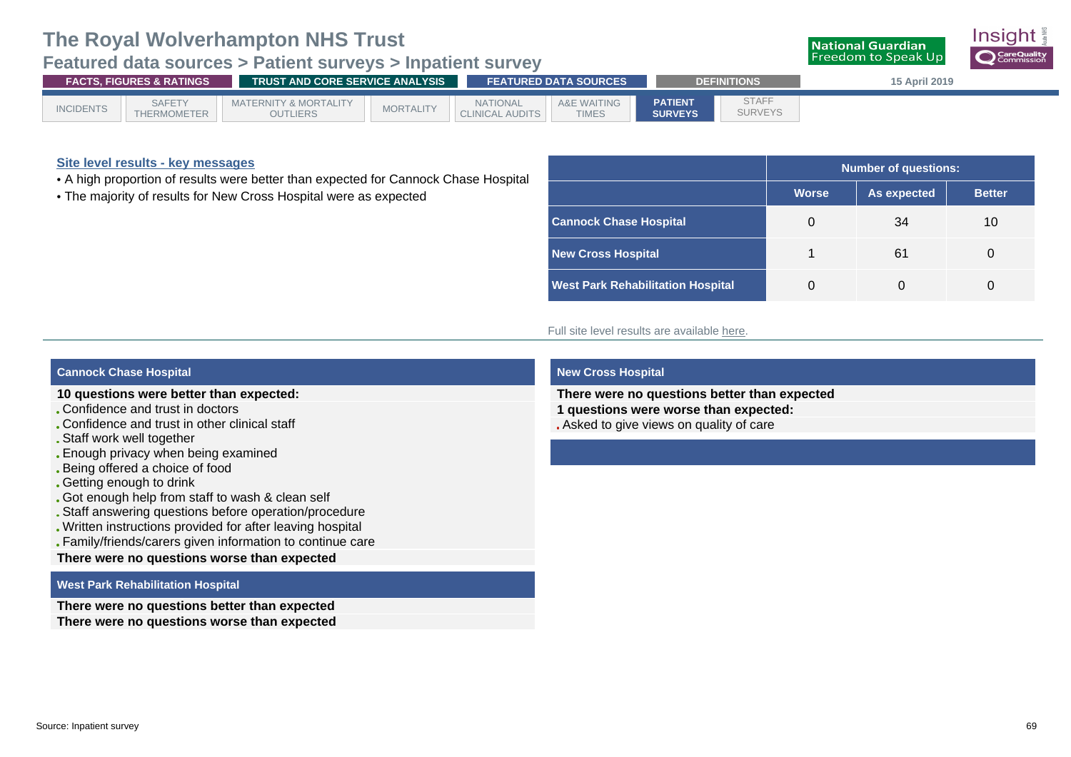# The Royal Wolverhampton NHS Trust

## Featured data sources > Patient surveys > Inpatient survey

FACTS, FIGURES & RATINGS | TRUST AND CORE SERVICE ANALYSIS | FEATURED DATA SOURCES | DEFINITIONS

15 April 2019

INCIDENTS | SAFETY THERMOMETER | MATERNITY & MORTALITY OUTLIERS | MORTALITY | NATIONAL CLINICAL AUDITS | A&E WAITING TIMES | **PATIENT SURVEYS** | STAFF SURVEYS

### Site level results - key messages

- A high proportion of results were better than expected for Cannock Chase Hospital
- The majority of results for New Cross Hospital were as expected

| | Number of questions: | | |
|---|---|---|---|
| | **Worse** | **As expected** | **Better** |
| **Cannock Chase Hospital** | 0 | 34 | 10 |
| **New Cross Hospital** | 1 | 61 | 0 |
| **West Park Rehabilitation Hospital** | 0 | 0 | 0 |

Full site level results are available here.

### Cannock Chase Hospital

**10 questions were better than expected:**

- Confidence and trust in doctors
- Confidence and trust in other clinical staff
- Staff work well together
- Enough privacy when being examined
- Being offered a choice of food
- Getting enough to drink
- Got enough help from staff to wash & clean self
- Staff answering questions before operation/procedure
- Written instructions provided for after leaving hospital
- Family/friends/carers given information to continue care

**There were no questions worse than expected**

### West Park Rehabilitation Hospital

**There were no questions better than expected**

**There were no questions worse than expected**

### New Cross Hospital

**There were no questions better than expected**

**1 questions were worse than expected:**

- Asked to give views on quality of care

Source: Inpatient survey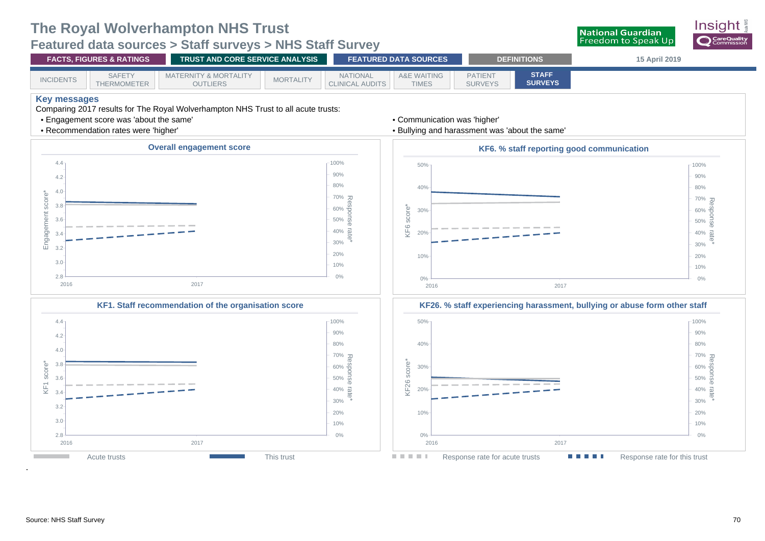# The Royal Wolverhampton NHS Trust

## Featured data sources > Staff surveys > NHS Staff Survey

FACTS, FIGURES & RATINGS | TRUST AND CORE SERVICE ANALYSIS | FEATURED DATA SOURCES | DEFINITIONS

15 April 2019

INCIDENTS | SAFETY THERMOMETER | MATERNITY & MORTALITY OUTLIERS | MORTALITY | NATIONAL CLINICAL AUDITS | A&E WAITING TIMES | PATIENT SURVEYS | **STAFF SURVEYS**

### Key messages

Comparing 2017 results for The Royal Wolverhampton NHS Trust to all acute trusts:

- Engagement score was 'about the same'
- Recommendation rates were 'higher'
- Communication was 'higher'
- Bullying and harassment was 'about the same'

**Overall engagement score**

**KF6. % staff reporting good communication**

**KF1. Staff recommendation of the organisation score**

**KF26. % staff experiencing harassment, bullying or abuse form other staff**

Legend: Acute trusts | This trust | Response rate for acute trusts | Response rate for this trust

Source: NHS Staff Survey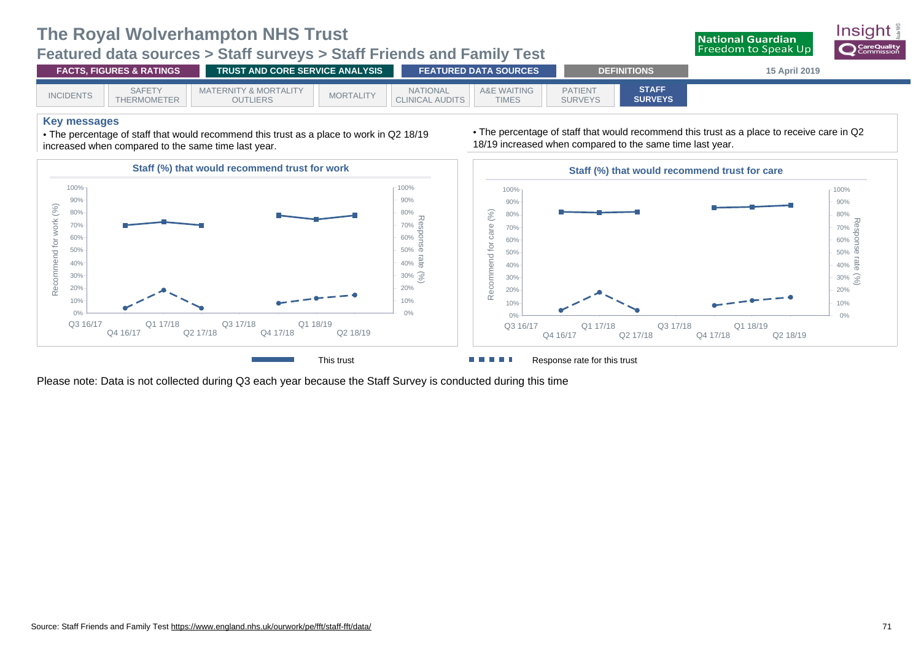# The Royal Wolverhampton NHS Trust

## Featured data sources > Staff surveys > Staff Friends and Family Test

FACTS, FIGURES & RATINGS | TRUST AND CORE SERVICE ANALYSIS | FEATURED DATA SOURCES | DEFINITIONS | 15 April 2019

INCIDENTS | SAFETY THERMOMETER | MATERNITY & MORTALITY OUTLIERS | MORTALITY | NATIONAL CLINICAL AUDITS | A&E WAITING TIMES | PATIENT SURVEYS | **STAFF SURVEYS**

### Key messages

- The percentage of staff that would recommend this trust as a place to work in Q2 18/19 increased when compared to the same time last year.
- The percentage of staff that would recommend this trust as a place to receive care in Q2 18/19 increased when compared to the same time last year.

**Staff (%) that would recommend trust for work**

**Staff (%) that would recommend trust for care**

This trust | Response rate for this trust

Please note: Data is not collected during Q3 each year because the Staff Survey is conducted during this time

Source: Staff Friends and Family Test https://www.england.nhs.uk/ourwork/pe/fft/staff-fft/data/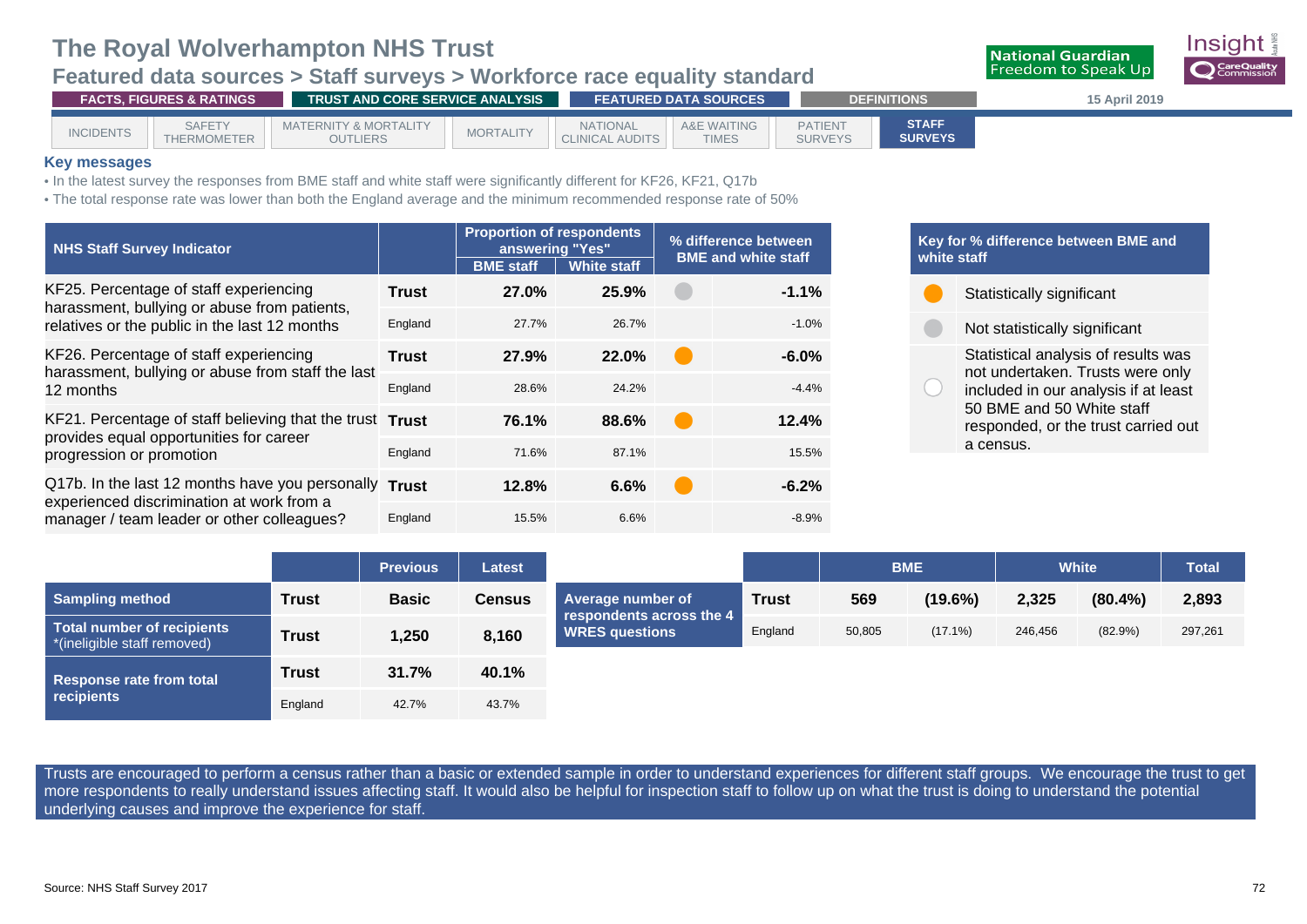# The Royal Wolverhampton NHS Trust

## Featured data sources > Staff surveys > Workforce race equality standard

National Guardian Freedom to Speak Up | Insight | CareQuality Commission

FACTS, FIGURES & RATINGS | TRUST AND CORE SERVICE ANALYSIS | FEATURED DATA SOURCES | DEFINITIONS | 15 April 2019

INCIDENTS | SAFETY THERMOMETER | MATERNITY & MORTALITY OUTLIERS | MORTALITY | NATIONAL CLINICAL AUDITS | A&E WAITING TIMES | PATIENT SURVEYS | STAFF SURVEYS

### Key messages

- In the latest survey the responses from BME staff and white staff were significantly different for KF26, KF21, Q17b
- The total response rate was lower than both the England average and the minimum recommended response rate of 50%

| NHS Staff Survey Indicator | | Proportion of respondents answering "Yes" BME staff | White staff | % difference between BME and white staff | |
|---|---|---|---|---|---|
| KF25. Percentage of staff experiencing harassment, bullying or abuse from patients, relatives or the public in the last 12 months | **Trust** | **27.0%** | **25.9%** | Not statistically significant | **-1.1%** |
| | England | 27.7% | 26.7% | | -1.0% |
| KF26. Percentage of staff experiencing harassment, bullying or abuse from staff the last 12 months | **Trust** | **27.9%** | **22.0%** | Statistically significant | **-6.0%** |
| | England | 28.6% | 24.2% | | -4.4% |
| KF21. Percentage of staff believing that the trust provides equal opportunities for career progression or promotion | **Trust** | **76.1%** | **88.6%** | Statistically significant | **12.4%** |
| | England | 71.6% | 87.1% | | 15.5% |
| Q17b. In the last 12 months have you personally experienced discrimination at work from a manager / team leader or other colleagues? | **Trust** | **12.8%** | **6.6%** | Statistically significant | **-6.2%** |
| | England | 15.5% | 6.6% | | -8.9% |

| Key for % difference between BME and white staff |
|---|
| Statistically significant |
| Not statistically significant |
| Statistical analysis of results was not undertaken. Trusts were only included in our analysis if at least 50 BME and 50 White staff responded, or the trust carried out a census. |

| | | Previous | Latest |
|---|---|---|---|
| **Sampling method** | **Trust** | **Basic** | **Census** |
| **Total number of recipients** *(ineligible staff removed) | **Trust** | **1,250** | **8,160** |
| **Response rate from total recipients** | **Trust** | **31.7%** | **40.1%** |
| | England | 42.7% | 43.7% |

| | | BME | | White | | Total |
|---|---|---|---|---|---|---|
| **Average number of respondents across the 4 WRES questions** | **Trust** | **569** | **(19.6%)** | **2,325** | **(80.4%)** | **2,893** |
| | England | 50,805 | (17.1%) | 246,456 | (82.9%) | 297,261 |

Trusts are encouraged to perform a census rather than a basic or extended sample in order to understand experiences for different staff groups. We encourage the trust to get more respondents to really understand issues affecting staff. It would also be helpful for inspection staff to follow up on what the trust is doing to understand the potential underlying causes and improve the experience for staff.

Source: NHS Staff Survey 2017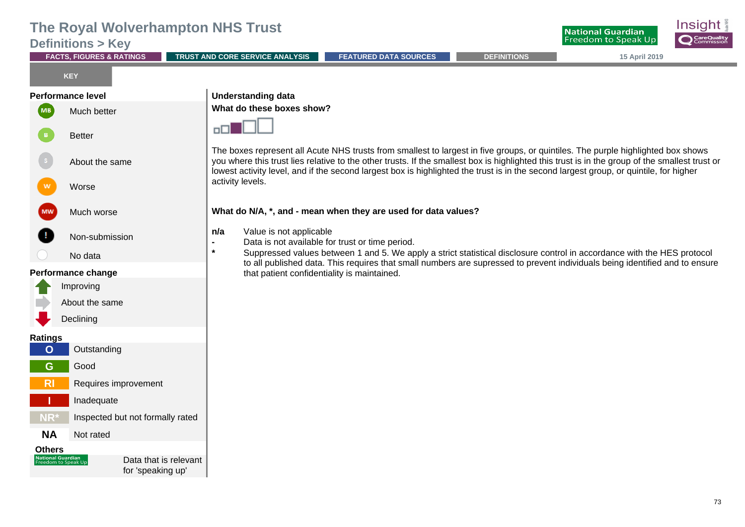# The Royal Wolverhampton NHS Trust

## Definitions > Key

FACTS, FIGURES & RATINGS | TRUST AND CORE SERVICE ANALYSIS | FEATURED DATA SOURCES | DEFINITIONS

15 April 2019

KEY

### Performance level

- MB Much better
- B Better
- S About the same
- W Worse
- MW Much worse
- ! Non-submission
- No data

### Performance change

- Improving
- About the same
- Declining

### Ratings

| | |
|---|---|
| O | Outstanding |
| G | Good |
| RI | Requires improvement |
| I | Inadequate |
| NR* | Inspected but not formally rated |
| NA | Not rated |

### Others

National Guardian Freedom to Speak Up — Data that is relevant for 'speaking up'

### Understanding data

**What do these boxes show?**

The boxes represent all Acute NHS trusts from smallest to largest in five groups, or quintiles. The purple highlighted box shows you where this trust lies relative to the other trusts. If the smallest box is highlighted this trust is in the group of the smallest trust or lowest activity level, and if the second largest box is highlighted the trust is in the second largest group, or quintile, for higher activity levels.

**What do N/A, *, and - mean when they are used for data values?**

| | |
|---|---|
| **n/a** | Value is not applicable |
| **-** | Data is not available for trust or time period. |
| ***** | Suppressed values between 1 and 5. We apply a strict statistical disclosure control in accordance with the HES protocol to all published data. This requires that small numbers are supressed to prevent individuals being identified and to ensure that patient confidentiality is maintained. |